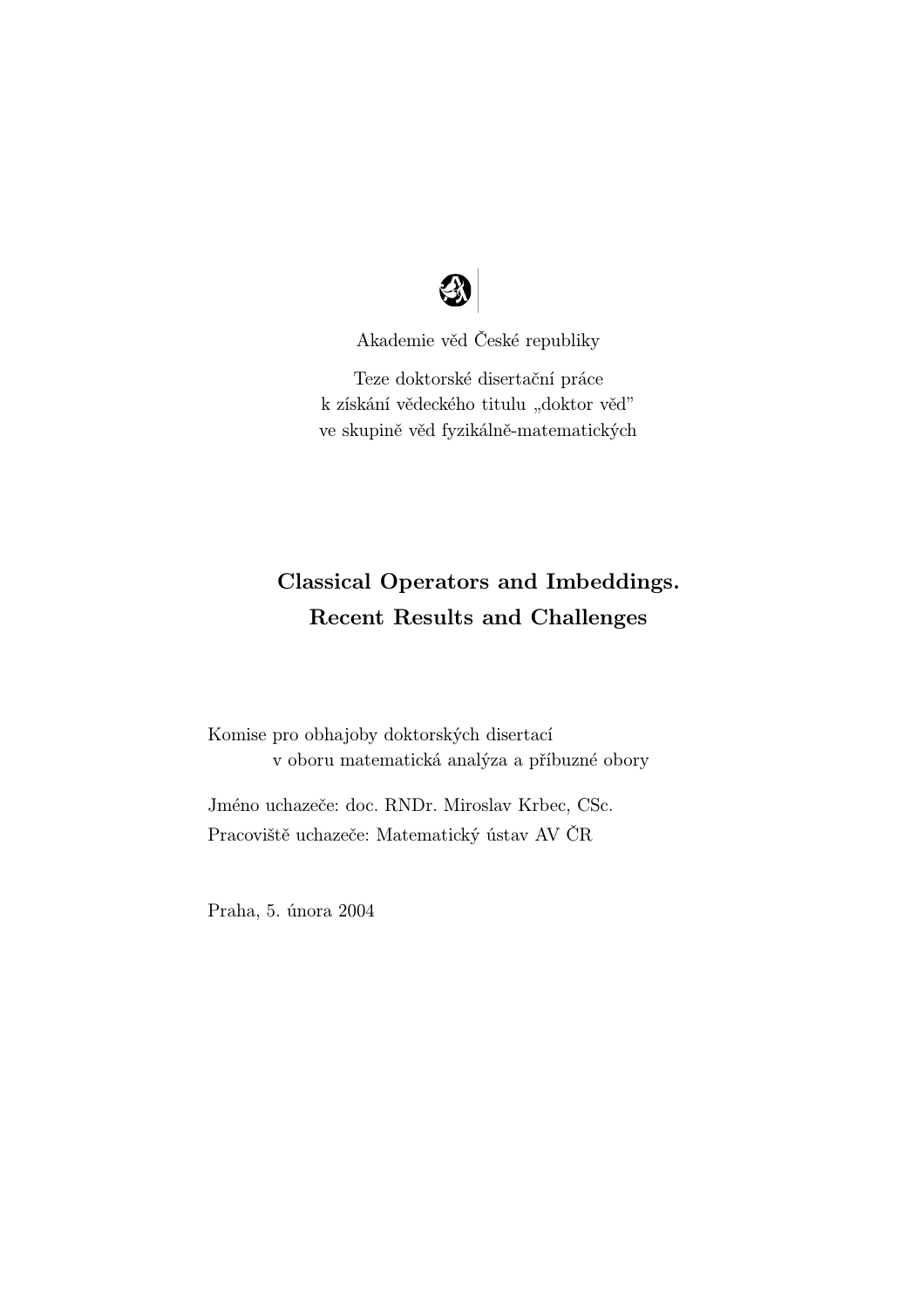Akademie věd České republiky

Teze doktorské disertační práce
k získání vědeckého titulu „doktor věd"
ve skupině věd fyzikálně-matematických

# Classical Operators and Imbeddings. Recent Results and Challenges

Komise pro obhajoby doktorských disertací
v oboru matematická analýza a příbuzné obory

Jméno uchazeče: doc. RNDr. Miroslav Krbec, CSc.
Pracoviště uchazeče: Matematický ústav AV ČR

Praha, 5. února 2004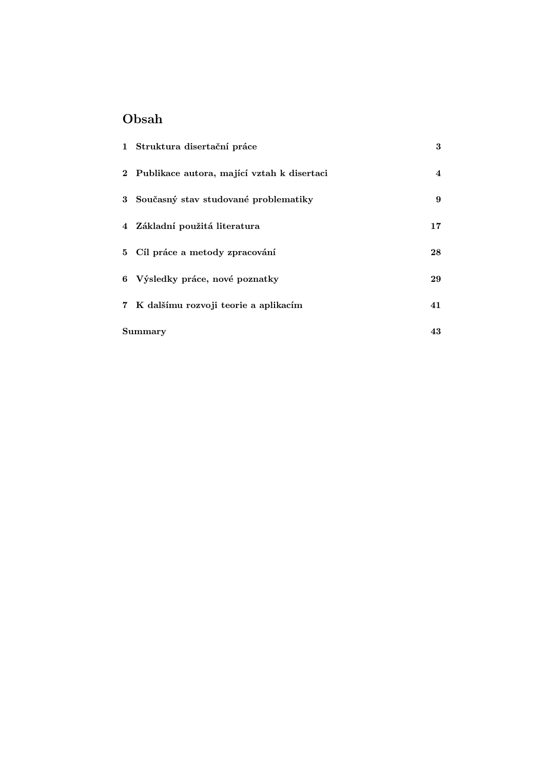# Obsah

| | |
|---|---|
| **1 Struktura disertační práce** | **3** |
| **2 Publikace autora, mající vztah k disertaci** | **4** |
| **3 Současný stav studované problematiky** | **9** |
| **4 Základní použitá literatura** | **17** |
| **5 Cíl práce a metody zpracování** | **28** |
| **6 Výsledky práce, nové poznatky** | **29** |
| **7 K dalšímu rozvoji teorie a aplikacím** | **41** |
| **Summary** | **43** |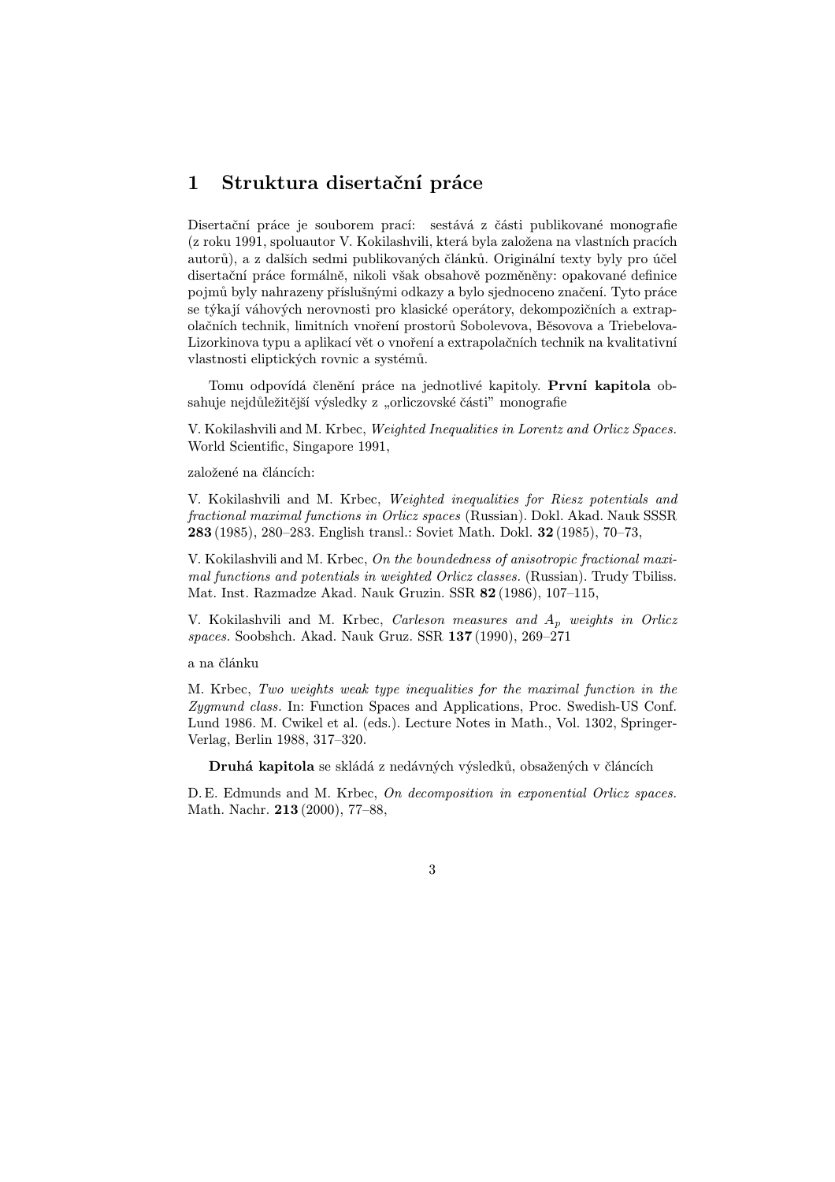# 1 Struktura disertační práce

Disertační práce je souborem prací: sestává z části publikované monografie (z roku 1991, spoluautor V. Kokilashvili, která byla založena na vlastních pracích autorů), a z dalších sedmi publikovaných článků. Originální texty byly pro účel disertační práce formálně, nikoli však obsahově pozměněny: opakované definice pojmů byly nahrazeny příslušnými odkazy a bylo sjednoceno značení. Tyto práce se týkají váhových nerovnosti pro klasické operátory, dekompozičních a extrapolačních technik, limitních vnoření prostorů Sobolevova, Běsovova a Triebelova-Lizorkinova typu a aplikací vět o vnoření a extrapolačních technik na kvalitativní vlastnosti eliptických rovnic a systémů.

Tomu odpovídá členění práce na jednotlivé kapitoly. **První kapitola** obsahuje nejdůležitější výsledky z „orliczovské části" monografie

V. Kokilashvili and M. Krbec, *Weighted Inequalities in Lorentz and Orlicz Spaces.* World Scientific, Singapore 1991,

založené na článcích:

V. Kokilashvili and M. Krbec, *Weighted inequalities for Riesz potentials and fractional maximal functions in Orlicz spaces* (Russian). Dokl. Akad. Nauk SSSR **283** (1985), 280–283. English transl.: Soviet Math. Dokl. **32** (1985), 70–73,

V. Kokilashvili and M. Krbec, *On the boundedness of anisotropic fractional maximal functions and potentials in weighted Orlicz classes.* (Russian). Trudy Tbiliss. Mat. Inst. Razmadze Akad. Nauk Gruzin. SSR **82** (1986), 107–115,

V. Kokilashvili and M. Krbec, *Carleson measures and $A_p$ weights in Orlicz spaces.* Soobshch. Akad. Nauk Gruz. SSR **137** (1990), 269–271

a na článku

M. Krbec, *Two weights weak type inequalities for the maximal function in the Zygmund class.* In: Function Spaces and Applications, Proc. Swedish-US Conf. Lund 1986. M. Cwikel et al. (eds.). Lecture Notes in Math., Vol. 1302, Springer-Verlag, Berlin 1988, 317–320.

**Druhá kapitola** se skládá z nedávných výsledků, obsažených v článcích

D. E. Edmunds and M. Krbec, *On decomposition in exponential Orlicz spaces.* Math. Nachr. **213** (2000), 77–88,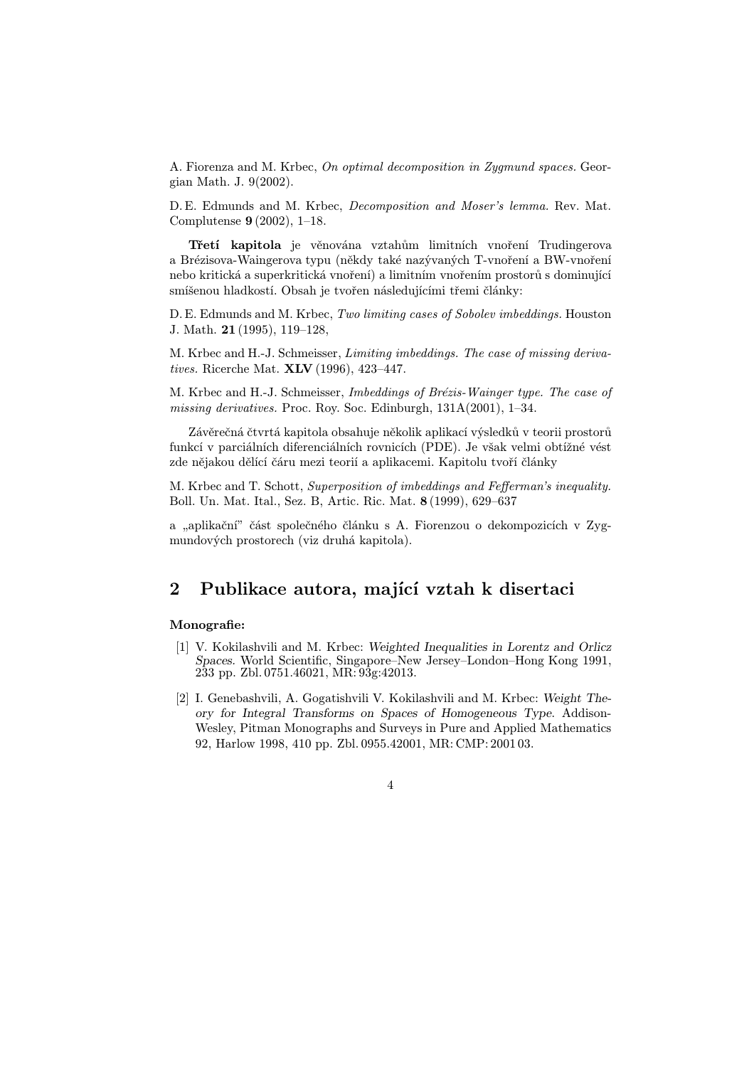A. Fiorenza and M. Krbec, *On optimal decomposition in Zygmund spaces.* Georgian Math. J. 9(2002).

D. E. Edmunds and M. Krbec, *Decomposition and Moser's lemma.* Rev. Mat. Complutense **9** (2002), 1–18.

**Třetí kapitola** je věnována vztahům limitních vnoření Trudingerova a Brézisova-Waingerova typu (někdy také nazývaných T-vnoření a BW-vnoření nebo kritická a superkritická vnoření) a limitním vnořením prostorů s dominující smíšenou hladkostí. Obsah je tvořen následujícími třemi články:

D. E. Edmunds and M. Krbec, *Two limiting cases of Sobolev imbeddings.* Houston J. Math. **21** (1995), 119–128,

M. Krbec and H.-J. Schmeisser, *Limiting imbeddings. The case of missing derivatives.* Ricerche Mat. **XLV** (1996), 423–447.

M. Krbec and H.-J. Schmeisser, *Imbeddings of Brézis-Wainger type. The case of missing derivatives.* Proc. Roy. Soc. Edinburgh, 131A(2001), 1–34.

Závěrečná čtvrtá kapitola obsahuje několik aplikací výsledků v teorii prostorů funkcí v parciálních diferenciálních rovnicích (PDE). Je však velmi obtížné vést zde nějakou dělící čáru mezi teorií a aplikacemi. Kapitolu tvoří články

M. Krbec and T. Schott, *Superposition of imbeddings and Fefferman's inequality.* Boll. Un. Mat. Ital., Sez. B, Artic. Ric. Mat. **8** (1999), 629–637

a „aplikační" část společného článku s A. Fiorenzou o dekompozicích v Zygmundových prostorech (viz druhá kapitola).

## 2 Publikace autora, mající vztah k disertaci

**Monografie:**

[1] V. Kokilashvili and M. Krbec: *Weighted Inequalities in Lorentz and Orlicz Spaces.* World Scientific, Singapore–New Jersey–London–Hong Kong 1991, 233 pp. Zbl. 0751.46021, MR: 93g:42013.

[2] I. Genebashvili, A. Gogatishvili V. Kokilashvili and M. Krbec: *Weight Theory for Integral Transforms on Spaces of Homogeneous Type.* Addison-Wesley, Pitman Monographs and Surveys in Pure and Applied Mathematics 92, Harlow 1998, 410 pp. Zbl. 0955.42001, MR: CMP: 2001 03.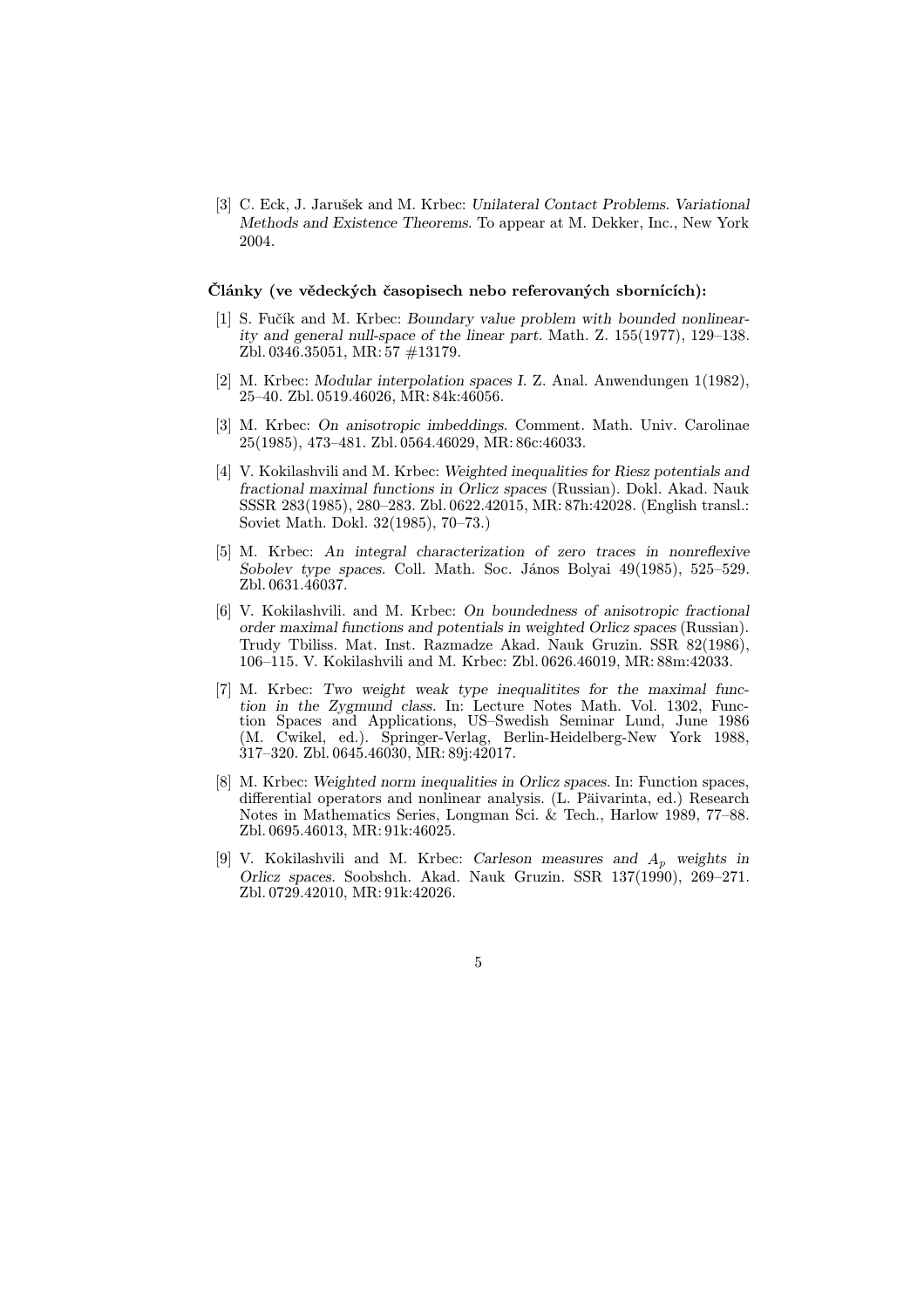[3] C. Eck, J. Jarušek and M. Krbec: *Unilateral Contact Problems. Variational Methods and Existence Theorems*. To appear at M. Dekker, Inc., New York 2004.

### Články (ve vědeckých časopisech nebo referovaných sbornících):

[1] S. Fučík and M. Krbec: *Boundary value problem with bounded nonlinearity and general null-space of the linear part.* Math. Z. 155(1977), 129–138. Zbl. 0346.35051, MR: 57 #13179.

[2] M. Krbec: *Modular interpolation spaces I.* Z. Anal. Anwendungen 1(1982), 25–40. Zbl. 0519.46026, MR: 84k:46056.

[3] M. Krbec: *On anisotropic imbeddings.* Comment. Math. Univ. Carolinae 25(1985), 473–481. Zbl. 0564.46029, MR: 86c:46033.

[4] V. Kokilashvili and M. Krbec: *Weighted inequalities for Riesz potentials and fractional maximal functions in Orlicz spaces* (Russian). Dokl. Akad. Nauk SSSR 283(1985), 280–283. Zbl. 0622.42015, MR: 87h:42028. (English transl.: Soviet Math. Dokl. 32(1985), 70–73.)

[5] M. Krbec: *An integral characterization of zero traces in nonreflexive Sobolev type spaces.* Coll. Math. Soc. János Bolyai 49(1985), 525–529. Zbl. 0631.46037.

[6] V. Kokilashvili. and M. Krbec: *On boundedness of anisotropic fractional order maximal functions and potentials in weighted Orlicz spaces* (Russian). Trudy Tbiliss. Mat. Inst. Razmadze Akad. Nauk Gruzin. SSR 82(1986), 106–115. V. Kokilashvili and M. Krbec: Zbl. 0626.46019, MR: 88m:42033.

[7] M. Krbec: *Two weight weak type inequalitites for the maximal function in the Zygmund class.* In: Lecture Notes Math. Vol. 1302, Function Spaces and Applications, US–Swedish Seminar Lund, June 1986 (M. Cwikel, ed.). Springer-Verlag, Berlin-Heidelberg-New York 1988, 317–320. Zbl. 0645.46030, MR: 89j:42017.

[8] M. Krbec: *Weighted norm inequalities in Orlicz spaces.* In: Function spaces, differential operators and nonlinear analysis. (L. Päivarinta, ed.) Research Notes in Mathematics Series, Longman Sci. & Tech., Harlow 1989, 77–88. Zbl. 0695.46013, MR: 91k:46025.

[9] V. Kokilashvili and M. Krbec: *Carleson measures and $A_p$ weights in Orlicz spaces.* Soobshch. Akad. Nauk Gruzin. SSR 137(1990), 269–271. Zbl. 0729.42010, MR: 91k:42026.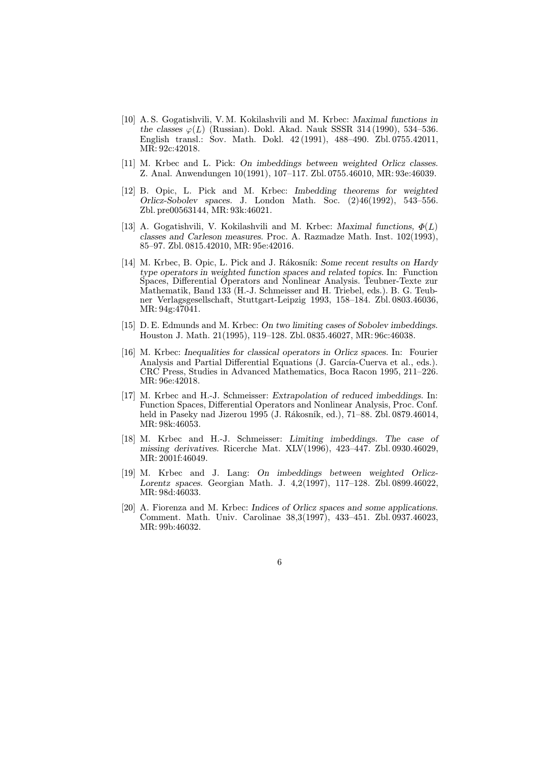[10] A. S. Gogatishvili, V. M. Kokilashvili and M. Krbec: *Maximal functions in the classes* $\varphi(L)$ (Russian). Dokl. Akad. Nauk SSSR 314 (1990), 534–536. English transl.: Sov. Math. Dokl. 42 (1991), 488–490. Zbl. 0755.42011, MR: 92c:42018.

[11] M. Krbec and L. Pick: *On imbeddings between weighted Orlicz classes.* Z. Anal. Anwendungen 10(1991), 107–117. Zbl. 0755.46010, MR: 93e:46039.

[12] B. Opic, L. Pick and M. Krbec: *Imbedding theorems for weighted Orlicz-Sobolev spaces.* J. London Math. Soc. (2)46(1992), 543–556. Zbl. pre00563144, MR: 93k:46021.

[13] A. Gogatishvili, V. Kokilashvili and M. Krbec: *Maximal functions,* $\Phi(L)$ *classes and Carleson measures.* Proc. A. Razmadze Math. Inst. 102(1993), 85–97. Zbl. 0815.42010, MR: 95e:42016.

[14] M. Krbec, B. Opic, L. Pick and J. Rákosník: *Some recent results on Hardy type operators in weighted function spaces and related topics.* In: Function Spaces, Differential Operators and Nonlinear Analysis. Teubner-Texte zur Mathematik, Band 133 (H.-J. Schmeisser and H. Triebel, eds.). B. G. Teubner Verlagsgesellschaft, Stuttgart-Leipzig 1993, 158–184. Zbl. 0803.46036, MR: 94g:47041.

[15] D. E. Edmunds and M. Krbec: *On two limiting cases of Sobolev imbeddings.* Houston J. Math. 21(1995), 119–128. Zbl. 0835.46027, MR: 96c:46038.

[16] M. Krbec: *Inequalities for classical operators in Orlicz spaces.* In: Fourier Analysis and Partial Differential Equations (J. García-Cuerva et al., eds.). CRC Press, Studies in Advanced Mathematics, Boca Racon 1995, 211–226. MR: 96e:42018.

[17] M. Krbec and H.-J. Schmeisser: *Extrapolation of reduced imbeddings.* In: Function Spaces, Differential Operators and Nonlinear Analysis, Proc. Conf. held in Paseky nad Jizerou 1995 (J. Rákosník, ed.), 71–88. Zbl. 0879.46014, MR: 98k:46053.

[18] M. Krbec and H.-J. Schmeisser: *Limiting imbeddings. The case of missing derivatives.* Ricerche Mat. XLV(1996), 423–447. Zbl. 0930.46029, MR: 2001f:46049.

[19] M. Krbec and J. Lang: *On imbeddings between weighted Orlicz-Lorentz spaces.* Georgian Math. J. 4,2(1997), 117–128. Zbl. 0899.46022, MR: 98d:46033.

[20] A. Fiorenza and M. Krbec: *Indices of Orlicz spaces and some applications.* Comment. Math. Univ. Carolinae 38,3(1997), 433–451. Zbl. 0937.46023, MR: 99b:46032.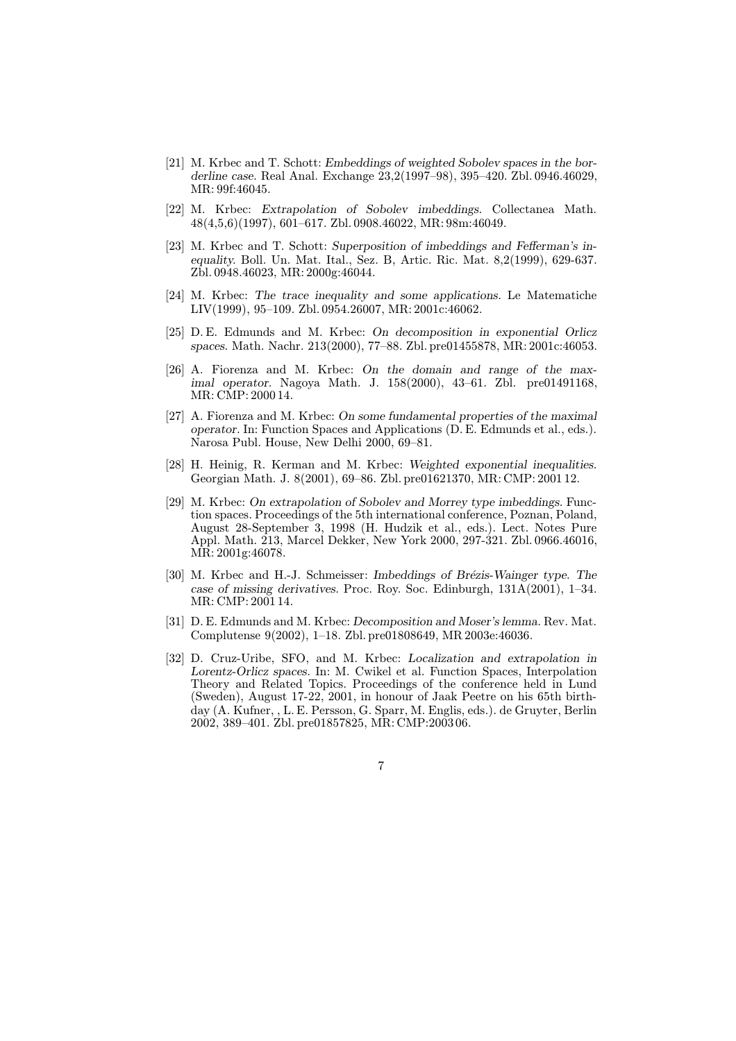[21] M. Krbec and T. Schott: *Embeddings of weighted Sobolev spaces in the borderline case*. Real Anal. Exchange 23,2(1997–98), 395–420. Zbl. 0946.46029, MR: 99f:46045.

[22] M. Krbec: *Extrapolation of Sobolev imbeddings*. Collectanea Math. 48(4,5,6)(1997), 601–617. Zbl. 0908.46022, MR: 98m:46049.

[23] M. Krbec and T. Schott: *Superposition of imbeddings and Fefferman's inequality*. Boll. Un. Mat. Ital., Sez. B, Artic. Ric. Mat. 8,2(1999), 629-637. Zbl. 0948.46023, MR: 2000g:46044.

[24] M. Krbec: *The trace inequality and some applications*. Le Matematiche LIV(1999), 95–109. Zbl. 0954.26007, MR: 2001c:46062.

[25] D. E. Edmunds and M. Krbec: *On decomposition in exponential Orlicz spaces*. Math. Nachr. 213(2000), 77–88. Zbl. pre01455878, MR: 2001c:46053.

[26] A. Fiorenza and M. Krbec: *On the domain and range of the maximal operator*. Nagoya Math. J. 158(2000), 43–61. Zbl. pre01491168, MR: CMP: 2000 14.

[27] A. Fiorenza and M. Krbec: *On some fundamental properties of the maximal operator*. In: Function Spaces and Applications (D. E. Edmunds et al., eds.). Narosa Publ. House, New Delhi 2000, 69–81.

[28] H. Heinig, R. Kerman and M. Krbec: *Weighted exponential inequalities*. Georgian Math. J. 8(2001), 69–86. Zbl. pre01621370, MR: CMP: 2001 12.

[29] M. Krbec: *On extrapolation of Sobolev and Morrey type imbeddings*. Function spaces. Proceedings of the 5th international conference, Poznan, Poland, August 28-September 3, 1998 (H. Hudzik et al., eds.). Lect. Notes Pure Appl. Math. 213, Marcel Dekker, New York 2000, 297-321. Zbl. 0966.46016, MR: 2001g:46078.

[30] M. Krbec and H.-J. Schmeisser: *Imbeddings of Brézis-Wainger type. The case of missing derivatives*. Proc. Roy. Soc. Edinburgh, 131A(2001), 1–34. MR: CMP: 2001 14.

[31] D. E. Edmunds and M. Krbec: *Decomposition and Moser's lemma*. Rev. Mat. Complutense 9(2002), 1–18. Zbl. pre01808649, MR 2003e:46036.

[32] D. Cruz-Uribe, SFO, and M. Krbec: *Localization and extrapolation in Lorentz-Orlicz spaces*. In: M. Cwikel et al. Function Spaces, Interpolation Theory and Related Topics. Proceedings of the conference held in Lund (Sweden), August 17-22, 2001, in honour of Jaak Peetre on his 65th birthday (A. Kufner, , L. E. Persson, G. Sparr, M. Englis, eds.). de Gruyter, Berlin 2002, 389–401. Zbl. pre01857825, MR: CMP:2003 06.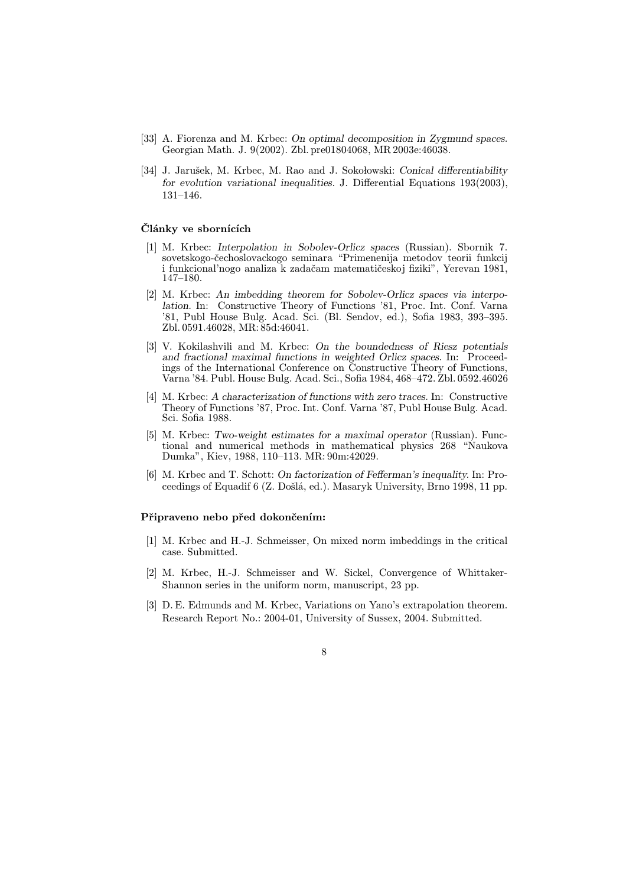[33] A. Fiorenza and M. Krbec: *On optimal decomposition in Zygmund spaces.* Georgian Math. J. 9(2002). Zbl. pre01804068, MR 2003e:46038.

[34] J. Jarušek, M. Krbec, M. Rao and J. Sokołowski: *Conical differentiability for evolution variational inequalities.* J. Differential Equations 193(2003), 131–146.

### Články ve sbornících

[1] M. Krbec: *Interpolation in Sobolev-Orlicz spaces* (Russian). Sbornik 7. sovetskogo-čechoslovackogo seminara "Primenenija metodov teorii funkcij i funkcional'nogo analiza k zadačam matematičeskoj fiziki", Yerevan 1981, 147–180.

[2] M. Krbec: *An imbedding theorem for Sobolev-Orlicz spaces via interpolation.* In: Constructive Theory of Functions '81, Proc. Int. Conf. Varna '81, Publ House Bulg. Acad. Sci. (Bl. Sendov, ed.), Sofia 1983, 393–395. Zbl. 0591.46028, MR: 85d:46041.

[3] V. Kokilashvili and M. Krbec: *On the boundedness of Riesz potentials and fractional maximal functions in weighted Orlicz spaces.* In: Proceedings of the International Conference on Constructive Theory of Functions, Varna '84. Publ. House Bulg. Acad. Sci., Sofia 1984, 468–472. Zbl. 0592.46026

[4] M. Krbec: *A characterization of functions with zero traces.* In: Constructive Theory of Functions '87, Proc. Int. Conf. Varna '87, Publ House Bulg. Acad. Sci. Sofia 1988.

[5] M. Krbec: *Two-weight estimates for a maximal operator* (Russian). Functional and numerical methods in mathematical physics 268 "Naukova Dumka", Kiev, 1988, 110–113. MR: 90m:42029.

[6] M. Krbec and T. Schott: *On factorization of Fefferman's inequality.* In: Proceedings of Equadif 6 (Z. Došlá, ed.). Masaryk University, Brno 1998, 11 pp.

### Připraveno nebo před dokončením:

[1] M. Krbec and H.-J. Schmeisser, On mixed norm imbeddings in the critical case. Submitted.

[2] M. Krbec, H.-J. Schmeisser and W. Sickel, Convergence of Whittaker-Shannon series in the uniform norm, manuscript, 23 pp.

[3] D. E. Edmunds and M. Krbec, Variations on Yano's extrapolation theorem. Research Report No.: 2004-01, University of Sussex, 2004. Submitted.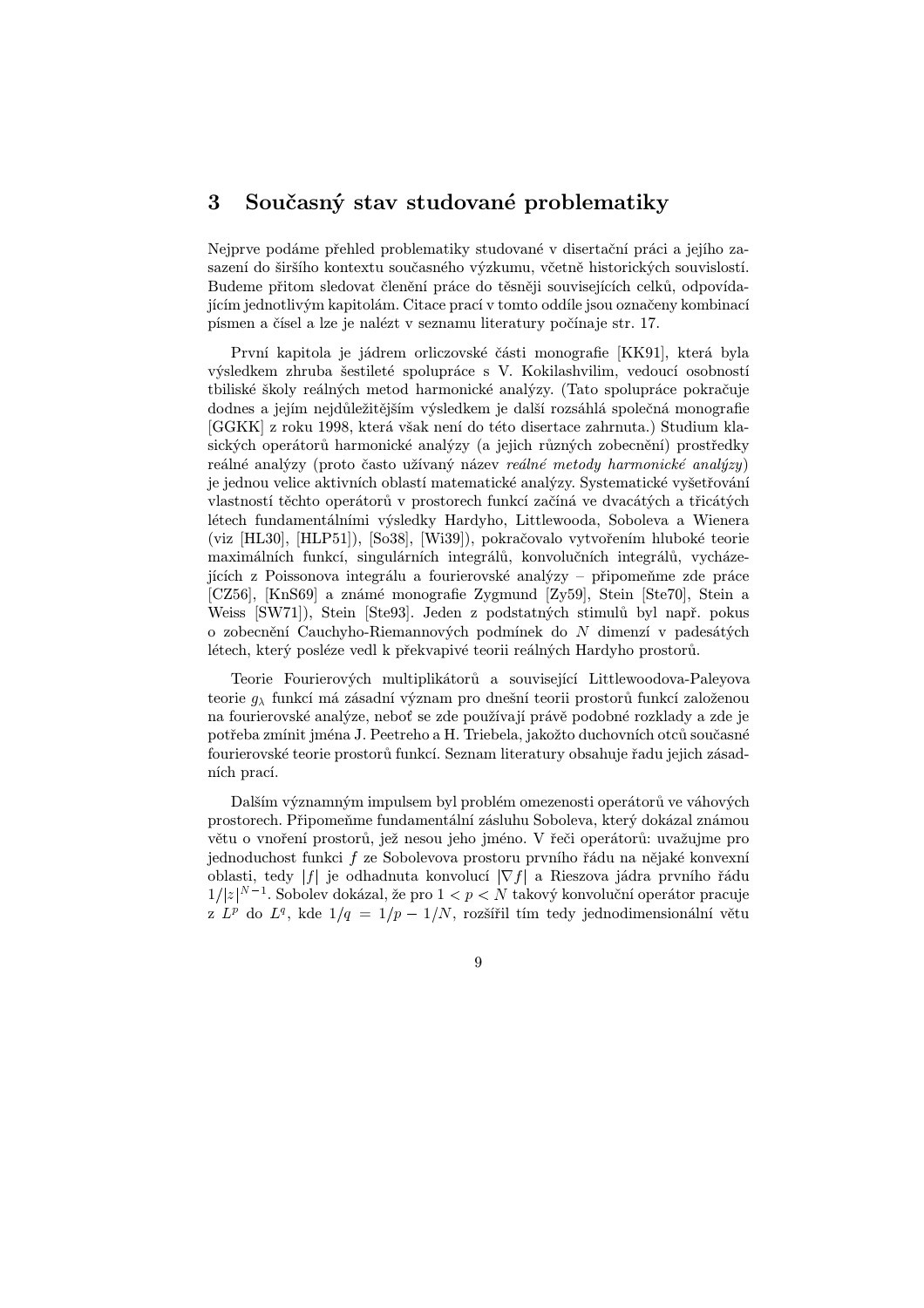# 3 Současný stav studované problematiky

Nejprve podáme přehled problematiky studované v disertační práci a jejího zasazení do širšího kontextu současného výzkumu, včetně historických souvislostí. Budeme přitom sledovat členění práce do těsněji souvisejících celků, odpovídajícím jednotlivým kapitolám. Citace prací v tomto oddíle jsou označeny kombinací písmen a čísel a lze je nalézt v seznamu literatury počínaje str. 17.

První kapitola je jádrem orliczovské části monografie [KK91], která byla výsledkem zhruba šestileté spolupráce s V. Kokilashvilim, vedoucí osobností tbiliské školy reálných metod harmonické analýzy. (Tato spolupráce pokračuje dodnes a jejím nejdůležitějším výsledkem je další rozsáhlá společná monografie [GGKK] z roku 1998, která však není do této disertace zahrnuta.) Studium klasických operátorů harmonické analýzy (a jejich různých zobecnění) prostředky reálné analýzy (proto často užívaný název *reálné metody harmonické analýzy*) je jednou velice aktivních oblastí matematické analýzy. Systematické vyšetřování vlastností těchto operátorů v prostorech funkcí začíná ve dvacátých a třicátých létech fundamentálními výsledky Hardyho, Littlewooda, Soboleva a Wienera (viz [HL30], [HLP51]), [So38], [Wi39]), pokračovalo vytvořením hluboké teorie maximálních funkcí, singulárních integrálů, konvolučních integrálů, vycházejících z Poissonova integrálu a fourierovské analýzy – připomeňme zde práce [CZ56], [KnS69] a známé monografie Zygmund [Zy59], Stein [Ste70], Stein a Weiss [SW71]), Stein [Ste93]. Jeden z podstatných stimulů byl např. pokus o zobecnění Cauchyho-Riemannových podmínek do $N$ dimenzí v padesátých létech, který posléze vedl k překvapivé teorii reálných Hardyho prostorů.

Teorie Fourierových multiplikátorů a související Littlewoodova-Paleyova teorie $g_\lambda$ funkcí má zásadní význam pro dnešní teorii prostorů funkcí založenou na fourierovské analýze, neboť se zde používají právě podobné rozklady a zde je potřeba zmínit jména J. Peetreho a H. Triebela, jakožto duchovních otců současné fourierovské teorie prostorů funkcí. Seznam literatury obsahuje řadu jejich zásadních prací.

Dalším významným impulsem byl problém omezenosti operátorů ve váhových prostorech. Připomeňme fundamentální zásluhu Soboleva, který dokázal známou větu o vnoření prostorů, jež nesou jeho jméno. V řeči operátorů: uvažujme pro jednoduchost funkci $f$ ze Sobolevova prostoru prvního řádu na nějaké konvexní oblasti, tedy $|f|$ je odhadnuta konvolucí $|\nabla f|$ a Rieszova jádra prvního řádu $1/|z|^{N-1}$. Sobolev dokázal, že pro $1 < p < N$ takový konvoluční operátor pracuje z $L^p$ do $L^q$, kde $1/q = 1/p - 1/N$, rozšířil tím tedy jednodimensionální větu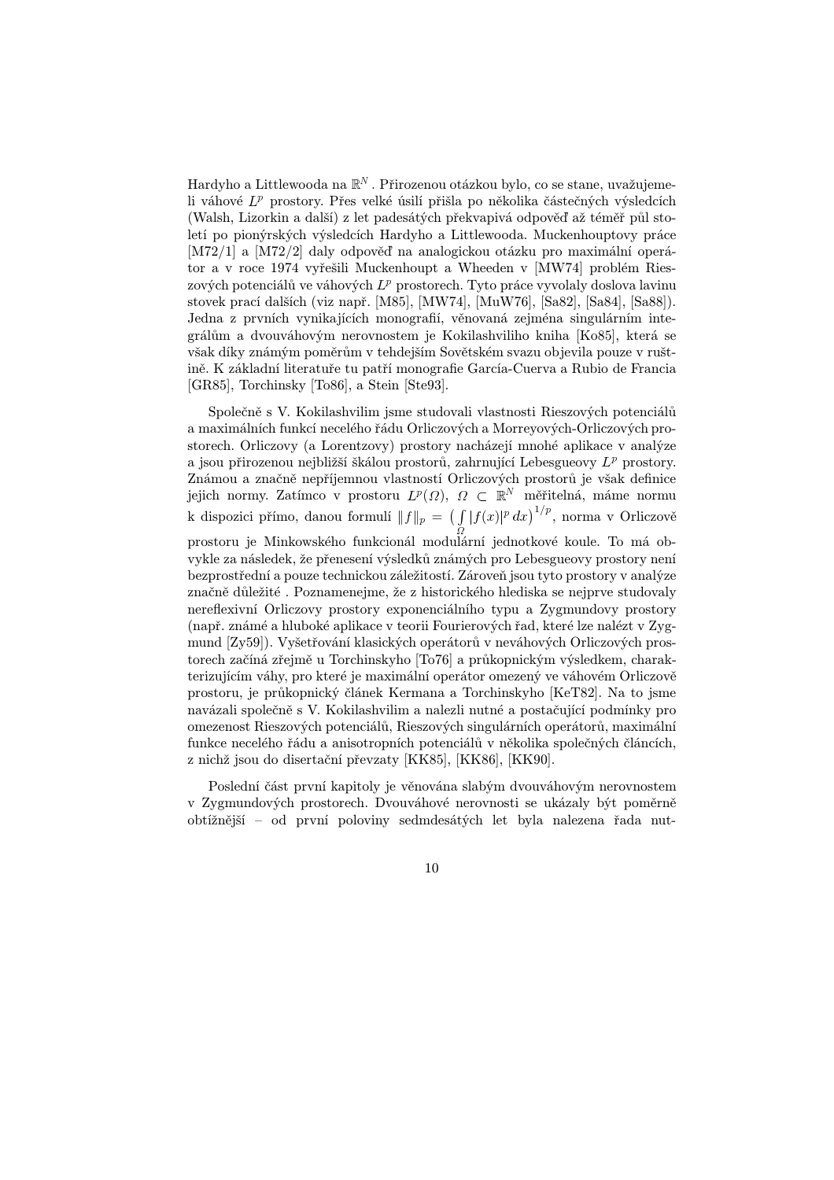Hardyho a Littlewooda na $\mathbb{R}^N$. Přirozenou otázkou bylo, co se stane, uvažujeme-li váhové $L^p$ prostory. Přes velké úsilí přišla po několika částečných výsledcích (Walsh, Lizorkin a další) z let padesátých překvapivá odpověď až téměř půl století po pionýrských výsledcích Hardyho a Littlewooda. Muckenhouptovy práce [M72/1] a [M72/2] daly odpověď na analogickou otázku pro maximální operátor a v roce 1974 vyřešili Muckenhoupt a Wheeden v [MW74] problém Rieszových potenciálů ve váhových $L^p$ prostorech. Tyto práce vyvolaly doslova lavinu stovek prací dalších (viz např. [M85], [MW74], [MuW76], [Sa82], [Sa84], [Sa88]). Jedna z prvních vynikajících monografií, věnovaná zejména singulárním integrálům a dvouváhovým nerovnostem je Kokilashviliho kniha [Ko85], která se však díky známým poměrům v tehdejším Sovětském svazu objevila pouze v ruštině. K základní literatuře tu patří monografie García-Cuerva a Rubio de Francia [GR85], Torchinsky [To86], a Stein [Ste93].

Společně s V. Kokilashvilim jsme studovali vlastnosti Rieszových potenciálů a maximálních funkcí neceléhо řádu Orliczových a Morreyových-Orliczových prostorech. Orliczovy (a Lorentzovy) prostory nacházejí mnohé aplikace v analýze a jsou přirozenou nejbližší škálou prostorů, zahrnující Lebesgueovy $L^p$ prostory. Známou a značně nepříjemnou vlastností Orliczových prostorů je však definice jejich normy. Zatímco v prostoru $L^p(\Omega)$, $\Omega \subset \mathbb{R}^N$ měřitelná, máme normu k dispozici přímo, danou formulí $\|f\|_p = \big(\int_\Omega |f(x)|^p\,dx\big)^{1/p}$, norma v Orliczově prostoru je Minkowského funkcionál modulární jednotkové koule. To má obvykle za následek, že přenesení výsledků známých pro Lebesgueovy prostory není bezprostřední a pouze technickou záležitostí. Zároveň jsou tyto prostory v analýze značně důležité . Poznamenejme, že z historického hlediska se nejprve studovaly nereflexivní Orliczovy prostory exponenciálního typu a Zygmundovy prostory (např. známé a hluboké aplikace v teorii Fourierových řad, které lze nalézt v Zygmund [Zy59]). Vyšetřování klasických operátorů v neváhových Orliczových prostorech začíná zřejmě u Torchinskyho [To76] a průkopnickým výsledkem, charakterizujícím váhy, pro které je maximální operátor omezený ve váhovém Orliczově prostoru, je průkopnický článek Kermana a Torchinskyho [KeT82]. Na to jsme navázali společně s V. Kokilashvilim a nalezli nutné a postačující podmínky pro omezenost Rieszových potenciálů, Rieszových singulárních operátorů, maximální funkce neceléhо řádu a anisotropních potenciálů v několika společných článcích, z nichž jsou do disertační převzaty [KK85], [KK86], [KK90].

Poslední část první kapitoly je věnována slabým dvouváhovým nerovnostem v Zygmundových prostorech. Dvouváhové nerovnosti se ukázaly být poměrně obtížnější – od první poloviny sedmdesátých let byla nalezena řada nut-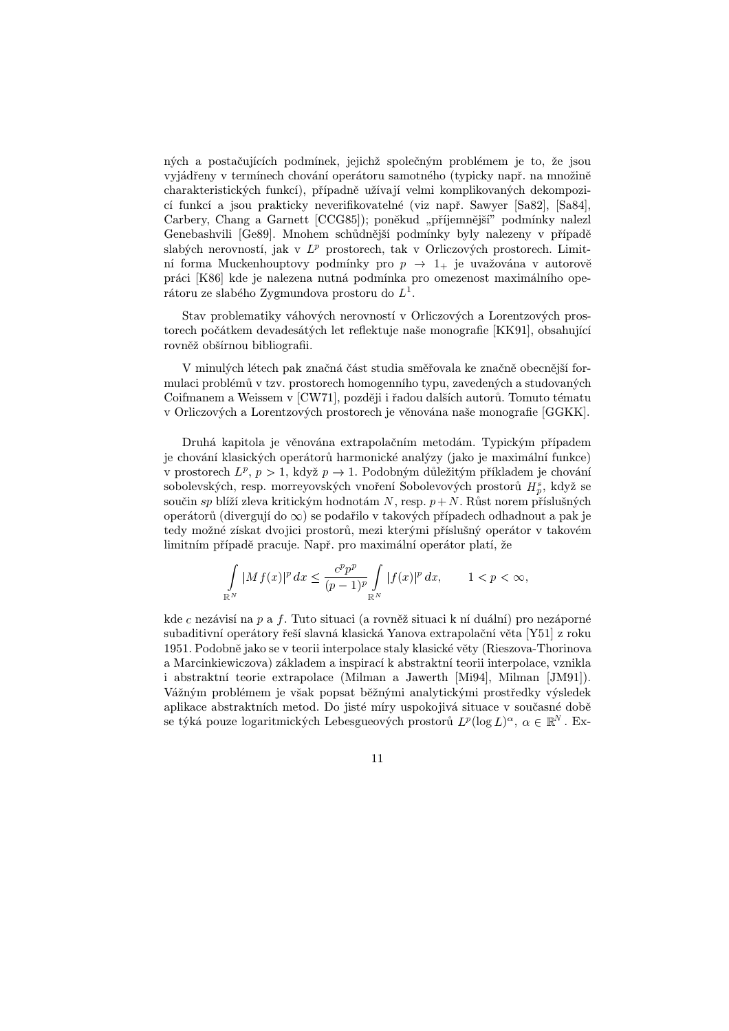ných a postačujících podmínek, jejichž společným problémem je to, že jsou vyjádřeny v termínech chování operátoru samotného (typicky např. na množině charakteristických funkcí), případně užívají velmi komplikovaných dekompozicí funkcí a jsou prakticky neverifikovatelné (viz např. Sawyer [Sa82], [Sa84], Carbery, Chang a Garnett [CCG85]); poněkud „příjemnější” podmínky nalezl Genebashvili [Ge89]. Mnohem schůdnější podmínky byly nalezeny v případě slabých nerovností, jak v $L^p$ prostorech, tak v Orliczových prostorech. Limitní forma Muckenhouptovy podmínky pro $p \to 1_+$ je uvažována v autorově práci [K86] kde je nalezena nutná podmínka pro omezenost maximálního operátoru ze slabého Zygmundova prostoru do $L^1$.

Stav problematiky váhových nerovností v Orliczových a Lorentzových prostorech počátkem devadesátých let reflektuje naše monografie [KK91], obsahující rovněž obšírnou bibliografii.

V minulých létech pak značná část studia směřovala ke značně obecnější formulaci problémů v tzv. prostorech homogenního typu, zavedených a studovaných Coifmanem a Weissem v [CW71], později i řadou dalších autorů. Tomuto tématu v Orliczových a Lorentzových prostorech je věnována naše monografie [GGKK].

Druhá kapitola je věnována extrapolačním metodám. Typickým případem je chování klasických operátorů harmonické analýzy (jako je maximální funkce) v prostorech $L^p$, $p > 1$, když $p \to 1$. Podobným důležitým příkladem je chování sobolevských, resp. morreyovských vnoření Sobolevových prostorů $H_p^s$, když se součin $sp$ blíží zleva kritickým hodnotám $N$, resp. $p + N$. Růst norem příslušných operátorů (divergují do $\infty$) se podařilo v takových případech odhadnout a pak je tedy možné získat dvojici prostorů, mezi kterými příslušný operátor v takovém limitním případě pracuje. Např. pro maximální operátor platí, že

$$\int_{\mathbb{R}^N} |Mf(x)|^p \, dx \le \frac{c^p p^p}{(p-1)^p} \int_{\mathbb{R}^N} |f(x)|^p \, dx, \qquad 1 < p < \infty,$$

kde $c$ nezávisí na $p$ a $f$. Tuto situaci (a rovněž situaci k ní duální) pro nezáporné subaditivní operátory řeší slavná klasická Yanova extrapolační věta [Y51] z roku 1951. Podobně jako se v teorii interpolace staly klasické věty (Rieszova-Thorinova a Marcinkiewiczova) základem a inspirací k abstraktní teorii interpolace, vznikla i abstraktní teorie extrapolace (Milman a Jawerth [Mi94], Milman [JM91]). Vážným problémem je však popsat běžnými analytickými prostředky výsledek aplikace abstraktních metod. Do jisté míry uspokojivá situace v současné době se týká pouze logaritmických Lebesgueových prostorů $L^p(\log L)^\alpha$, $\alpha \in \mathbb{R}^N$. Ex-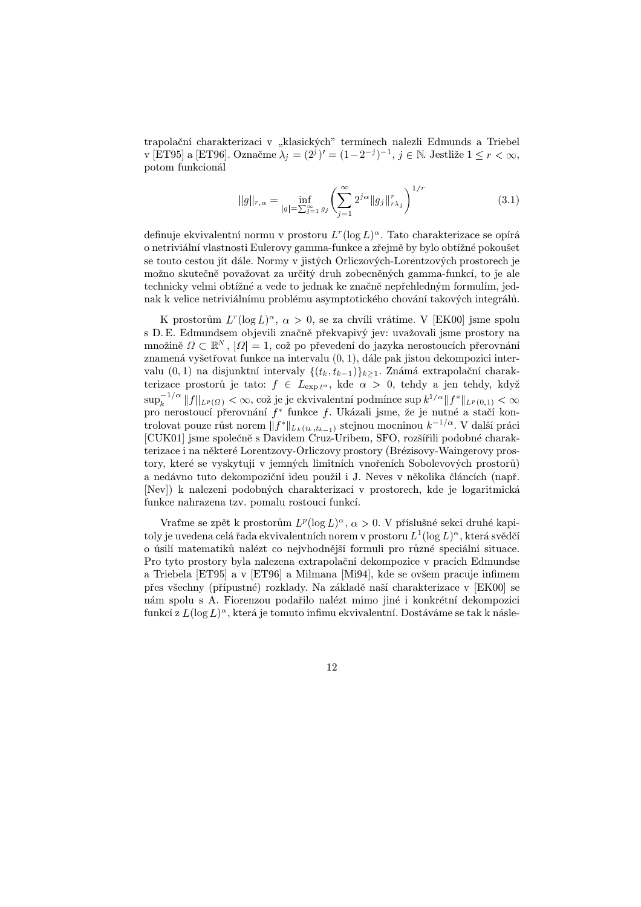trapolační charakterizaci v „klasických" termínech nalezli Edmunds a Triebel v [ET95] a [ET96]. Označme $\lambda_j = (2^j)' = (1-2^{-j})^{-1}$, $j \in \mathbb{N}$. Jestliže $1 \le r < \infty$, potom funkcionál

$$\|g\|_{r,\alpha} = \inf_{|g|=\sum_{j=1}^{\infty} g_j} \left( \sum_{j=1}^{\infty} 2^{j\alpha} \|g_j\|_{r\lambda_j}^r \right)^{1/r} \tag{3.1}$$

definuje ekvivalentní normu v prostoru $L^r(\log L)^\alpha$. Tato charakterizace se opírá o netriviální vlastnosti Eulerovy gamma-funkce a zřejmě by bylo obtížné pokoušet se touto cestou jít dále. Normy v jistých Orliczových-Lorentzových prostorech je možno skutečně považovat za určitý druh zobecněných gamma-funkcí, to je ale technicky velmi obtížné a vede to jednak ke značně nepřehledným formulím, jednak k velice netriviálnímu problému asymptotického chování takových integrálů.

K prostorům $L^r(\log L)^\alpha$, $\alpha > 0$, se za chvíli vrátíme. V [EK00] jsme spolu s D. E. Edmundsem objevili značně překvapivý jev: uvažovali jsme prostory na množině $\Omega \subset \mathbb{R}^N$, $|\Omega| = 1$, což po převedení do jazyka nerostoucích přerovnání znamená vyšetřovat funkce na intervalu $(0,1)$, dále pak jistou dekompozici intervalu $(0,1)$ na disjunktní intervaly $\{(t_k, t_{k-1})\}_{k\ge 1}$. Známá extrapolační charakterizace prostorů je tato: $f \in L_{\exp t^\alpha}$, kde $\alpha > 0$, tehdy a jen tehdy, když $\sup_k^{-1/\alpha} \|f\|_{L^p(\Omega)} < \infty$, což je je ekvivalentní podmínce $\sup k^{1/\alpha} \|f^*\|_{L^p(0,1)} < \infty$ pro nerostoucí přerovnání $f^*$ funkce $f$. Ukázali jsme, že je nutné a stačí kontrolovat pouze růst norem $\|f^*\|_{L^k(t_k,t_{k-1})}$ stejnou mocninou $k^{-1/\alpha}$. V další práci [CUK01] jsme společně s Davidem Cruz-Uribem, SFO, rozšířili podobné charakterizace i na některé Lorentzovy-Orliczovy prostory (Brézisovy-Waingerovy prostory, které se vyskytují v jemných limitních vnořeních Sobolevových prostorů) a nedávno tuto dekompoziční ideu použil i J. Neves v několika článcích (např. [Nev]) k nalezení podobných charakterizací v prostorech, kde je logaritmická funkce nahrazena tzv. pomalu rostoucí funkcí.

Vraťme se zpět k prostorům $L^p(\log L)^\alpha$, $\alpha > 0$. V příslušné sekci druhé kapitoly je uvedena celá řada ekvivalentních norem v prostoru $L^1(\log L)^\alpha$, která svědčí o úsilí matematiků nalézt co nejvhodnější formuli pro různé speciální situace. Pro tyto prostory byla nalezena extrapolační dekompozice v pracích Edmundse a Triebela [ET95] a v [ET96] a Milmana [Mi94], kde se ovšem pracuje infimem přes všechny (přípustné) rozklady. Na základě naší charakterizace v [EK00] se nám spolu s A. Fiorenzou podařilo nalézt mimo jiné i konkrétní dekompozici funkcí z $L(\log L)^\alpha$, která je tomuto infimu ekvivalentní. Dostáváme se tak k násle-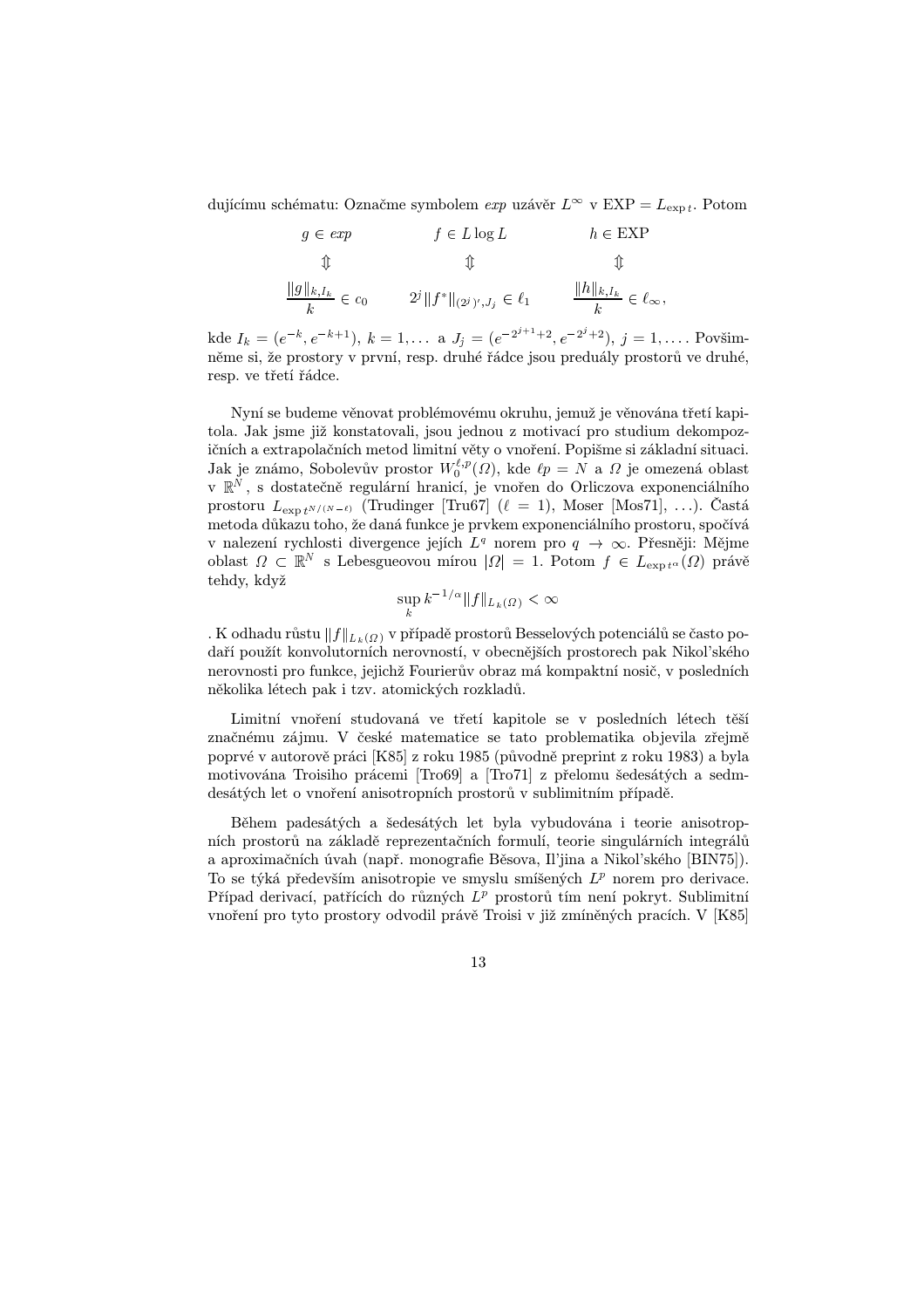dujícímu schématu: Označme symbolem *exp* uzávěr $L^\infty$ v EXP $= L_{\exp t}$. Potom

$$
\begin{array}{ccc}
g \in exp & f \in L \log L & h \in \mathrm{EXP} \\
\Updownarrow & \Updownarrow & \Updownarrow \\
\dfrac{\|g\|_{k,I_k}}{k} \in c_0 & 2^j \|f^*\|_{(2^j)',J_j} \in \ell_1 & \dfrac{\|h\|_{k,I_k}}{k} \in \ell_\infty,
\end{array}
$$

kde $I_k = (e^{-k}, e^{-k+1})$, $k = 1, \ldots$ a $J_j = (e^{-2^{j+1}+2}, e^{-2^j+2})$, $j = 1, \ldots$. Povšimněme si, že prostory v první, resp. druhé řádce jsou preduály prostorů ve druhé, resp. ve třetí řádce.

Nyní se budeme věnovat problémovému okruhu, jemuž je věnována třetí kapitola. Jak jsme již konstatovali, jsou jednou z motivací pro studium dekompozičních a extrapolačních metod limitní věty o vnoření. Popišme si základní situaci. Jak je známo, Sobolevův prostor $W_0^{\ell,p}(\Omega)$, kde $\ell p = N$ a $\Omega$ je omezená oblast v $\mathbb{R}^N$, s dostatečně regulární hranicí, je vnořen do Orliczova exponenciálního prostoru $L_{\exp t^{N/(N-\ell)}}$ (Trudinger [Tru67] ($\ell = 1$), Moser [Mos71], ...). Častá metoda důkazu toho, že daná funkce je prvkem exponenciálního prostoru, spočívá v nalezení rychlosti divergence jejích $L^q$ norem pro $q \to \infty$. Přesněji: Mějme oblast $\Omega \subset \mathbb{R}^N$ s Lebesgueovou mírou $|\Omega| = 1$. Potom $f \in L_{\exp t^\alpha}(\Omega)$ právě tehdy, když

$$
\sup_k k^{-1/\alpha} \|f\|_{L_k(\Omega)} < \infty
$$

. K odhadu růstu $\|f\|_{L_k(\Omega)}$ v případě prostorů Besselových potenciálů se často podaří použít konvolutorních nerovností, v obecnějších prostorech pak Nikol'ského nerovnosti pro funkce, jejichž Fourierův obraz má kompaktní nosič, v posledních několika létech pak i tzv. atomických rozkladů.

Limitní vnoření studovaná ve třetí kapitole se v posledních létech těší značnému zájmu. V české matematice se tato problematika objevila zřejmě poprvé v autorově práci [K85] z roku 1985 (původně preprint z roku 1983) a byla motivována Troisiho prácemi [Tro69] a [Tro71] z přelomu šedesátých a sedmdesátých let o vnoření anisotropních prostorů v sublimitním případě.

Během padesátých a šedesátých let byla vybudována i teorie anisotropních prostorů na základě reprezentačních formulí, teorie singulárních integrálů a aproximačních úvah (např. monografie Běsova, Il'jina a Nikol'ského [BIN75]). To se týká především anisotropie ve smyslu smíšených $L^p$ norem pro derivace. Případ derivací, patřících do různých $L^p$ prostorů tím není pokryt. Sublimitní vnoření pro tyto prostory odvodil právě Troisi v již zmíněných pracích. V [K85]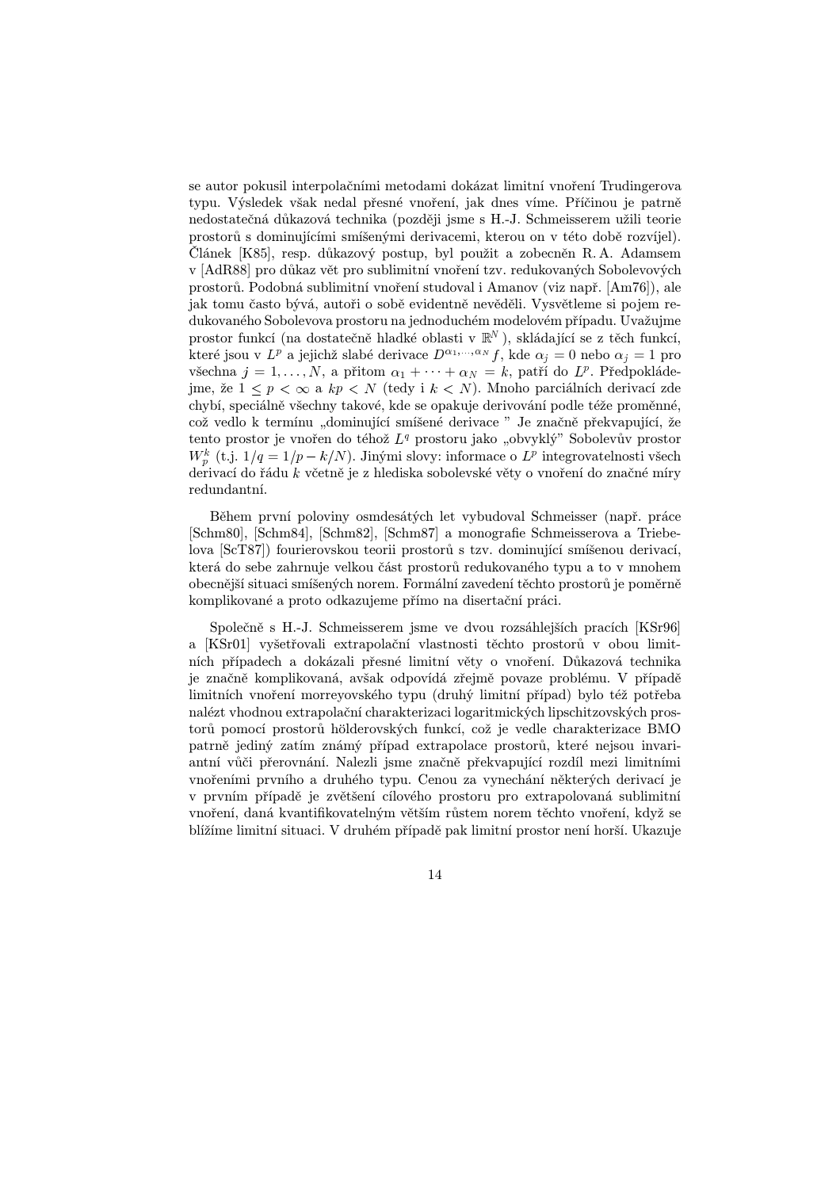se autor pokusil interpolačními metodami dokázat limitní vnoření Trudingerova typu. Výsledek však nedal přesné vnoření, jak dnes víme. Příčinou je patrně nedostatečná důkazová technika (později jsme s H.-J. Schmeisserem užili teorie prostorů s dominujícími smíšenými derivacemi, kterou on v této době rozvíjel). Článek [K85], resp. důkazový postup, byl použit a zobecněn R. A. Adamsem v [AdR88] pro důkaz vět pro sublimitní vnoření tzv. redukovaných Sobolevových prostorů. Podobná sublimitní vnoření studoval i Amanov (viz např. [Am76]), ale jak tomu často bývá, autoři o sobě evidentně nevěděli. Vysvětleme si pojem redukovaného Sobolevova prostoru na jednoduchém modelovém případu. Uvažujme prostor funkcí (na dostatečně hladké oblasti v $\mathbb{R}^N$), skládající se z těch funkcí, které jsou v $L^p$ a jejichž slabé derivace $D^{\alpha_1,\dots,\alpha_N} f$, kde $\alpha_j = 0$ nebo $\alpha_j = 1$ pro všechna $j = 1, \dots, N$, a přitom $\alpha_1 + \cdots + \alpha_N = k$, patří do $L^p$. Předpokládejme, že $1 \le p < \infty$ a $kp < N$ (tedy i $k < N$). Mnoho parciálních derivací zde chybí, speciálně všechny takové, kde se opakuje derivování podle téže proměnné, což vedlo k termínu „dominující smíšené derivace " Je značně překvapující, že tento prostor je vnořen do téhož $L^q$ prostoru jako „obvyklý" Sobolevův prostor $W^k_p$ (t.j. $1/q = 1/p - k/N$). Jinými slovy: informace o $L^p$ integrovatelnosti všech derivací do řádu $k$ včetně je z hlediska sobolevské věty o vnoření do značné míry redundantní.

Během první poloviny osmdesátých let vybudoval Schmeisser (např. práce [Schm80], [Schm84], [Schm82], [Schm87] a monografie Schmeisserova a Triebelova [ScT87]) fourierovskou teorii prostorů s tzv. dominující smíšenou derivací, která do sebe zahrnuje velkou část prostorů redukovaného typu a to v mnohem obecnější situaci smíšených norem. Formální zavedení těchto prostorů je poměrně komplikované a proto odkazujeme přímo na disertační práci.

Společně s H.-J. Schmeisserem jsme ve dvou rozsáhlejších pracích [KSr96] a [KSr01] vyšetřovali extrapolační vlastnosti těchto prostorů v obou limitních případech a dokázali přesné limitní věty o vnoření. Důkazová technika je značně komplikovaná, avšak odpovídá zřejmě povaze problému. V případě limitních vnoření morreyovského typu (druhý limitní případ) bylo též potřeba nalézt vhodnou extrapolační charakterizaci logaritmických lipschitzovských prostorů pomocí prostorů hölderovských funkcí, což je vedle charakterizace BMO patrně jediný zatím známý případ extrapolace prostorů, které nejsou invariantní vůči přerovnání. Nalezli jsme značně překvapující rozdíl mezi limitními vnořeními prvního a druhého typu. Cenou za vynechání některých derivací je v prvním případě je zvětšení cílového prostoru pro extrapolovaná sublimitní vnoření, daná kvantifikovatelným větším růstem norem těchto vnoření, když se blížíme limitní situaci. V druhém případě pak limitní prostor není horší. Ukazuje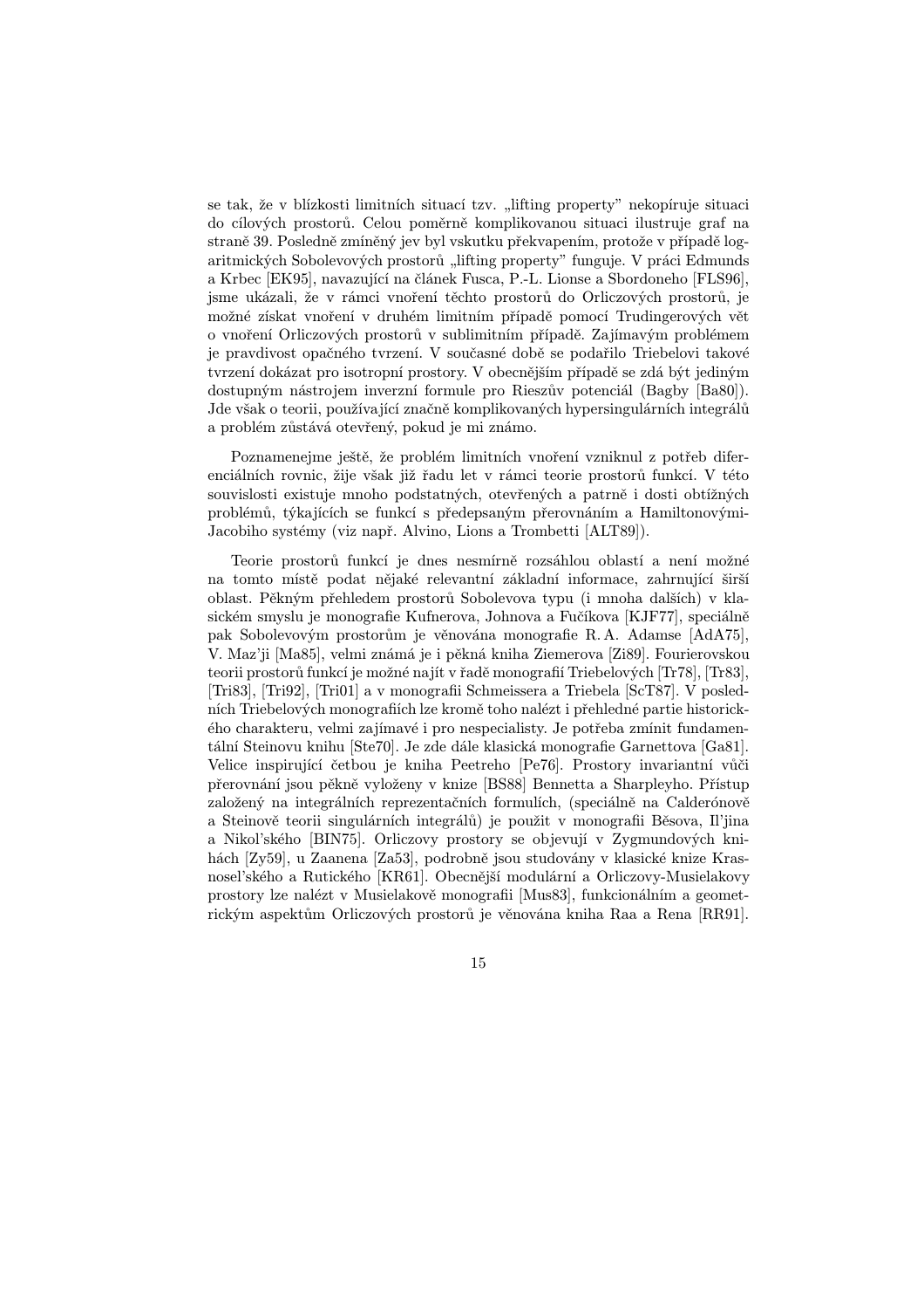se tak, že v blízkosti limitních situací tzv. „lifting property" nekopíruje situaci do cílových prostorů. Celou poměrně komplikovanou situaci ilustruje graf na straně 39. Posledně zmíněný jev byl vskutku překvapením, protože v případě logaritmických Sobolevových prostorů „lifting property" funguje. V práci Edmunds a Krbec [EK95], navazující na článek Fusca, P.-L. Lionse a Sbordoneho [FLS96], jsme ukázali, že v rámci vnoření těchto prostorů do Orliczových prostorů, je možné získat vnoření v druhém limitním případě pomocí Trudingerových vět o vnoření Orliczových prostorů v sublimitním případě. Zajímavým problémem je pravdivost opačného tvrzení. V současné době se podařilo Triebelovi takové tvrzení dokázat pro isotropní prostory. V obecnějším případě se zdá být jediným dostupným nástrojem inverzní formule pro Rieszův potenciál (Bagby [Ba80]). Jde však o teorii, používající značně komplikovaných hypersingulárních integrálů a problém zůstává otevřený, pokud je mi známo.

Poznamenejme ještě, že problém limitních vnoření vznikl z potřeb diferenciálních rovnic, žije však již řadu let v rámci teorie prostorů funkcí. V této souvislosti existuje mnoho podstatných, otevřených a patrně i dosti obtížných problémů, týkajících se funkcí s předepsaným přerovnáním a Hamiltonovými-Jacobiho systémy (viz např. Alvino, Lions a Trombetti [ALT89]).

Teorie prostorů funkcí je dnes nesmírně rozsáhlou oblastí a není možné na tomto místě podat nějaké relevantní základní informace, zahrnující širší oblast. Pěkným přehledem prostorů Sobolevova typu (i mnoha dalších) v klasickém smyslu je monografie Kufnerova, Johnova a Fučíkova [KJF77], speciálně pak Sobolevovým prostorům je věnována monografie R. A. Adamse [AdA75], V. Maz'ji [Ma85], velmi známá je i pěkná kniha Ziemerova [Zi89]. Fourierovskou teorii prostorů funkcí je možné najít v řadě monografií Triebelových [Tr78], [Tr83], [Tri83], [Tri92], [Tri01] a v monografii Schmeissera a Triebela [ScT87]. V posledních Triebelových monografiích lze kromě toho nalézt i přehledné partie historického charakteru, velmi zajímavé i pro nespecialisty. Je potřeba zmínit fundamentální Steinovu knihu [Ste70]. Je zde dále klasická monografie Garnettova [Ga81]. Velice inspirující četbou je kniha Peetreho [Pe76]. Prostory invariantní vůči přerovnání jsou pěkně vyloženy v knize [BS88] Bennetta a Sharpleyho. Přístup založený na integrálních reprezentačních formulích, (speciálně na Calderónově a Steinově teorii singulárních integrálů) je použit v monografii Běsova, Il'jina a Nikol'ského [BIN75]. Orliczovy prostory se objevují v Zygmundových knihách [Zy59], u Zaanena [Za53], podrobně jsou studovány v klasické knize Krasnosel'ského a Rutického [KR61]. Obecnější modulární a Orliczovy-Musielakovy prostory lze nalézt v Musielakově monografii [Mus83], funkcionálním a geometrickým aspektům Orliczových prostorů je věnována kniha Raa a Rena [RR91].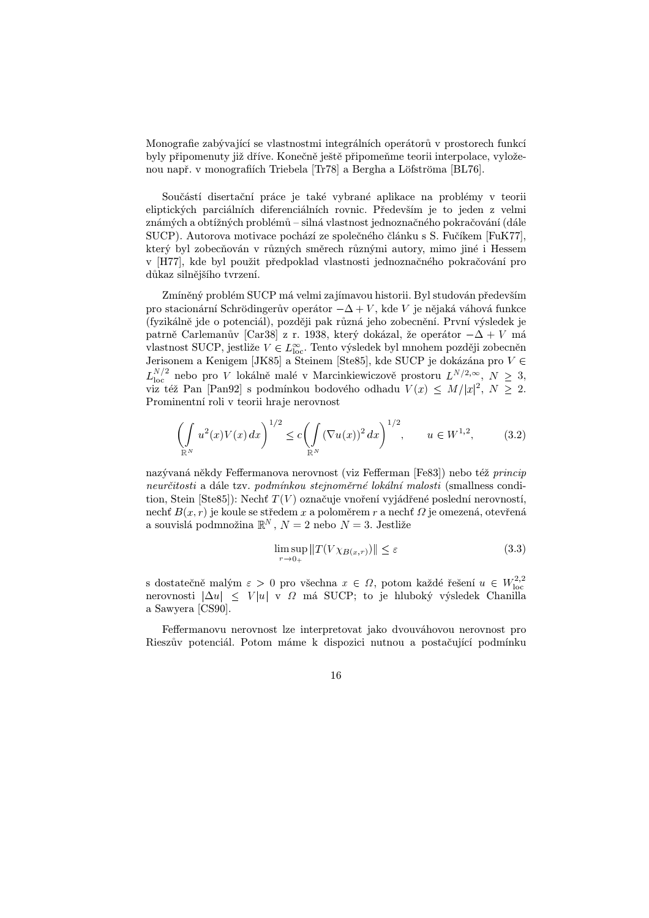Monografie zabývající se vlastnostmi integrálních operátorů v prostorech funkcí byly připomenuty již dříve. Konečně ještě připomeňme teorii interpolace, vyloženou např. v monografiích Triebela [Tr78] a Bergha a Löfströma [BL76].

Součástí disertační práce je také vybrané aplikace na problémy v teorii eliptických parciálních diferenciálních rovnic. Především je to jeden z velmi známých a obtížných problémů – silná vlastnost jednoznačného pokračování (dále SUCP). Autorova motivace pochází ze společného článku s S. Fučíkem [FuK77], který byl zobecňován v různých směrech různými autory, mimo jiné i Hessem v [H77], kde byl použit předpoklad vlastnosti jednoznačného pokračování pro důkaz silnějšího tvrzení.

Zmíněný problém SUCP má velmi zajímavou historii. Byl studován především pro stacionární Schrödingerův operátor $-\Delta + V$, kde $V$ je nějaká váhová funkce (fyzikálně jde o potenciál), později pak různá jeho zobecnění. První výsledek je patrně Carlemanův [Car38] z r. 1938, který dokázal, že operátor $-\Delta + V$ má vlastnost SUCP, jestliže $V \in L^{\infty}_{\mathrm{loc}}$. Tento výsledek byl mnohem později zobecněn Jerisonem a Kenigem [JK85] a Steinem [Ste85], kde SUCP je dokázána pro $V \in L^{N/2}_{\mathrm{loc}}$ nebo pro $V$ lokálně malé v Marcinkiewiczově prostoru $L^{N/2,\infty}$, $N \geq 3$, viz též Pan [Pan92] s podmínkou bodového odhadu $V(x) \leq M/|x|^2$, $N \geq 2$. Prominentní roli v teorii hraje nerovnost

$$\left( \int\limits_{\mathbb{R}^N} u^2(x) V(x)\, dx \right)^{1/2} \leq c \left( \int\limits_{\mathbb{R}^N} (\nabla u(x))^2\, dx \right)^{1/2}, \qquad u \in W^{1,2}, \tag{3.2}$$

nazývaná někdy Feffermanova nerovnost (viz Fefferman [Fe83]) nebo též *princip neurčitosti* a dále tzv. *podmínkou stejnoměrné lokální malosti* (smallness condition, Stein [Ste85]): Nechť $T(V)$ označuje vnoření vyjádřené poslední nerovností, nechť $B(x,r)$ je koule se středem $x$ a poloměrem $r$ a nechť $\Omega$ je omezená, otevřená a souvislá podmnožina $\mathbb{R}^N$, $N = 2$ nebo $N = 3$. Jestliže

$$\limsup_{r \to 0_+} \| T(V \chi_{B(x,r)}) \| \leq \varepsilon \tag{3.3}$$

s dostatečně malým $\varepsilon > 0$ pro všechna $x \in \Omega$, potom každé řešení $u \in W^{2,2}_{\mathrm{loc}}$ nerovnosti $|\Delta u| \leq V|u|$ v $\Omega$ má SUCP; to je hluboký výsledek Chanilla a Sawyera [CS90].

Feffermanovu nerovnost lze interpretovat jako dvouváhovou nerovnost pro Rieszův potenciál. Potom máme k dispozici nutnou a postačující podmínku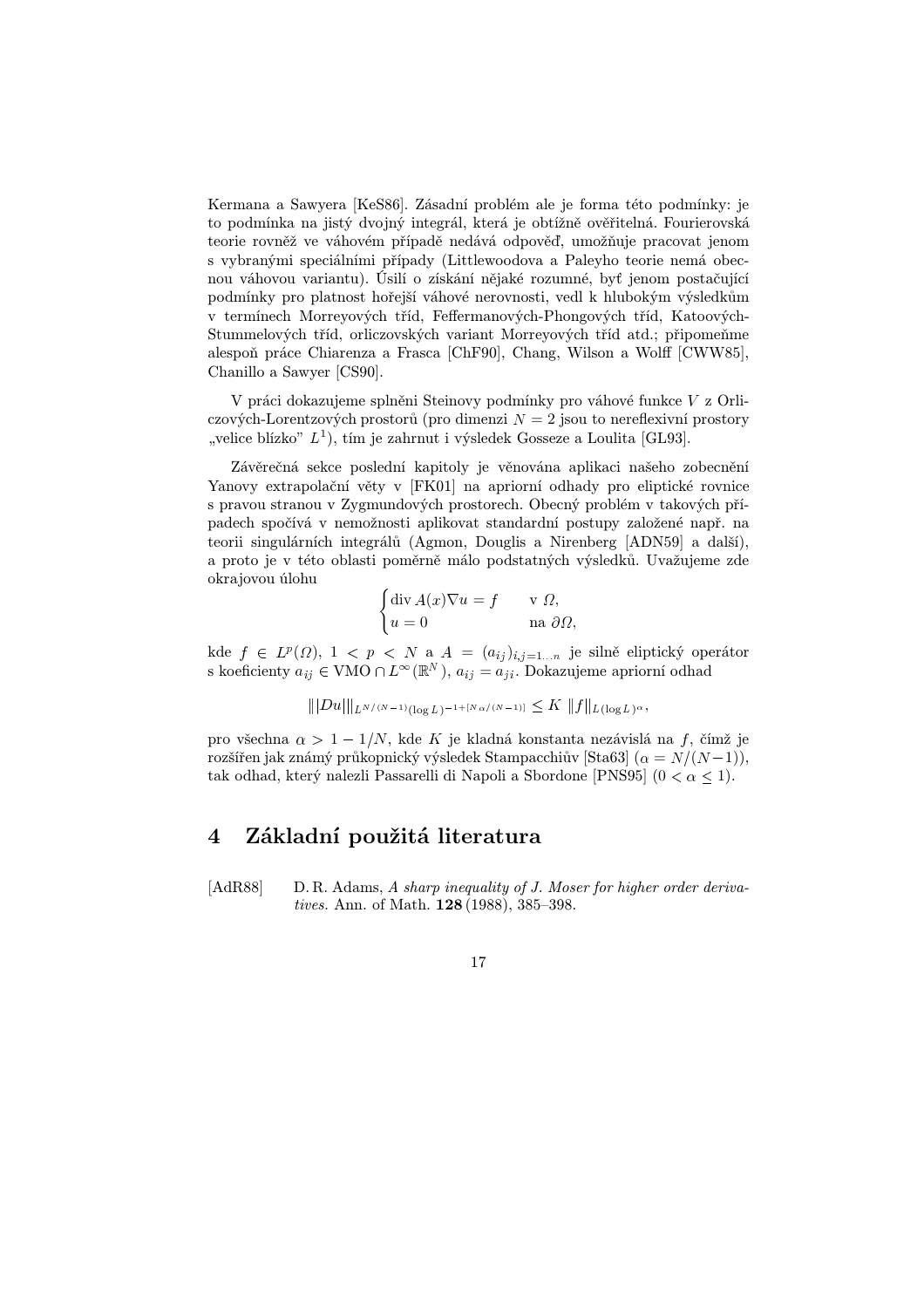Kermana a Sawyera [KeS86]. Zásadní problém ale je forma této podmínky: je to podmínka na jistý dvojný integrál, která je obtížně ověřitelná. Fourierovská teorie rovněž ve váhovém případě nedává odpověď, umožňuje pracovat jenom s vybranými speciálními případy (Littlewoodova a Paleyho teorie nemá obecnou váhovou variantu). Úsilí o získání nějaké rozumné, byť jenom postačující podmínky pro platnost hořejší váhové nerovnosti, vedl k hlubokým výsledkům v termínech Morreyových tříd, Feffermanových-Phongových tříd, Katoových-Stummelových tříd, orliczovských variant Morreyových tříd atd.; připomeňme alespoň práce Chiarenza a Frasca [ChF90], Chang, Wilson a Wolff [CWW85], Chanillo a Sawyer [CS90].

V práci dokazujeme splněni Steinovy podmínky pro váhové funkce $V$ z Orliczových-Lorentzových prostorů (pro dimenzi $N = 2$ jsou to nereflexivní prostory „velice blízko" $L^1$), tím je zahrnut i výsledek Gosseze a Loulita [GL93].

Závěrečná sekce poslední kapitoly je věnována aplikaci našeho zobecnění Yanovy extrapolační věty v [FK01] na apriorní odhady pro eliptické rovnice s pravou stranou v Zygmundových prostorech. Obecný problém v takových případech spočívá v nemožnosti aplikovat standardní postupy založené např. na teorii singulárních integrálů (Agmon, Douglis a Nirenberg [ADN59] a další), a proto je v této oblasti poměrně málo podstatných výsledků. Uvažujeme zde okrajovou úlohu

$$\begin{cases} \operatorname{div} A(x)\nabla u = f & \text{v } \Omega, \\ u = 0 & \text{na } \partial\Omega, \end{cases}$$

kde $f \in L^p(\Omega)$, $1 < p < N$ a $A = (a_{ij})_{i,j=1\ldots n}$ je silně eliptický operátor s koeficienty $a_{ij} \in \mathrm{VMO} \cap L^\infty(\mathbb{R}^N)$, $a_{ij} = a_{ji}$. Dokazujeme apriorní odhad

$$\| |Du| \|_{L^{N/(N-1)}(\log L)^{-1+[N\alpha/(N-1)]}} \leq K \, \|f\|_{L(\log L)^\alpha},$$

pro všechna $\alpha > 1 - 1/N$, kde $K$ je kladná konstanta nezávislá na $f$, čímž je rozšířen jak známý průkopnický výsledek Stampacchiův [Sta63] ($\alpha = N/(N-1)$), tak odhad, který nalezli Passarelli di Napoli a Sbordone [PNS95] ($0 < \alpha \leq 1$).

## 4 Základní použitá literatura

[AdR88] D. R. Adams, *A sharp inequality of J. Moser for higher order derivatives.* Ann. of Math. **128** (1988), 385–398.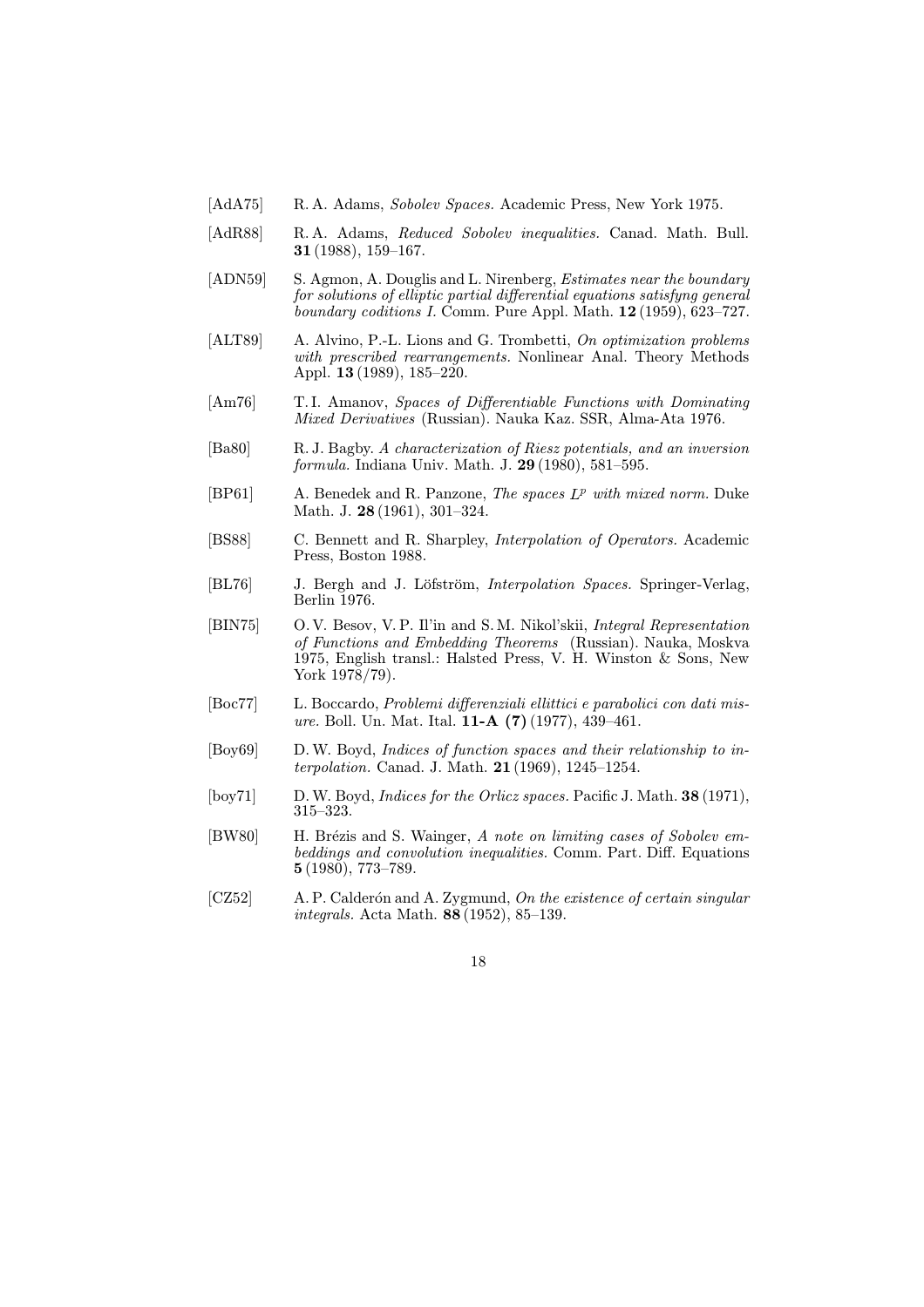[AdA75] R. A. Adams, *Sobolev Spaces.* Academic Press, New York 1975.

[AdR88] R. A. Adams, *Reduced Sobolev inequalities.* Canad. Math. Bull. **31** (1988), 159–167.

[ADN59] S. Agmon, A. Douglis and L. Nirenberg, *Estimates near the boundary for solutions of elliptic partial differential equations satisfyng general boundary coditions I.* Comm. Pure Appl. Math. **12** (1959), 623–727.

[ALT89] A. Alvino, P.-L. Lions and G. Trombetti, *On optimization problems with prescribed rearrangements.* Nonlinear Anal. Theory Methods Appl. **13** (1989), 185–220.

[Am76] T. I. Amanov, *Spaces of Differentiable Functions with Dominating Mixed Derivatives* (Russian). Nauka Kaz. SSR, Alma-Ata 1976.

[Ba80] R. J. Bagby. *A characterization of Riesz potentials, and an inversion formula.* Indiana Univ. Math. J. **29** (1980), 581–595.

[BP61] A. Benedek and R. Panzone, *The spaces $L^p$ with mixed norm.* Duke Math. J. **28** (1961), 301–324.

[BS88] C. Bennett and R. Sharpley, *Interpolation of Operators.* Academic Press, Boston 1988.

[BL76] J. Bergh and J. Löfström, *Interpolation Spaces.* Springer-Verlag, Berlin 1976.

[BIN75] O. V. Besov, V. P. Il'in and S. M. Nikol'skii, *Integral Representation of Functions and Embedding Theorems* (Russian). Nauka, Moskva 1975, English transl.: Halsted Press, V. H. Winston & Sons, New York 1978/79).

[Boc77] L. Boccardo, *Problemi differenziali ellittici e parabolici con dati misure.* Boll. Un. Mat. Ital. **11-A (7)** (1977), 439–461.

[Boy69] D. W. Boyd, *Indices of function spaces and their relationship to interpolation.* Canad. J. Math. **21** (1969), 1245–1254.

[boy71] D. W. Boyd, *Indices for the Orlicz spaces.* Pacific J. Math. **38** (1971), 315–323.

[BW80] H. Brézis and S. Wainger, *A note on limiting cases of Sobolev embeddings and convolution inequalities.* Comm. Part. Diff. Equations **5** (1980), 773–789.

[CZ52] A. P. Calderón and A. Zygmund, *On the existence of certain singular integrals.* Acta Math. **88** (1952), 85–139.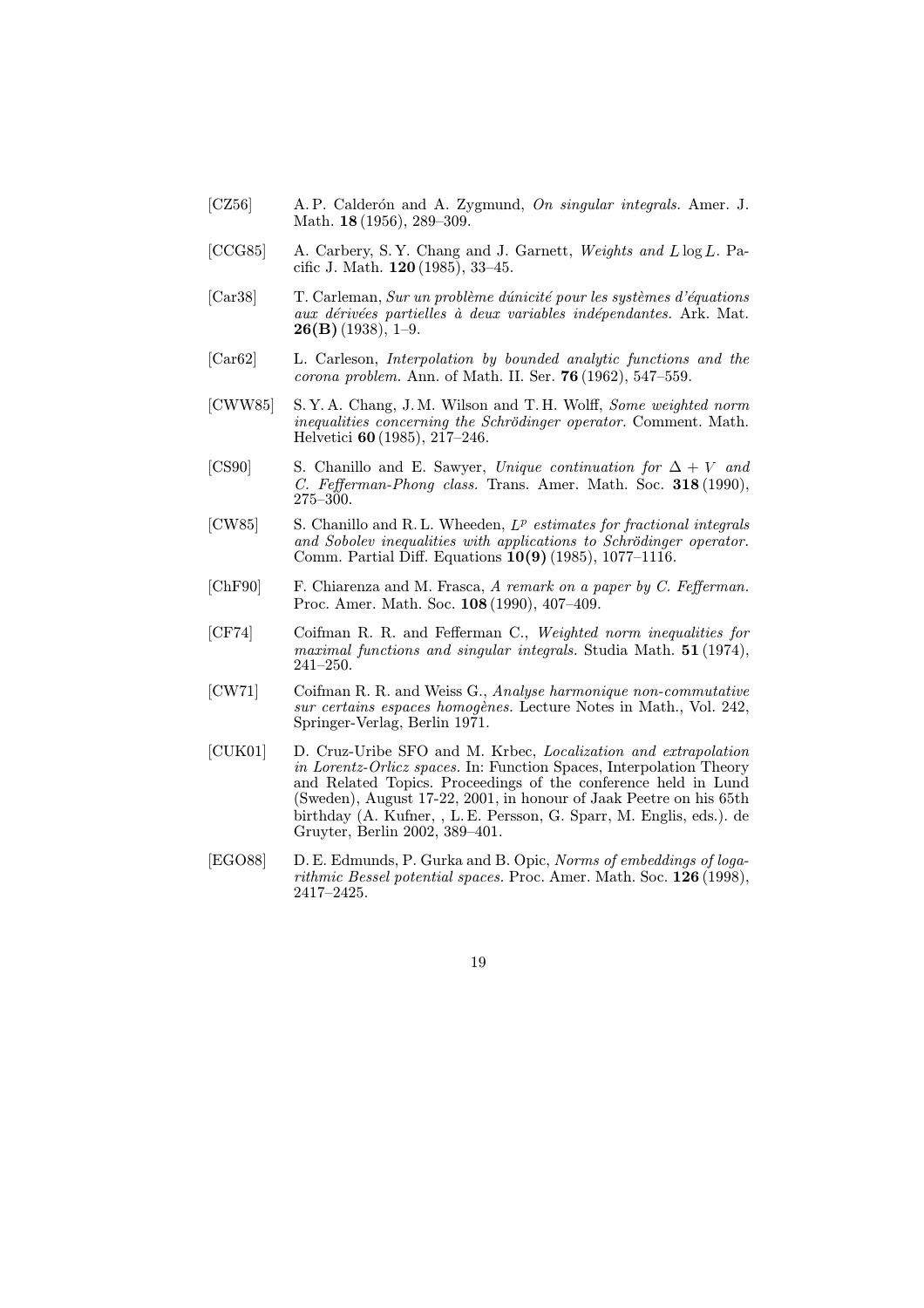[CZ56] A. P. Calderón and A. Zygmund, *On singular integrals.* Amer. J. Math. **18** (1956), 289–309.

[CCG85] A. Carbery, S. Y. Chang and J. Garnett, *Weights and $L \log L$.* Pacific J. Math. **120** (1985), 33–45.

[Car38] T. Carleman, *Sur un problème dúnicité pour les systèmes d'équations aux dérivées partielles à deux variables indépendantes.* Ark. Mat. **26(B)** (1938), 1–9.

[Car62] L. Carleson, *Interpolation by bounded analytic functions and the corona problem.* Ann. of Math. II. Ser. **76** (1962), 547–559.

[CWW85] S. Y. A. Chang, J. M. Wilson and T. H. Wolff, *Some weighted norm inequalities concerning the Schrödinger operator.* Comment. Math. Helvetici **60** (1985), 217–246.

[CS90] S. Chanillo and E. Sawyer, *Unique continuation for $\Delta + V$ and C. Fefferman-Phong class.* Trans. Amer. Math. Soc. **318** (1990), 275–300.

[CW85] S. Chanillo and R. L. Wheeden, *$L^p$ estimates for fractional integrals and Sobolev inequalities with applications to Schrödinger operator.* Comm. Partial Diff. Equations **10(9)** (1985), 1077–1116.

[ChF90] F. Chiarenza and M. Frasca, *A remark on a paper by C. Fefferman.* Proc. Amer. Math. Soc. **108** (1990), 407–409.

[CF74] Coifman R. R. and Fefferman C., *Weighted norm inequalities for maximal functions and singular integrals.* Studia Math. **51** (1974), 241–250.

[CW71] Coifman R. R. and Weiss G., *Analyse harmonique non-commutative sur certains espaces homogènes.* Lecture Notes in Math., Vol. 242, Springer-Verlag, Berlin 1971.

[CUK01] D. Cruz-Uribe SFO and M. Krbec, *Localization and extrapolation in Lorentz-Orlicz spaces.* In: Function Spaces, Interpolation Theory and Related Topics. Proceedings of the conference held in Lund (Sweden), August 17-22, 2001, in honour of Jaak Peetre on his 65th birthday (A. Kufner, , L. E. Persson, G. Sparr, M. Englis, eds.). de Gruyter, Berlin 2002, 389–401.

[EGO88] D. E. Edmunds, P. Gurka and B. Opic, *Norms of embeddings of logarithmic Bessel potential spaces.* Proc. Amer. Math. Soc. **126** (1998), 2417–2425.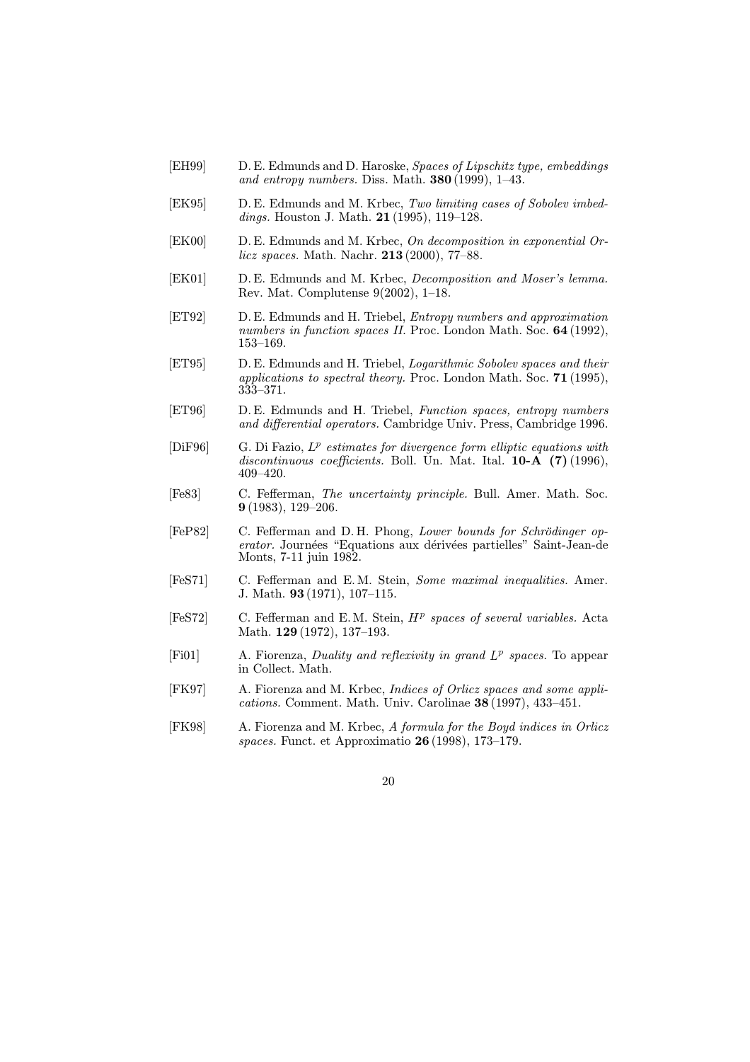[EH99] D. E. Edmunds and D. Haroske, *Spaces of Lipschitz type, embeddings and entropy numbers.* Diss. Math. **380** (1999), 1–43.

[EK95] D. E. Edmunds and M. Krbec, *Two limiting cases of Sobolev imbeddings.* Houston J. Math. **21** (1995), 119–128.

[EK00] D. E. Edmunds and M. Krbec, *On decomposition in exponential Orlicz spaces.* Math. Nachr. **213** (2000), 77–88.

[EK01] D. E. Edmunds and M. Krbec, *Decomposition and Moser's lemma.* Rev. Mat. Complutense 9(2002), 1–18.

[ET92] D. E. Edmunds and H. Triebel, *Entropy numbers and approximation numbers in function spaces II.* Proc. London Math. Soc. **64** (1992), 153–169.

[ET95] D. E. Edmunds and H. Triebel, *Logarithmic Sobolev spaces and their applications to spectral theory.* Proc. London Math. Soc. **71** (1995), 333–371.

[ET96] D. E. Edmunds and H. Triebel, *Function spaces, entropy numbers and differential operators.* Cambridge Univ. Press, Cambridge 1996.

[DiF96] G. Di Fazio, *$L^p$ estimates for divergence form elliptic equations with discontinuous coefficients.* Boll. Un. Mat. Ital. **10-A (7)** (1996), 409–420.

[Fe83] C. Fefferman, *The uncertainty principle.* Bull. Amer. Math. Soc. **9** (1983), 129–206.

[FeP82] C. Fefferman and D. H. Phong, *Lower bounds for Schrödinger operator.* Journées "Equations aux dérivées partielles" Saint-Jean-de Monts, 7-11 juin 1982.

[FeS71] C. Fefferman and E. M. Stein, *Some maximal inequalities.* Amer. J. Math. **93** (1971), 107–115.

[FeS72] C. Fefferman and E. M. Stein, *$H^p$ spaces of several variables.* Acta Math. **129** (1972), 137–193.

[Fi01] A. Fiorenza, *Duality and reflexivity in grand $L^p$ spaces.* To appear in Collect. Math.

[FK97] A. Fiorenza and M. Krbec, *Indices of Orlicz spaces and some applications.* Comment. Math. Univ. Carolinae **38** (1997), 433–451.

[FK98] A. Fiorenza and M. Krbec, *A formula for the Boyd indices in Orlicz spaces.* Funct. et Approximatio **26** (1998), 173–179.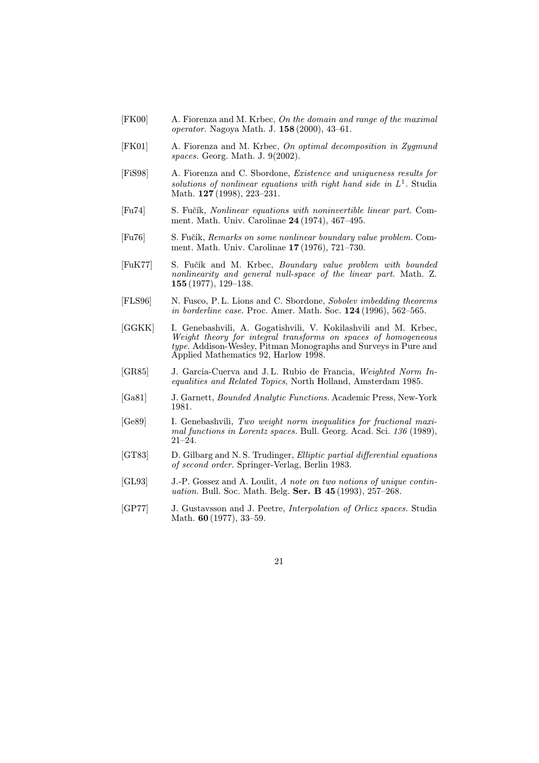[FK00] A. Fiorenza and M. Krbec, *On the domain and range of the maximal operator.* Nagoya Math. J. **158** (2000), 43–61.

[FK01] A. Fiorenza and M. Krbec, *On optimal decomposition in Zygmund spaces.* Georg. Math. J. 9(2002).

[FiS98] A. Fiorenza and C. Sbordone, *Existence and uniqueness results for solutions of nonlinear equations with right hand side in $L^1$.* Studia Math. **127** (1998), 223–231.

[Fu74] S. Fučík, *Nonlinear equations with noninvertible linear part.* Comment. Math. Univ. Carolinae **24** (1974), 467–495.

[Fu76] S. Fučík, *Remarks on some nonlinear boundary value problem.* Comment. Math. Univ. Carolinae **17** (1976), 721–730.

[FuK77] S. Fučík and M. Krbec, *Boundary value problem with bounded nonlinearity and general null-space of the linear part.* Math. Z. **155** (1977), 129–138.

[FLS96] N. Fusco, P. L. Lions and C. Sbordone, *Sobolev imbedding theorems in borderline case.* Proc. Amer. Math. Soc. **124** (1996), 562–565.

[GGKK] I. Genebashvili, A. Gogatishvili, V. Kokilashvili and M. Krbec, *Weight theory for integral transforms on spaces of homogeneous type.* Addison-Wesley, Pitman Monographs and Surveys in Pure and Applied Mathematics 92, Harlow 1998.

[GR85] J. García-Cuerva and J. L. Rubio de Francia, *Weighted Norm Inequalities and Related Topics*, North Holland, Amsterdam 1985.

[Ga81] J. Garnett, *Bounded Analytic Functions.* Academic Press, New-York 1981.

[Ge89] I. Genebashvili, *Two weight norm inequalities for fractional maximal functions in Lorentz spaces.* Bull. Georg. Acad. Sci. *136* (1989), 21–24.

[GT83] D. Gilbarg and N. S. Trudinger, *Elliptic partial differential equations of second order.* Springer-Verlag, Berlin 1983.

[GL93] J.-P. Gossez and A. Loulit, *A note on two notions of unique continuation.* Bull. Soc. Math. Belg. **Ser. B 45** (1993), 257–268.

[GP77] J. Gustavsson and J. Peetre, *Interpolation of Orlicz spaces.* Studia Math. **60** (1977), 33–59.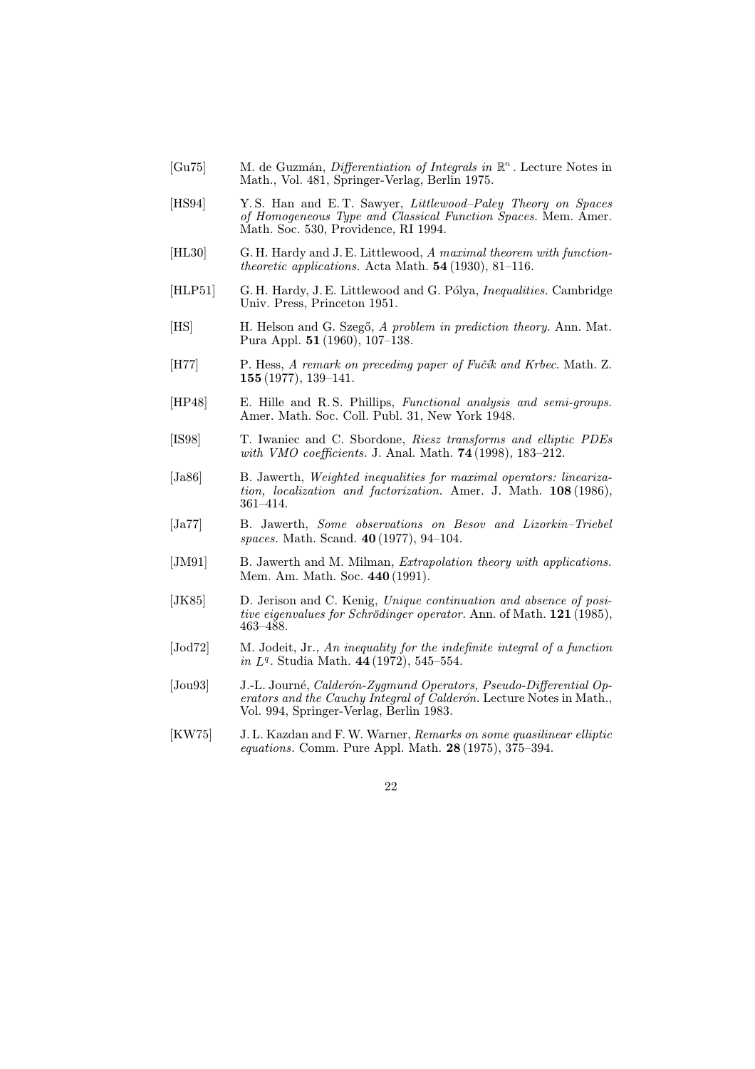[Gu75] M. de Guzmán, *Differentiation of Integrals in* $\mathbb{R}^n$. Lecture Notes in Math., Vol. 481, Springer-Verlag, Berlin 1975.

[HS94] Y. S. Han and E. T. Sawyer, *Littlewood–Paley Theory on Spaces of Homogeneous Type and Classical Function Spaces.* Mem. Amer. Math. Soc. 530, Providence, RI 1994.

[HL30] G. H. Hardy and J. E. Littlewood, *A maximal theorem with function-theoretic applications.* Acta Math. **54** (1930), 81–116.

[HLP51] G. H. Hardy, J. E. Littlewood and G. Pólya, *Inequalities.* Cambridge Univ. Press, Princeton 1951.

[HS] H. Helson and G. Szegő, *A problem in prediction theory.* Ann. Mat. Pura Appl. **51** (1960), 107–138.

[H77] P. Hess, *A remark on preceding paper of Fučík and Krbec.* Math. Z. **155** (1977), 139–141.

[HP48] E. Hille and R. S. Phillips, *Functional analysis and semi-groups.* Amer. Math. Soc. Coll. Publ. 31, New York 1948.

[IS98] T. Iwaniec and C. Sbordone, *Riesz transforms and elliptic PDEs with VMO coefficients.* J. Anal. Math. **74** (1998), 183–212.

[Ja86] B. Jawerth, *Weighted inequalities for maximal operators: linearization, localization and factorization.* Amer. J. Math. **108** (1986), 361–414.

[Ja77] B. Jawerth, *Some observations on Besov and Lizorkin–Triebel spaces.* Math. Scand. **40** (1977), 94–104.

[JM91] B. Jawerth and M. Milman, *Extrapolation theory with applications.* Mem. Am. Math. Soc. **440** (1991).

[JK85] D. Jerison and C. Kenig, *Unique continuation and absence of positive eigenvalues for Schrödinger operator.* Ann. of Math. **121** (1985), 463–488.

[Jod72] M. Jodeit, Jr., *An inequality for the indefinite integral of a function in* $L^q$. Studia Math. **44** (1972), 545–554.

[Jou93] J.-L. Journé, *Calderón-Zygmund Operators, Pseudo-Differential Operators and the Cauchy Integral of Calderón.* Lecture Notes in Math., Vol. 994, Springer-Verlag, Berlin 1983.

[KW75] J. L. Kazdan and F. W. Warner, *Remarks on some quasilinear elliptic equations.* Comm. Pure Appl. Math. **28** (1975), 375–394.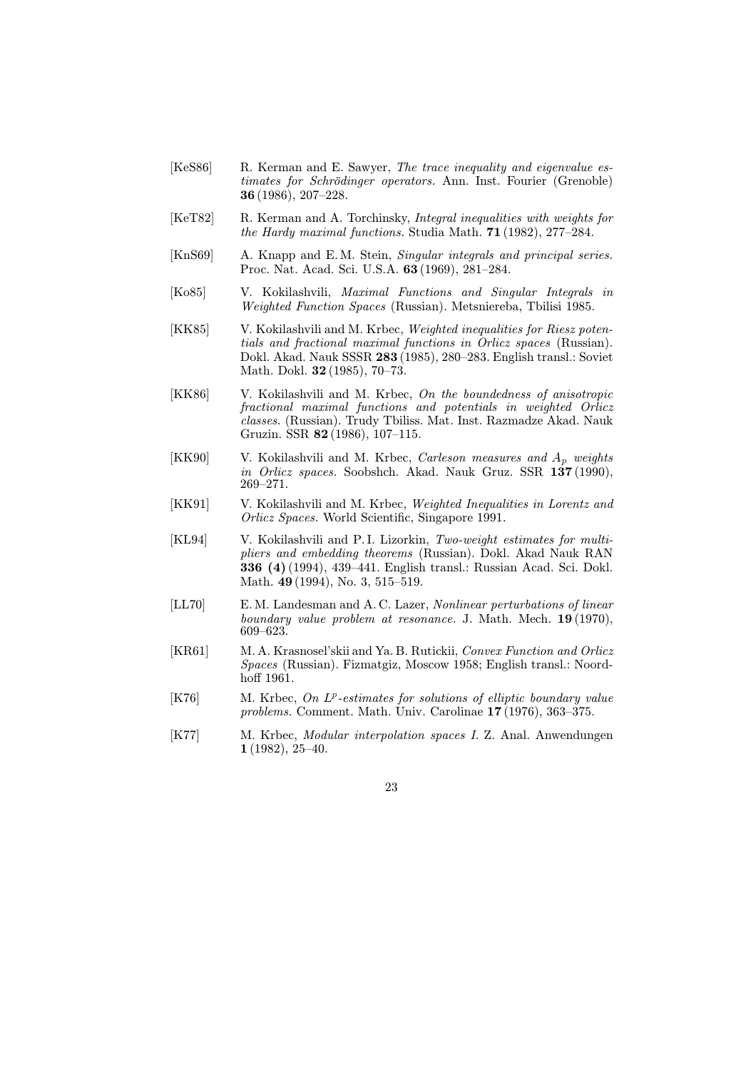[KeS86] R. Kerman and E. Sawyer, *The trace inequality and eigenvalue estimates for Schrödinger operators.* Ann. Inst. Fourier (Grenoble) **36** (1986), 207–228.

[KeT82] R. Kerman and A. Torchinsky, *Integral inequalities with weights for the Hardy maximal functions.* Studia Math. **71** (1982), 277–284.

[KnS69] A. Knapp and E. M. Stein, *Singular integrals and principal series.* Proc. Nat. Acad. Sci. U.S.A. **63** (1969), 281–284.

[Ko85] V. Kokilashvili, *Maximal Functions and Singular Integrals in Weighted Function Spaces* (Russian). Metsniereba, Tbilisi 1985.

[KK85] V. Kokilashvili and M. Krbec, *Weighted inequalities for Riesz potentials and fractional maximal functions in Orlicz spaces* (Russian). Dokl. Akad. Nauk SSSR **283** (1985), 280–283. English transl.: Soviet Math. Dokl. **32** (1985), 70–73.

[KK86] V. Kokilashvili and M. Krbec, *On the boundedness of anisotropic fractional maximal functions and potentials in weighted Orlicz classes.* (Russian). Trudy Tbiliss. Mat. Inst. Razmadze Akad. Nauk Gruzin. SSR **82** (1986), 107–115.

[KK90] V. Kokilashvili and M. Krbec, *Carleson measures and $A_p$ weights in Orlicz spaces.* Soobshch. Akad. Nauk Gruz. SSR **137** (1990), 269–271.

[KK91] V. Kokilashvili and M. Krbec, *Weighted Inequalities in Lorentz and Orlicz Spaces.* World Scientific, Singapore 1991.

[KL94] V. Kokilashvili and P. I. Lizorkin, *Two-weight estimates for multipliers and embedding theorems* (Russian). Dokl. Akad Nauk RAN **336 (4)** (1994), 439–441. English transl.: Russian Acad. Sci. Dokl. Math. **49** (1994), No. 3, 515–519.

[LL70] E. M. Landesman and A. C. Lazer, *Nonlinear perturbations of linear boundary value problem at resonance.* J. Math. Mech. **19** (1970), 609–623.

[KR61] M. A. Krasnosel'skii and Ya. B. Rutickii, *Convex Function and Orlicz Spaces* (Russian). Fizmatgiz, Moscow 1958; English transl.: Noordhoff 1961.

[K76] M. Krbec, *On $L^p$-estimates for solutions of elliptic boundary value problems.* Comment. Math. Univ. Carolinae **17** (1976), 363–375.

[K77] M. Krbec, *Modular interpolation spaces I.* Z. Anal. Anwendungen **1** (1982), 25–40.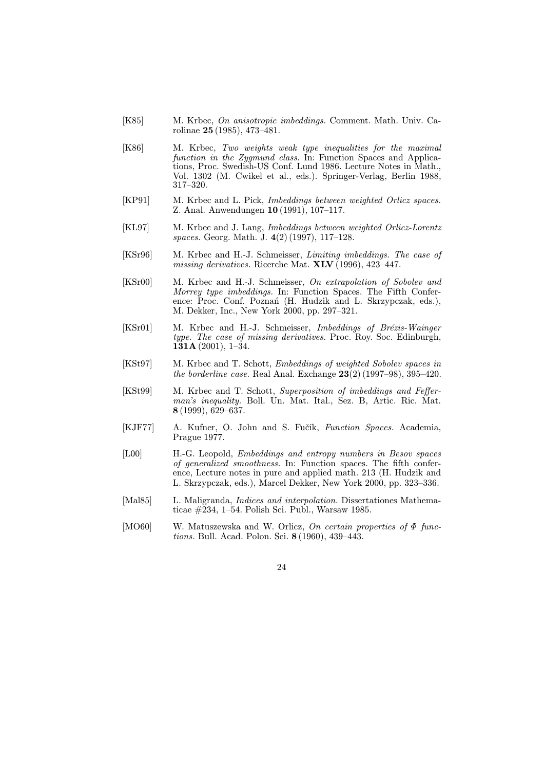[K85] M. Krbec, *On anisotropic imbeddings.* Comment. Math. Univ. Carolinae **25** (1985), 473–481.

[K86] M. Krbec, *Two weights weak type inequalities for the maximal function in the Zygmund class.* In: Function Spaces and Applications, Proc. Swedish-US Conf. Lund 1986. Lecture Notes in Math., Vol. 1302 (M. Cwikel et al., eds.). Springer-Verlag, Berlin 1988, 317–320.

[KP91] M. Krbec and L. Pick, *Imbeddings between weighted Orlicz spaces.* Z. Anal. Anwendungen **10** (1991), 107–117.

[KL97] M. Krbec and J. Lang, *Imbeddings between weighted Orlicz-Lorentz spaces.* Georg. Math. J. **4**(2) (1997), 117–128.

[KSr96] M. Krbec and H.-J. Schmeisser, *Limiting imbeddings. The case of missing derivatives.* Ricerche Mat. **XLV** (1996), 423–447.

[KSr00] M. Krbec and H.-J. Schmeisser, *On extrapolation of Sobolev and Morrey type imbeddings.* In: Function Spaces. The Fifth Conference: Proc. Conf. Poznań (H. Hudzik and L. Skrzypczak, eds.), M. Dekker, Inc., New York 2000, pp. 297–321.

[KSr01] M. Krbec and H.-J. Schmeisser, *Imbeddings of Brézis-Wainger type. The case of missing derivatives.* Proc. Roy. Soc. Edinburgh, **131A** (2001), 1–34.

[KSt97] M. Krbec and T. Schott, *Embeddings of weighted Sobolev spaces in the borderline case.* Real Anal. Exchange **23**(2) (1997–98), 395–420.

[KSt99] M. Krbec and T. Schott, *Superposition of imbeddings and Fefferman's inequality.* Boll. Un. Mat. Ital., Sez. B, Artic. Ric. Mat. **8** (1999), 629–637.

[KJF77] A. Kufner, O. John and S. Fučík, *Function Spaces.* Academia, Prague 1977.

[L00] H.-G. Leopold, *Embeddings and entropy numbers in Besov spaces of generalized smoothness.* In: Function spaces. The fifth conference, Lecture notes in pure and applied math. 213 (H. Hudzik and L. Skrzypczak, eds.), Marcel Dekker, New York 2000, pp. 323–336.

[Mal85] L. Maligranda, *Indices and interpolation.* Dissertationes Mathematicae #234, 1–54. Polish Sci. Publ., Warsaw 1985.

[MO60] W. Matuszewska and W. Orlicz, *On certain properties of $\Phi$ functions.* Bull. Acad. Polon. Sci. **8** (1960), 439–443.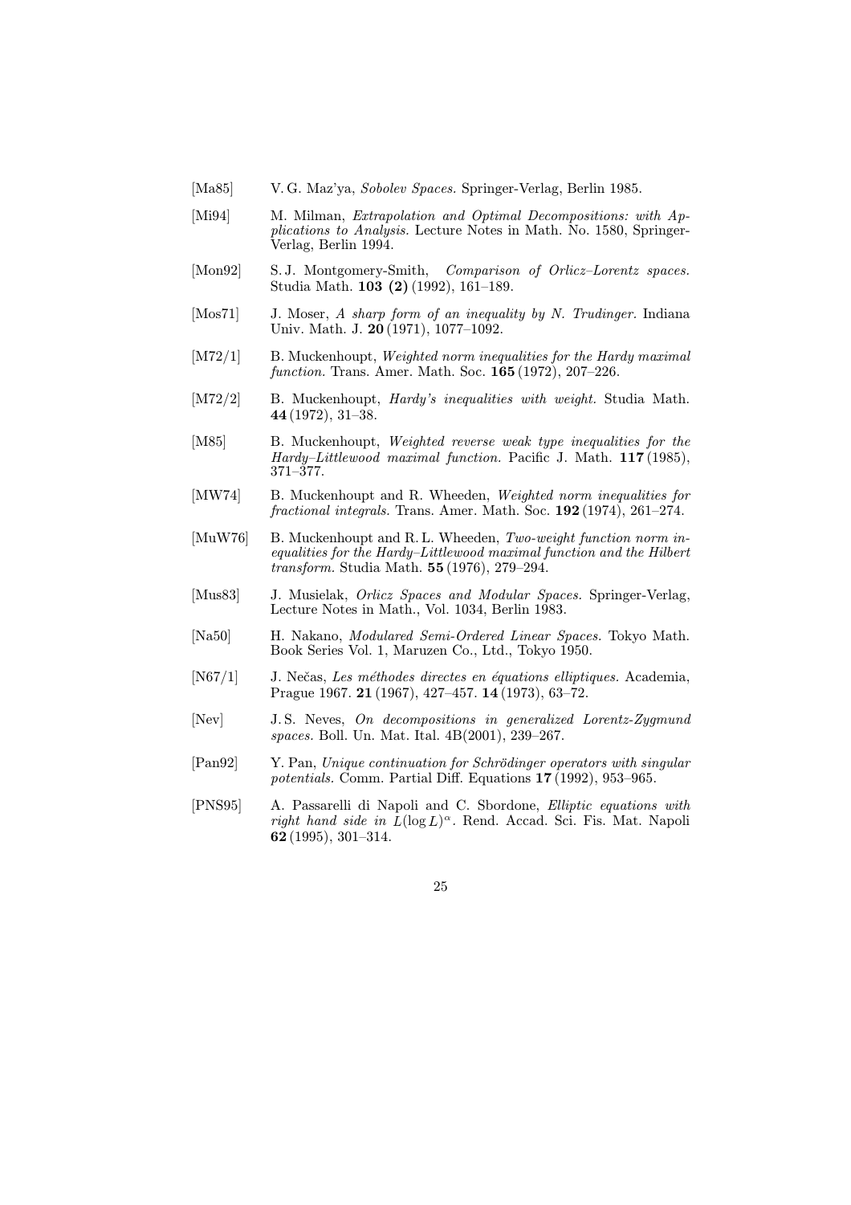[Ma85] V. G. Maz'ya, *Sobolev Spaces.* Springer-Verlag, Berlin 1985.

[Mi94] M. Milman, *Extrapolation and Optimal Decompositions: with Applications to Analysis.* Lecture Notes in Math. No. 1580, Springer-Verlag, Berlin 1994.

[Mon92] S. J. Montgomery-Smith, *Comparison of Orlicz–Lorentz spaces.* Studia Math. **103 (2)** (1992), 161–189.

[Mos71] J. Moser, *A sharp form of an inequality by N. Trudinger.* Indiana Univ. Math. J. **20** (1971), 1077–1092.

[M72/1] B. Muckenhoupt, *Weighted norm inequalities for the Hardy maximal function.* Trans. Amer. Math. Soc. **165** (1972), 207–226.

[M72/2] B. Muckenhoupt, *Hardy's inequalities with weight.* Studia Math. **44** (1972), 31–38.

[M85] B. Muckenhoupt, *Weighted reverse weak type inequalities for the Hardy–Littlewood maximal function.* Pacific J. Math. **117** (1985), 371–377.

[MW74] B. Muckenhoupt and R. Wheeden, *Weighted norm inequalities for fractional integrals.* Trans. Amer. Math. Soc. **192** (1974), 261–274.

[MuW76] B. Muckenhoupt and R. L. Wheeden, *Two-weight function norm inequalities for the Hardy–Littlewood maximal function and the Hilbert transform.* Studia Math. **55** (1976), 279–294.

[Mus83] J. Musielak, *Orlicz Spaces and Modular Spaces.* Springer-Verlag, Lecture Notes in Math., Vol. 1034, Berlin 1983.

[Na50] H. Nakano, *Modulared Semi-Ordered Linear Spaces.* Tokyo Math. Book Series Vol. 1, Maruzen Co., Ltd., Tokyo 1950.

[N67/1] J. Nečas, *Les méthodes directes en équations elliptiques.* Academia, Prague 1967. **21** (1967), 427–457. **14** (1973), 63–72.

[Nev] J. S. Neves, *On decompositions in generalized Lorentz-Zygmund spaces.* Boll. Un. Mat. Ital. 4B(2001), 239–267.

[Pan92] Y. Pan, *Unique continuation for Schrödinger operators with singular potentials.* Comm. Partial Diff. Equations **17** (1992), 953–965.

[PNS95] A. Passarelli di Napoli and C. Sbordone, *Elliptic equations with right hand side in* $L(\log L)^{\alpha}$. Rend. Accad. Sci. Fis. Mat. Napoli **62** (1995), 301–314.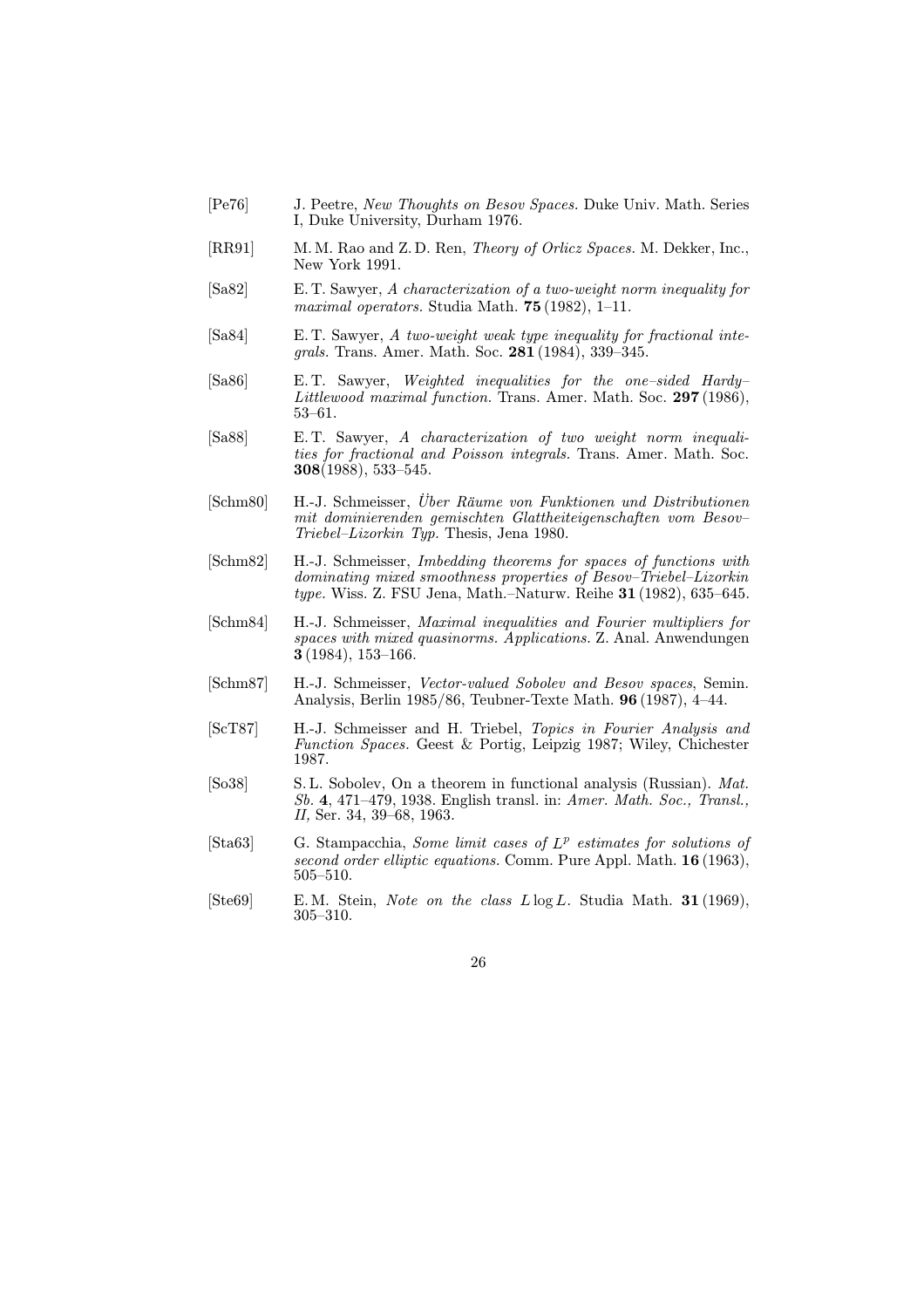[Pe76] J. Peetre, *New Thoughts on Besov Spaces.* Duke Univ. Math. Series I, Duke University, Durham 1976.

[RR91] M. M. Rao and Z. D. Ren, *Theory of Orlicz Spaces.* M. Dekker, Inc., New York 1991.

[Sa82] E. T. Sawyer, *A characterization of a two-weight norm inequality for maximal operators.* Studia Math. **75** (1982), 1–11.

[Sa84] E. T. Sawyer, *A two-weight weak type inequality for fractional integrals.* Trans. Amer. Math. Soc. **281** (1984), 339–345.

[Sa86] E. T. Sawyer, *Weighted inequalities for the one–sided Hardy–Littlewood maximal function.* Trans. Amer. Math. Soc. **297** (1986), 53–61.

[Sa88] E. T. Sawyer, *A characterization of two weight norm inequalities for fractional and Poisson integrals.* Trans. Amer. Math. Soc. **308**(1988), 533–545.

[Schm80] H.-J. Schmeisser, *Über Räume von Funktionen und Distributionen mit dominierenden gemischten Glattheiteigenschaften vom Besov–Triebel–Lizorkin Typ.* Thesis, Jena 1980.

[Schm82] H.-J. Schmeisser, *Imbedding theorems for spaces of functions with dominating mixed smoothness properties of Besov–Triebel–Lizorkin type.* Wiss. Z. FSU Jena, Math.–Naturw. Reihe **31** (1982), 635–645.

[Schm84] H.-J. Schmeisser, *Maximal inequalities and Fourier multipliers for spaces with mixed quasinorms. Applications.* Z. Anal. Anwendungen **3** (1984), 153–166.

[Schm87] H.-J. Schmeisser, *Vector-valued Sobolev and Besov spaces*, Semin. Analysis, Berlin 1985/86, Teubner-Texte Math. **96** (1987), 4–44.

[ScT87] H.-J. Schmeisser and H. Triebel, *Topics in Fourier Analysis and Function Spaces.* Geest & Portig, Leipzig 1987; Wiley, Chichester 1987.

[So38] S. L. Sobolev, On a theorem in functional analysis (Russian). *Mat. Sb.* **4**, 471–479, 1938. English transl. in: *Amer. Math. Soc., Transl., II,* Ser. 34, 39–68, 1963.

[Sta63] G. Stampacchia, *Some limit cases of $L^p$ estimates for solutions of second order elliptic equations.* Comm. Pure Appl. Math. **16** (1963), 505–510.

[Ste69] E. M. Stein, *Note on the class $L \log L$.* Studia Math. **31** (1969), 305–310.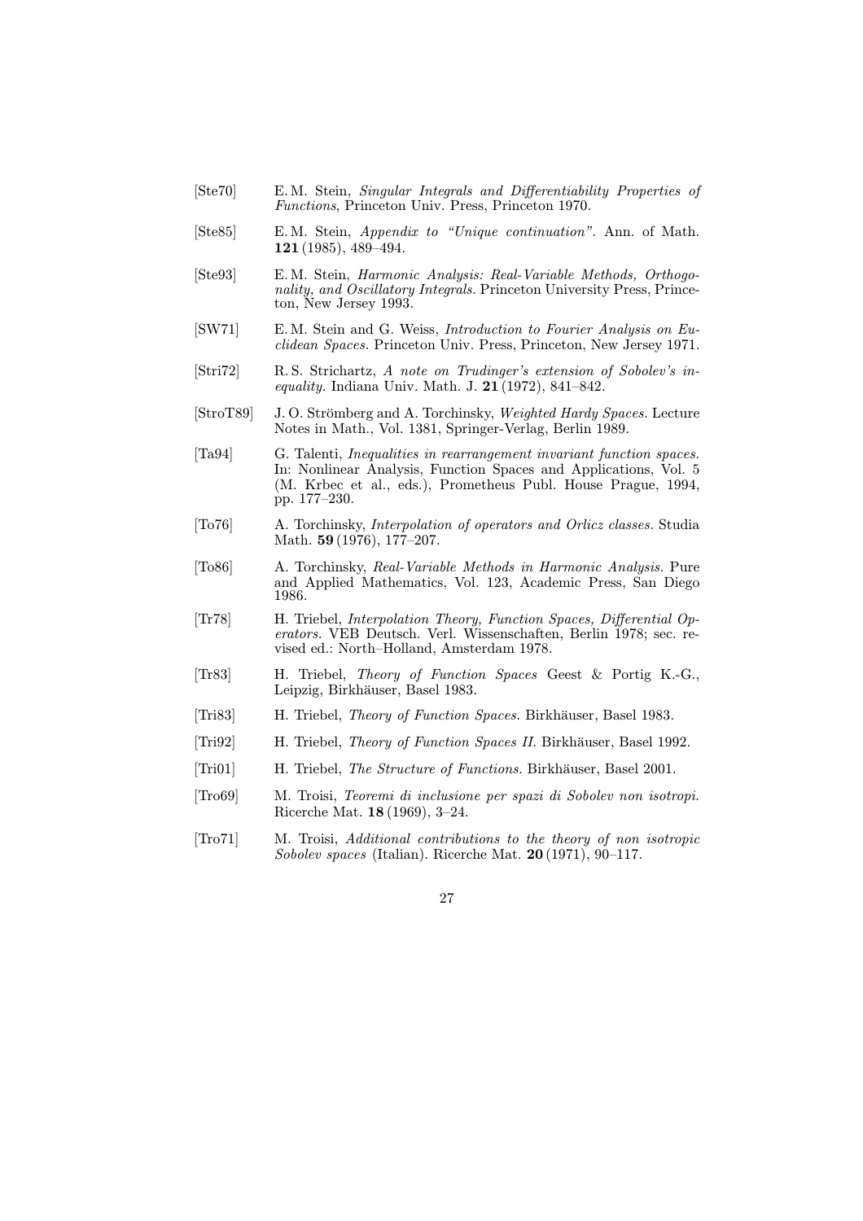[Ste70] E. M. Stein, *Singular Integrals and Differentiability Properties of Functions*, Princeton Univ. Press, Princeton 1970.

[Ste85] E. M. Stein, *Appendix to "Unique continuation"*. Ann. of Math. **121** (1985), 489–494.

[Ste93] E. M. Stein, *Harmonic Analysis: Real-Variable Methods, Orthogonality, and Oscillatory Integrals.* Princeton University Press, Princeton, New Jersey 1993.

[SW71] E. M. Stein and G. Weiss, *Introduction to Fourier Analysis on Euclidean Spaces.* Princeton Univ. Press, Princeton, New Jersey 1971.

[Stri72] R. S. Strichartz, *A note on Trudinger's extension of Sobolev's inequality.* Indiana Univ. Math. J. **21** (1972), 841–842.

[StroT89] J. O. Strömberg and A. Torchinsky, *Weighted Hardy Spaces.* Lecture Notes in Math., Vol. 1381, Springer-Verlag, Berlin 1989.

[Ta94] G. Talenti, *Inequalities in rearrangement invariant function spaces.* In: Nonlinear Analysis, Function Spaces and Applications, Vol. 5 (M. Krbec et al., eds.), Prometheus Publ. House Prague, 1994, pp. 177–230.

[To76] A. Torchinsky, *Interpolation of operators and Orlicz classes.* Studia Math. **59** (1976), 177–207.

[To86] A. Torchinsky, *Real-Variable Methods in Harmonic Analysis.* Pure and Applied Mathematics, Vol. 123, Academic Press, San Diego 1986.

[Tr78] H. Triebel, *Interpolation Theory, Function Spaces, Differential Operators.* VEB Deutsch. Verl. Wissenschaften, Berlin 1978; sec. revised ed.: North–Holland, Amsterdam 1978.

[Tr83] H. Triebel, *Theory of Function Spaces* Geest & Portig K.-G., Leipzig, Birkhäuser, Basel 1983.

[Tri83] H. Triebel, *Theory of Function Spaces.* Birkhäuser, Basel 1983.

[Tri92] H. Triebel, *Theory of Function Spaces II.* Birkhäuser, Basel 1992.

[Tri01] H. Triebel, *The Structure of Functions.* Birkhäuser, Basel 2001.

[Tro69] M. Troisi, *Teoremi di inclusione per spazi di Sobolev non isotropi.* Ricerche Mat. **18** (1969), 3–24.

[Tro71] M. Troisi, *Additional contributions to the theory of non isotropic Sobolev spaces* (Italian). Ricerche Mat. **20** (1971), 90–117.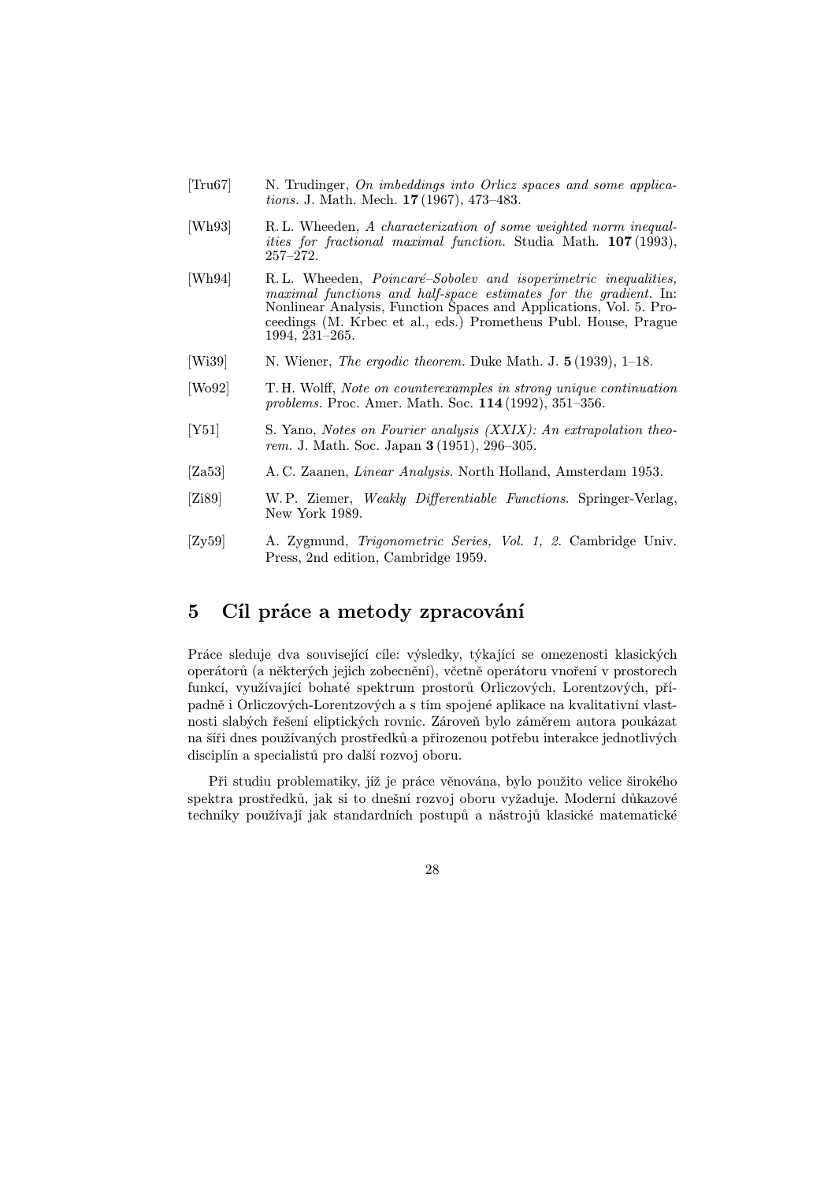[Tru67] N. Trudinger, *On imbeddings into Orlicz spaces and some applications.* J. Math. Mech. **17** (1967), 473–483.

[Wh93] R. L. Wheeden, *A characterization of some weighted norm inequalities for fractional maximal function.* Studia Math. **107** (1993), 257–272.

[Wh94] R. L. Wheeden, *Poincaré–Sobolev and isoperimetric inequalities, maximal functions and half-space estimates for the gradient.* In: Nonlinear Analysis, Function Spaces and Applications, Vol. 5. Proceedings (M. Krbec et al., eds.) Prometheus Publ. House, Prague 1994, 231–265.

[Wi39] N. Wiener, *The ergodic theorem.* Duke Math. J. **5** (1939), 1–18.

[Wo92] T. H. Wolff, *Note on counterexamples in strong unique continuation problems.* Proc. Amer. Math. Soc. **114** (1992), 351–356.

[Y51] S. Yano, *Notes on Fourier analysis (XXIX): An extrapolation theorem.* J. Math. Soc. Japan **3** (1951), 296–305.

[Za53] A. C. Zaanen, *Linear Analysis.* North Holland, Amsterdam 1953.

[Zi89] W. P. Ziemer, *Weakly Differentiable Functions.* Springer-Verlag, New York 1989.

[Zy59] A. Zygmund, *Trigonometric Series, Vol. 1, 2.* Cambridge Univ. Press, 2nd edition, Cambridge 1959.

## 5 Cíl práce a metody zpracování

Práce sleduje dva související cíle: výsledky, týkající se omezenosti klasických operátorů (a některých jejich zobecnění), včetně operátoru vnoření v prostorech funkcí, využívající bohaté spektrum prostorů Orliczových, Lorentzových, případně i Orliczových-Lorentzových a s tím spojené aplikace na kvalitativní vlastnosti slabých řešení eliptických rovnic. Zároveň bylo záměrem autora poukázat na šíři dnes používaných prostředků a přirozenou potřebu interakce jednotlivých disciplín a specialistů pro další rozvoj oboru.

Při studiu problematiky, jíž je práce věnována, bylo použito velice širokého spektra prostředků, jak si to dnešní rozvoj oboru vyžaduje. Moderní důkazové techniky používají jak standardních postupů a nástrojů klasické matematické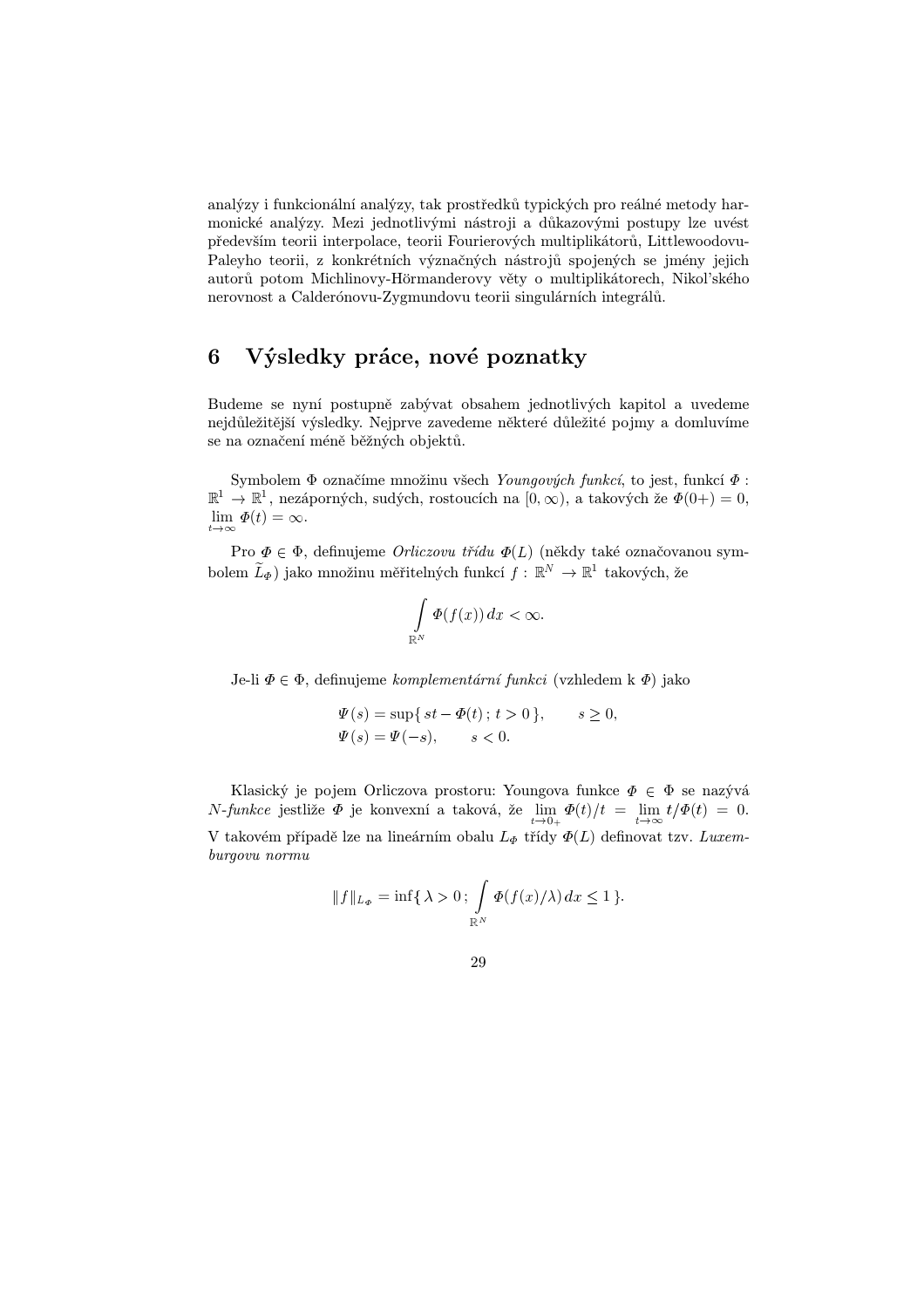analýzy i funkcionální analýzy, tak prostředků typických pro reálné metody harmonické analýzy. Mezi jednotlivými nástroji a důkazovými postupy lze uvést především teorii interpolace, teorii Fourierových multiplikátorů, Littlewoodovu-Paleyho teorii, z konkrétních význačných nástrojů spojených se jmény jejich autorů potom Michlinovy-Hörmanderovy věty o multiplikátorech, Nikol'ského nerovnost a Calderónovu-Zygmundovu teorii singulárních integrálů.

# 6 Výsledky práce, nové poznatky

Budeme se nyní postupně zabývat obsahem jednotlivých kapitol a uvedeme nejdůležitější výsledky. Nejprve zavedeme některé důležité pojmy a domluvíme se na označení méně běžných objektů.

Symbolem $\Phi$ označíme množinu všech *Youngových funkcí*, to jest, funkcí $\Phi : \mathbb{R}^1 \to \mathbb{R}^1$, nezáporných, sudých, rostoucích na $[0, \infty)$, a takových že $\Phi(0+) = 0$, $\lim_{t\to\infty} \Phi(t) = \infty$.

Pro $\Phi \in \Phi$, definujeme *Orliczovu třídu* $\Phi(L)$ (někdy také označovanou symbolem $\widetilde{L}_\Phi$) jako množinu měřitelných funkcí $f : \mathbb{R}^N \to \mathbb{R}^1$ takových, že

$$\int_{\mathbb{R}^N} \Phi(f(x))\, dx < \infty.$$

Je-li $\Phi \in \Phi$, definujeme *komplementární funkci* (vzhledem k $\Phi$) jako

$$\Psi(s) = \sup\{\, st - \Phi(t)\, ;\, t > 0\,\}, \qquad s \geq 0,$$
$$\Psi(s) = \Psi(-s), \qquad s < 0.$$

Klasický je pojem Orliczova prostoru: Youngova funkce $\Phi \in \Phi$ se nazývá *N-funkce* jestliže $\Phi$ je konvexní a taková, že $\lim_{t\to 0+} \Phi(t)/t = \lim_{t\to\infty} t/\Phi(t) = 0$. V takovém případě lze na lineárním obalu $L_\Phi$ třídy $\Phi(L)$ definovat tzv. *Luxemburgovu normu*

$$\|f\|_{L_\Phi} = \inf\{\, \lambda > 0\, ;\, \int_{\mathbb{R}^N} \Phi(f(x)/\lambda)\, dx \leq 1\,\}.$$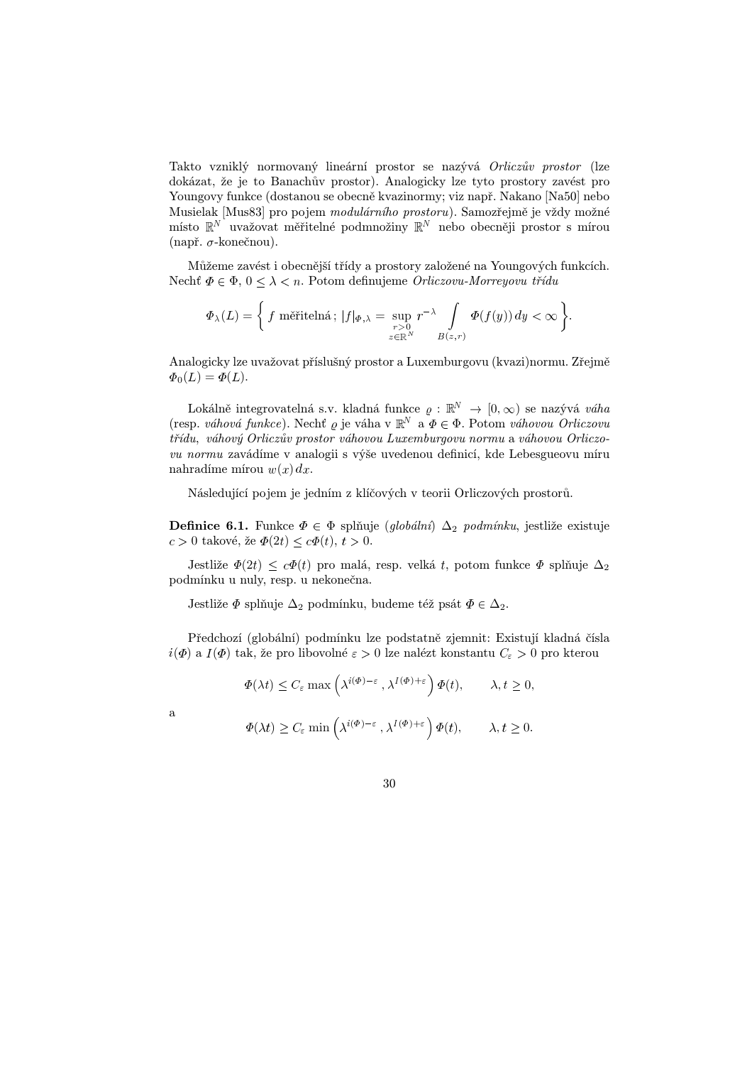Takto vzniklý normovaný lineární prostor se nazývá *Orliczův prostor* (lze dokázat, že je to Banachův prostor). Analogicky lze tyto prostory zavést pro Youngovy funkce (dostanou se obecně kvazinormy; viz např. Nakano [Na50] nebo Musielak [Mus83] pro pojem *modulárního prostoru*). Samozřejmě je vždy možné místo $\mathbb{R}^N$ uvažovat měřitelné podmnožiny $\mathbb{R}^N$ nebo obecněji prostor s mírou (např. $\sigma$-konečnou).

Můžeme zavést i obecnější třídy a prostory založené na Youngových funkcích. Nechť $\Phi \in \Phi$, $0 \leq \lambda < n$. Potom definujeme *Orliczovu-Morreyovu třídu*

$$\Phi_\lambda(L) = \left\{ f \text{ měřitelná}\,;\; |f|_{\Phi,\lambda} = \sup_{\substack{r>0 \\ z\in\mathbb{R}^N}} r^{-\lambda} \int\limits_{B(z,r)} \Phi(f(y))\,dy < \infty \right\}.$$

Analogicky lze uvažovat příslušný prostor a Luxemburgovu (kvazi)normu. Zřejmě $\Phi_0(L) = \Phi(L)$.

Lokálně integrovatelná s.v. kladná funkce $\varrho : \mathbb{R}^N \to [0, \infty)$ se nazývá *váha* (resp. *váhová funkce*). Nechť $\varrho$ je váha v $\mathbb{R}^N$ a $\Phi \in \Phi$. Potom *váhovou Orliczovu třídu*, *váhový Orliczův prostor váhovou Luxemburgovu normu* a *váhovou Orliczovu normu* zavádíme v analogii s výše uvedenou definicí, kde Lebesgueovu míru nahradíme mírou $w(x)\,dx$.

Následující pojem je jedním z klíčových v teorii Orliczových prostorů.

**Definice 6.1.** Funkce $\Phi \in \Phi$ splňuje (*globální*) $\Delta_2$ *podmínku*, jestliže existuje $c > 0$ takové, že $\Phi(2t) \leq c\Phi(t)$, $t > 0$.

Jestliže $\Phi(2t) \leq c\Phi(t)$ pro malá, resp. velká $t$, potom funkce $\Phi$ splňuje $\Delta_2$ podmínku u nuly, resp. u nekonečna.

Jestliže $\Phi$ splňuje $\Delta_2$ podmínku, budeme též psát $\Phi \in \Delta_2$.

Předchozí (globální) podmínku lze podstatně zjemnit: Existují kladná čísla $i(\Phi)$ a $I(\Phi)$ tak, že pro libovolné $\varepsilon > 0$ lze nalézt konstantu $C_\varepsilon > 0$ pro kterou

$$\Phi(\lambda t) \leq C_\varepsilon \max\left(\lambda^{i(\Phi)-\varepsilon}, \lambda^{I(\Phi)+\varepsilon}\right)\Phi(t), \qquad \lambda, t \geq 0,$$

a

$$\Phi(\lambda t) \geq C_\varepsilon \min\left(\lambda^{i(\Phi)-\varepsilon}, \lambda^{I(\Phi)+\varepsilon}\right)\Phi(t), \qquad \lambda, t \geq 0.$$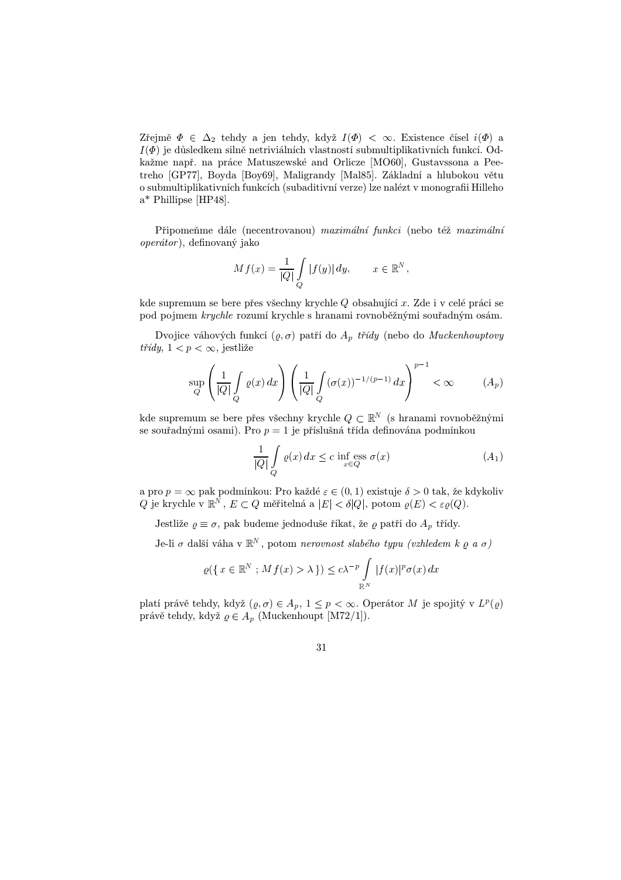Zřejmě $\Phi \in \Delta_2$ tehdy a jen tehdy, když $I(\Phi) < \infty$. Existence čísel $i(\Phi)$ a $I(\Phi)$ je důsledkem silně netriviálních vlastností submultiplikativních funkcí. Odkažme např. na práce Matuszewské and Orlicze [MO60], Gustavssona a Peetreho [GP77], Boyda [Boy69], Maligrandy [Mal85]. Základní a hlubokou větu o submultiplikativních funkcích (subaditivní verze) lze nalézt v monografii Hilleho a* Phillipse [HP48].

Připomeňme dále (necentrovanou) *maximální funkci* (nebo též *maximální operátor*), definovaný jako

$$Mf(x) = \frac{1}{|Q|} \int_Q |f(y)|\, dy, \qquad x \in \mathbb{R}^N,$$

kde supremum se bere přes všechny krychle $Q$ obsahující $x$. Zde i v celé práci se pod pojmem *krychle* rozumí krychle s hranami rovnoběžnými souřadným osám.

Dvojice váhových funkcí $(\varrho, \sigma)$ patří do $A_p$ *třídy* (nebo do *Muckenhouptovy třídy*, $1 < p < \infty$, jestliže

$$\sup_Q \left( \frac{1}{|Q|} \int_Q \varrho(x)\, dx \right) \left( \frac{1}{|Q|} \int_Q (\sigma(x))^{-1/(p-1)}\, dx \right)^{p-1} < \infty \qquad (A_p)$$

kde supremum se bere přes všechny krychle $Q \subset \mathbb{R}^N$ (s hranami rovnoběžnými se souřadnými osami). Pro $p = 1$ je příslušná třída definována podmínkou

$$\frac{1}{|Q|} \int_Q \varrho(x)\, dx \leq c \operatorname*{inf\,ess}_{x \in Q} \sigma(x) \qquad (A_1)$$

a pro $p = \infty$ pak podmínkou: Pro každé $\varepsilon \in (0,1)$ existuje $\delta > 0$ tak, že kdykoliv $Q$ je krychle v $\mathbb{R}^N$, $E \subset Q$ měřitelná a $|E| < \delta |Q|$, potom $\varrho(E) < \varepsilon \varrho(Q)$.

Jestliže $\varrho \equiv \sigma$, pak budeme jednoduše říkat, že $\varrho$ patří do $A_p$ třídy.

Je-li $\sigma$ další váha v $\mathbb{R}^N$, potom *nerovnost slabého typu (vzhledem k $\varrho$ a $\sigma$)*

$$\varrho(\{ x \in \mathbb{R}^N ; Mf(x) > \lambda \}) \leq c \lambda^{-p} \int_{\mathbb{R}^N} |f(x)|^p \sigma(x)\, dx$$

platí právě tehdy, když $(\varrho, \sigma) \in A_p$, $1 \leq p < \infty$. Operátor $M$ je spojitý v $L^p(\varrho)$ právě tehdy, když $\varrho \in A_p$ (Muckenhoupt [M72/1]).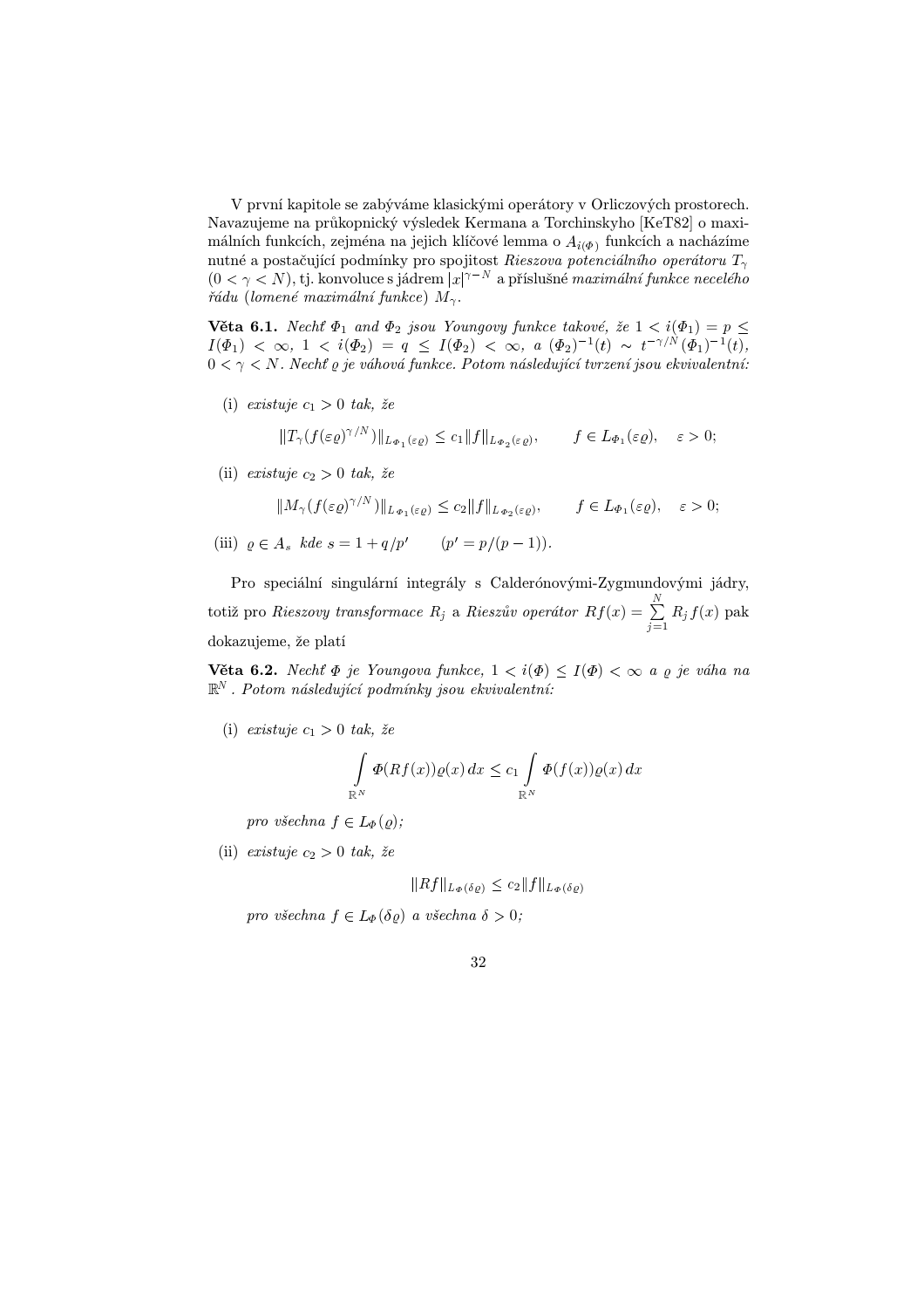V první kapitole se zabýváme klasickými operátory v Orliczových prostorech. Navazujeme na průkopnický výsledek Kermana a Torchinskyho [KeT82] o maximálních funkcích, zejména na jejich klíčové lemma o $A_{i(\Phi)}$ funkcích a nacházíme nutné a postačující podmínky pro spojitost *Rieszova potenciálního operátoru* $T_\gamma$ $(0 < \gamma < N)$, tj. konvoluce s jádrem $|x|^{\gamma - N}$ a příslušné *maximální funkce neceléhořádu* (*lomené maximální funkce*) $M_\gamma$.

**Věta 6.1.** *Nechť $\Phi_1$ and $\Phi_2$ jsou Youngovy funkce takové, že $1 < i(\Phi_1) = p \leq I(\Phi_1) < \infty$, $1 < i(\Phi_2) = q \leq I(\Phi_2) < \infty$, a $(\Phi_2)^{-1}(t) \sim t^{-\gamma/N}(\Phi_1)^{-1}(t)$, $0 < \gamma < N$. Nechť $\varrho$ je váhová funkce. Potom následující tvrzení jsou ekvivalentní:*

(i) *existuje $c_1 > 0$ tak, že*

$$\|T_\gamma(f(\varepsilon\varrho)^{\gamma/N})\|_{L_{\Phi_1}(\varepsilon\varrho)} \leq c_1 \|f\|_{L_{\Phi_2}(\varepsilon\varrho)}, \qquad f \in L_{\Phi_1}(\varepsilon\varrho), \quad \varepsilon > 0;$$

(ii) *existuje $c_2 > 0$ tak, že*

$$\|M_\gamma(f(\varepsilon\varrho)^{\gamma/N})\|_{L_{\Phi_1}(\varepsilon\varrho)} \leq c_2 \|f\|_{L_{\Phi_2}(\varepsilon\varrho)}, \qquad f \in L_{\Phi_1}(\varepsilon\varrho), \quad \varepsilon > 0;$$

(iii) *$\varrho \in A_s$ kde $s = 1 + q/p'$* $\qquad (p' = p/(p-1))$.

Pro speciální singulární integrály s Calderónovými-Zygmundovými jádry, totiž pro *Rieszovy transformace* $R_j$ a *Rieszův operátor* $Rf(x) = \sum_{j=1}^{N} R_j f(x)$ pak dokazujeme, že platí

**Věta 6.2.** *Nechť $\Phi$ je Youngova funkce, $1 < i(\Phi) \leq I(\Phi) < \infty$ a $\varrho$ je váha na $\mathbb{R}^N$. Potom následující podmínky jsou ekvivalentní:*

(i) *existuje $c_1 > 0$ tak, že*

$$\int_{\mathbb{R}^N} \Phi(Rf(x))\varrho(x)\,dx \leq c_1 \int_{\mathbb{R}^N} \Phi(f(x))\varrho(x)\,dx$$

*pro všechna $f \in L_\Phi(\varrho)$;*

(ii) *existuje $c_2 > 0$ tak, že*

$$\|Rf\|_{L_\Phi(\delta\varrho)} \leq c_2 \|f\|_{L_\Phi(\delta\varrho)}$$

*pro všechna $f \in L_\Phi(\delta\varrho)$ a všechna $\delta > 0$;*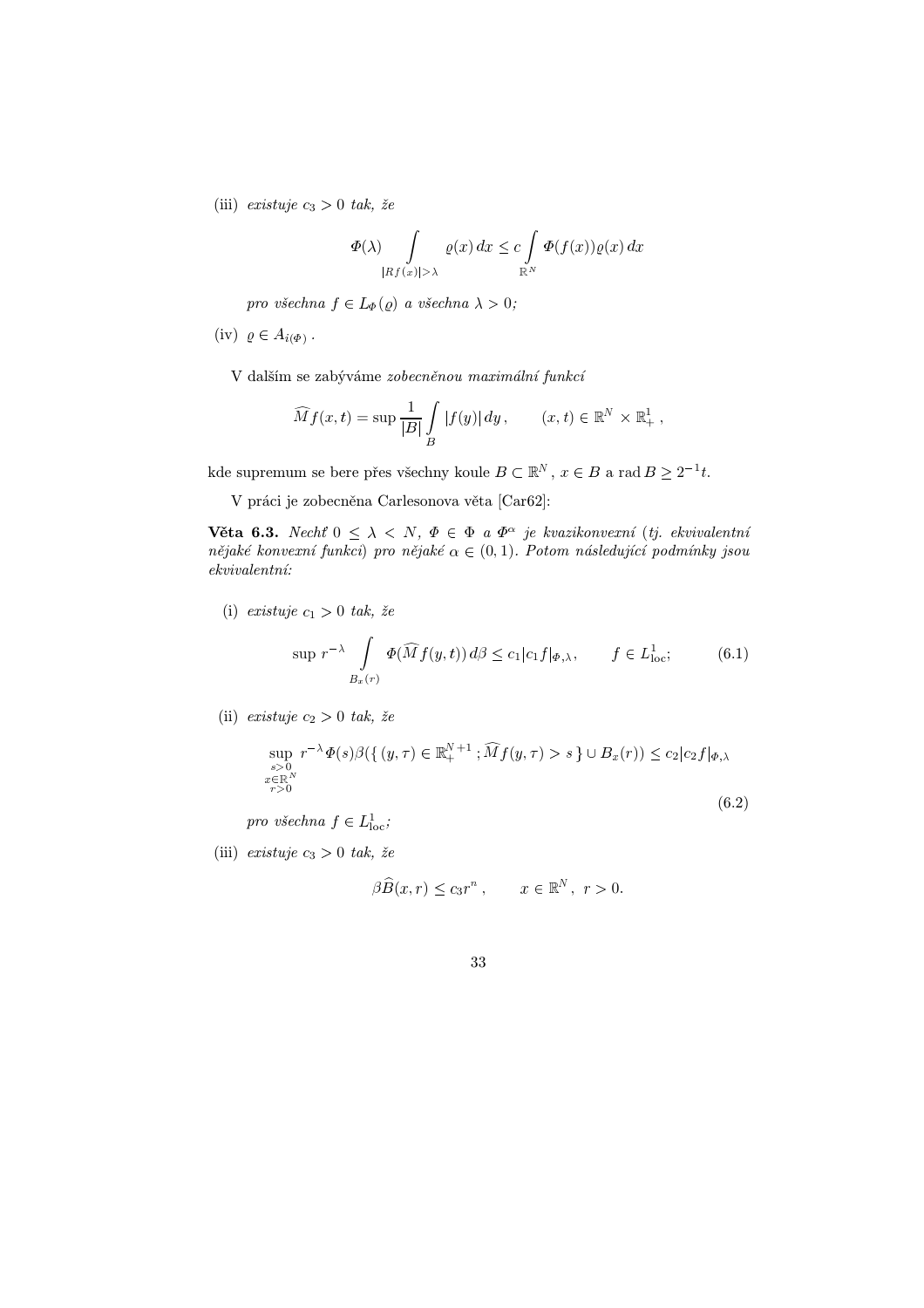(iii) *existuje* $c_3 > 0$ *tak, že*

$$\Phi(\lambda) \int\limits_{|Rf(x)|>\lambda} \varrho(x)\,dx \le c \int\limits_{\mathbb{R}^N} \Phi(f(x))\varrho(x)\,dx$$

*pro všechna* $f \in L_\Phi(\varrho)$ *a všechna* $\lambda > 0$*;*

(iv) $\varrho \in A_{i(\Phi)}$ .

V dalším se zabýváme *zobecněnou maximální funkcí*

$$\widehat{M}f(x,t) = \sup \frac{1}{|B|} \int\limits_B |f(y)|\,dy\,, \qquad (x,t) \in \mathbb{R}^N \times \mathbb{R}^1_+\,,$$

kde supremum se bere přes všechny koule $B \subset \mathbb{R}^N$, $x \in B$ a $\operatorname{rad} B \ge 2^{-1}t$.

V práci je zobecněna Carlesonova věta [Car62]:

**Věta 6.3.** *Nechť* $0 \le \lambda < N$, $\Phi \in \Phi$ *a* $\Phi^\alpha$ *je kvazikonvexní (tj. ekvivalentní nějaké konvexní funkci) pro nějaké* $\alpha \in (0,1)$*. Potom následující podmínky jsou ekvivalentní:*

(i) *existuje* $c_1 > 0$ *tak, že*

$$\sup r^{-\lambda} \int\limits_{B_x(r)} \Phi(\widehat{M}f(y,t))\,d\beta \le c_1 |c_1 f|_{\Phi,\lambda}, \qquad f \in L^1_{\mathrm{loc}}; \tag{6.1}$$

(ii) *existuje* $c_2 > 0$ *tak, že*

$$\sup_{\substack{s>0\\ x\in\mathbb{R}^N\\ r>0}} r^{-\lambda}\Phi(s)\beta(\{\,(y,\tau) \in \mathbb{R}^{N+1}_+\,; \widehat{M}f(y,\tau) > s\,\} \cup B_x(r)) \le c_2|c_2 f|_{\Phi,\lambda} \tag{6.2}$$

*pro všechna* $f \in L^1_{\mathrm{loc}}$*;*

(iii) *existuje* $c_3 > 0$ *tak, že*

$$\beta\widehat{B}(x,r) \le c_3 r^n\,, \qquad x \in \mathbb{R}^N,\ r > 0.$$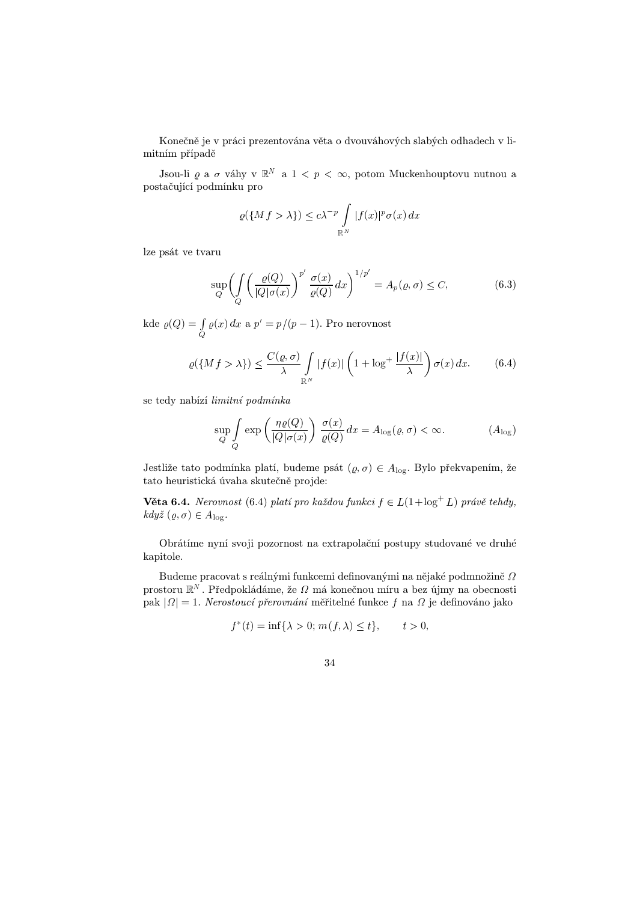Konečně je v práci prezentována věta o dvouváhových slabých odhadech v limitním případě

Jsou-li $\varrho$ a $\sigma$ váhy v $\mathbb{R}^N$ a $1 < p < \infty$, potom Muckenhouptovu nutnou a postačující podmínku pro

$$\varrho(\{Mf > \lambda\}) \leq c\lambda^{-p} \int\limits_{\mathbb{R}^N} |f(x)|^p \sigma(x)\, dx$$

lze psát ve tvaru

$$\sup_Q \biggl( \int\limits_Q \left( \frac{\varrho(Q)}{|Q|\sigma(x)} \right)^{p'} \frac{\sigma(x)}{\varrho(Q)}\, dx \biggr)^{1/p'} = A_p(\varrho, \sigma) \leq C, \tag{6.3}$$

kde $\varrho(Q) = \int\limits_Q \varrho(x)\, dx$ a $p' = p/(p-1)$. Pro nerovnost

$$\varrho(\{Mf > \lambda\}) \leq \frac{C(\varrho, \sigma)}{\lambda} \int\limits_{\mathbb{R}^N} |f(x)| \left( 1 + \log^+ \frac{|f(x)|}{\lambda} \right) \sigma(x)\, dx. \tag{6.4}$$

se tedy nabízí *limitní podmínka*

$$\sup_Q \int\limits_Q \exp\left( \frac{\eta\varrho(Q)}{|Q|\sigma(x)} \right) \frac{\sigma(x)}{\varrho(Q)}\, dx = A_{\log}(\varrho, \sigma) < \infty. \tag{$A_{\log}$}$$

Jestliže tato podmínka platí, budeme psát $(\varrho, \sigma) \in A_{\log}$. Bylo překvapením, že tato heuristická úvaha skutečně projde:

**Věta 6.4.** *Nerovnost* (6.4) *platí pro každou funkci* $f \in L(1+\log^+ L)$ *právě tehdy, když* $(\varrho, \sigma) \in A_{\log}$.

Obrátíme nyní svoji pozornost na extrapolační postupy studované ve druhé kapitole.

Budeme pracovat s reálnými funkcemi definovanými na nějaké podmnožině $\Omega$ prostoru $\mathbb{R}^N$. Předpokládáme, že $\Omega$ má konečnou míru a bez újmy na obecnosti pak $|\Omega| = 1$. *Nerostoucí přerovnání* měřitelné funkce $f$ na $\Omega$ je definováno jako

$$f^*(t) = \inf\{\lambda > 0;\, m(f, \lambda) \leq t\}, \qquad t > 0,$$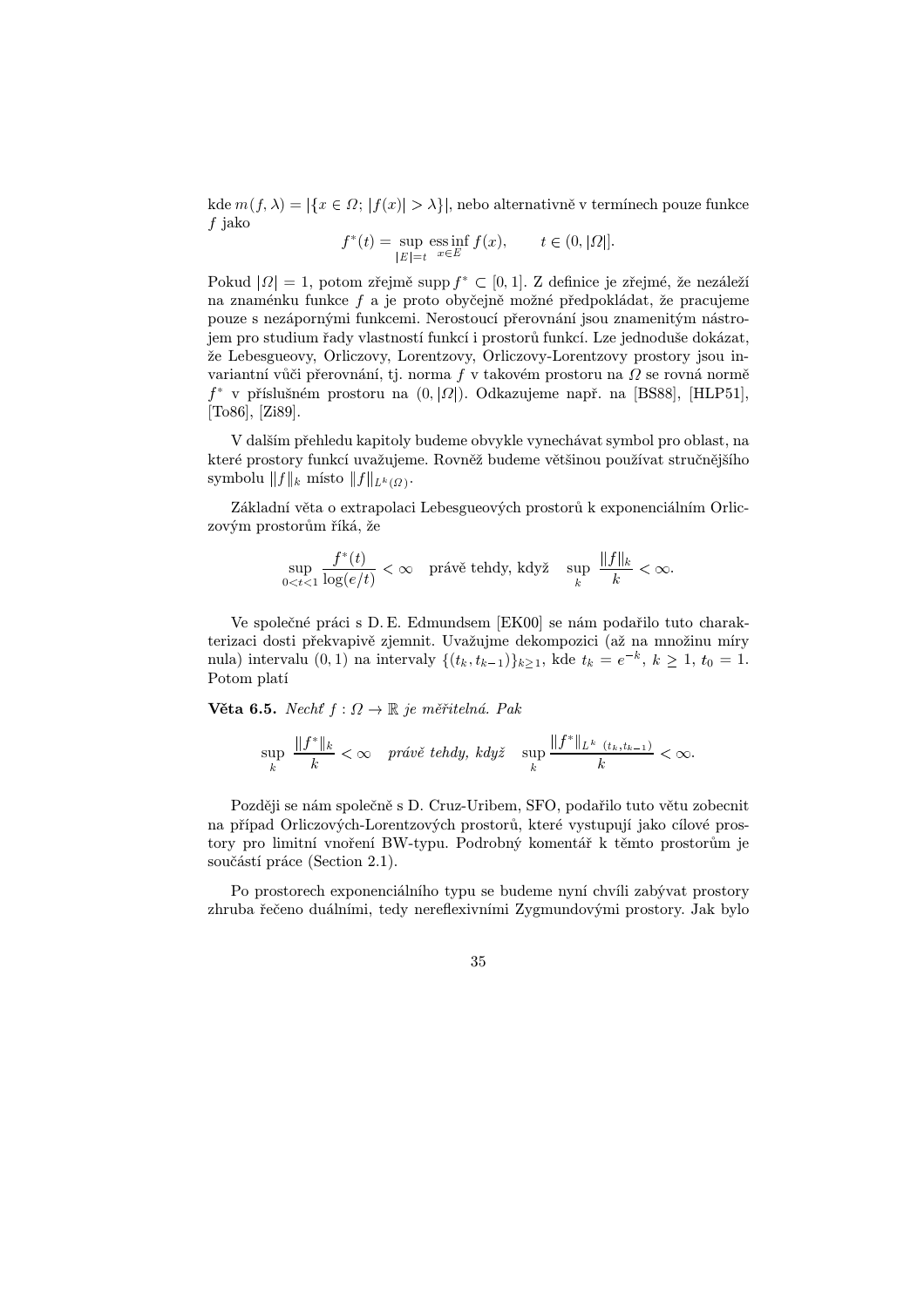kde $m(f,\lambda) = |\{x \in \Omega;\, |f(x)| > \lambda\}|$, nebo alternativně v termínech pouze funkce $f$ jako

$$f^*(t) = \sup_{|E|=t} \operatorname*{ess\,inf}_{x\in E} f(x), \qquad t \in (0, |\Omega|].$$

Pokud $|\Omega| = 1$, potom zřejmě $\operatorname{supp} f^* \subset [0,1]$. Z definice je zřejmé, že nezáleží na znaménku funkce $f$ a je proto obyčejně možné předpokládat, že pracujeme pouze s nezápornými funkcemi. Nerostoucí přerovnání jsou znamenitým nástrojem pro studium řady vlastností funkcí i prostorů funkcí. Lze jednoduše dokázat, že Lebesgueovy, Orliczovy, Lorentzovy, Orliczovy-Lorentzovy prostory jsou invariantní vůči přerovnání, tj. norma $f$ v takovém prostoru na $\Omega$ se rovná normě $f^*$ v příslušném prostoru na $(0, |\Omega|)$. Odkazujeme např. na [BS88], [HLP51], [To86], [Zi89].

V dalším přehledu kapitoly budeme obvykle vynechávat symbol pro oblast, na které prostory funkcí uvažujeme. Rovněž budeme většinou používat stručnějšího symbolu $\|f\|_k$ místo $\|f\|_{L^k(\Omega)}$.

Základní věta o extrapolaci Lebesgueových prostorů k exponenciálním Orliczovým prostorům říká, že

$$\sup_{0<t<1} \frac{f^*(t)}{\log(e/t)} < \infty \quad \text{právě tehdy, když} \quad \sup_k \frac{\|f\|_k}{k} < \infty.$$

Ve společné práci s D. E. Edmundsem [EK00] se nám podařilo tuto charakterizaci dosti překvapivě zjemnit. Uvažujme dekompozici (až na množinu míry nula) intervalu $(0,1)$ na intervaly $\{(t_k, t_{k-1})\}_{k\geq 1}$, kde $t_k = e^{-k}$, $k \geq 1$, $t_0 = 1$. Potom platí

**Věta 6.5.** *Nechť $f : \Omega \to \mathbb{R}$ je měřitelná. Pak*

$$\sup_k \frac{\|f^*\|_k}{k} < \infty \quad \textit{právě tehdy, když} \quad \sup_k \frac{\|f^*\|_{L^k\,(t_k, t_{k-1})}}{k} < \infty.$$

Později se nám společně s D. Cruz-Uribem, SFO, podařilo tuto větu zobecnit na případ Orliczových-Lorentzových prostorů, které vystupují jako cílové prostory pro limitní vnoření BW-typu. Podrobný komentář k těmto prostorům je součástí práce (Section 2.1).

Po prostorech exponenciálního typu se budeme nyní chvíli zabývat prostory zhruba řečeno duálními, tedy nereflexivními Zygmundovými prostory. Jak bylo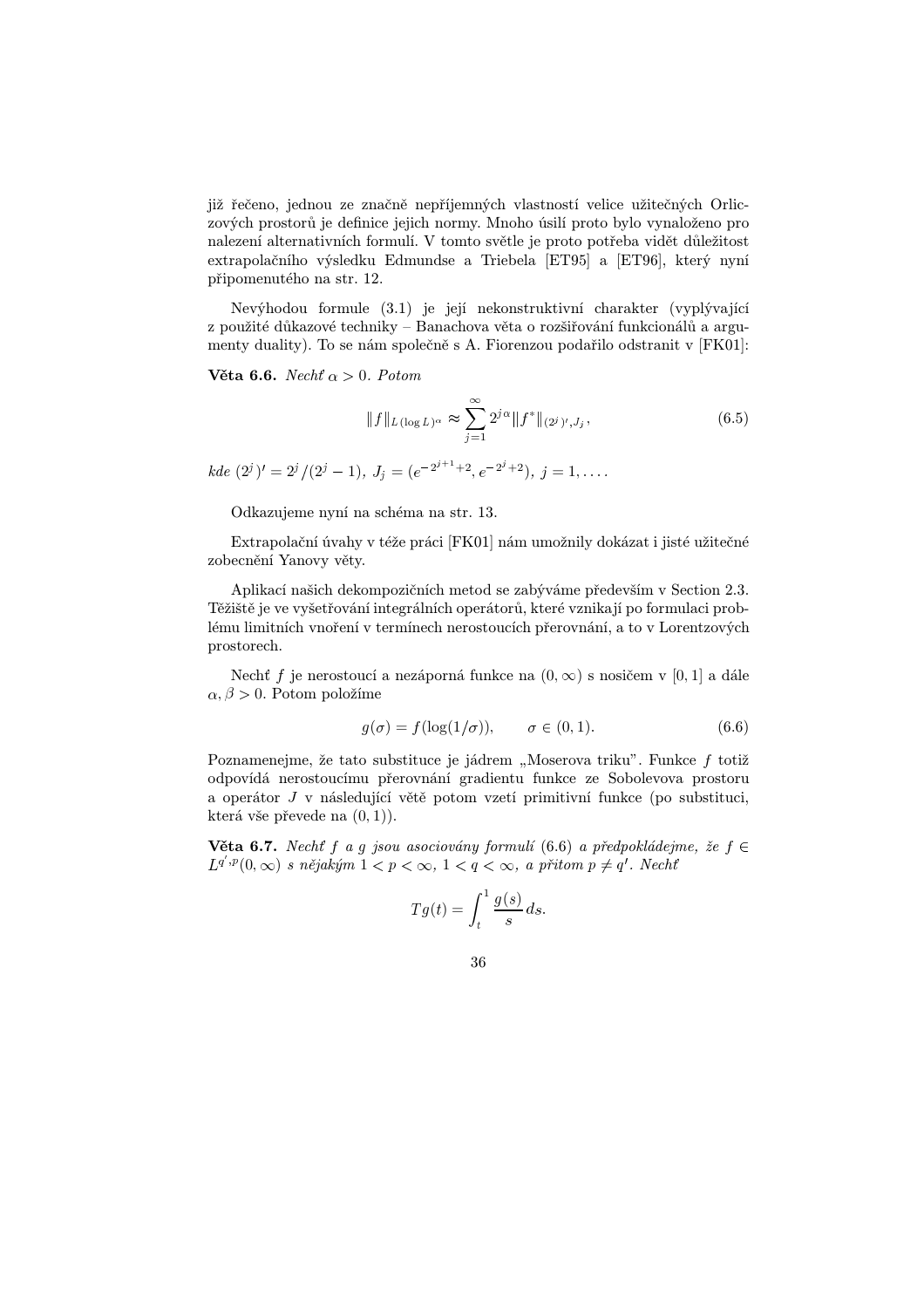již řečeno, jednou ze značně nepříjemných vlastností velice užitečných Orliczových prostorů je definice jejich normy. Mnoho úsilí proto bylo vynaloženo pro nalezení alternativních formulí. V tomto světle je proto potřeba vidět důležitost extrapolačního výsledku Edmundse a Triebela [ET95] a [ET96], který nyní připomenutého na str. 12.

Nevýhodou formule (3.1) je její nekonstruktivní charakter (vyplývající z použité důkazové techniky – Banachova věta o rozšiřování funkcionálů a argumenty duality). To se nám společně s A. Fiorenzou podařilo odstranit v [FK01]:

**Věta 6.6.** *Nechť* $\alpha > 0$. *Potom*

$$\|f\|_{L(\log L)^\alpha} \approx \sum_{j=1}^{\infty} 2^{j\alpha} \|f^*\|_{(2^j)', J_j}, \tag{6.5}$$

*kde* $(2^j)' = 2^j/(2^j - 1)$, $J_j = (e^{-2^{j+1}+2}, e^{-2^j+2})$, $j = 1, \ldots$.

Odkazujeme nyní na schéma na str. 13.

Extrapolační úvahy v téže práci [FK01] nám umožnily dokázat i jisté užitečné zobecnění Yanovy věty.

Aplikací našich dekompozičních metod se zabýváme především v Section 2.3. Těžiště je ve vyšetřování integrálních operátorů, které vznikají po formulaci problému limitních vnoření v termínech nerostoucích přerovnání, a to v Lorentzových prostorech.

Nechť $f$ je nerostoucí a nezáporná funkce na $(0, \infty)$ s nosičem v $[0, 1]$ a dále $\alpha, \beta > 0$. Potom položíme

$$g(\sigma) = f(\log(1/\sigma)), \qquad \sigma \in (0, 1). \tag{6.6}$$

Poznamenejme, že tato substituce je jádrem „Moserova triku". Funkce $f$ totiž odpovídá nerostoucímu přerovnání gradientu funkce ze Sobolevova prostoru a operátor $J$ v následující větě potom vzetí primitivní funkce (po substituci, která vše převede na $(0, 1)$).

**Věta 6.7.** *Nechť* $f$ *a* $g$ *jsou asociovány formulí* (6.6) *a předpokládejme, že* $f \in L^{q',p}(0, \infty)$ *s nějakým* $1 < p < \infty$, $1 < q < \infty$, *a přitom* $p \neq q'$. *Nechť*

$$Tg(t) = \int_t^1 \frac{g(s)}{s}\, ds.$$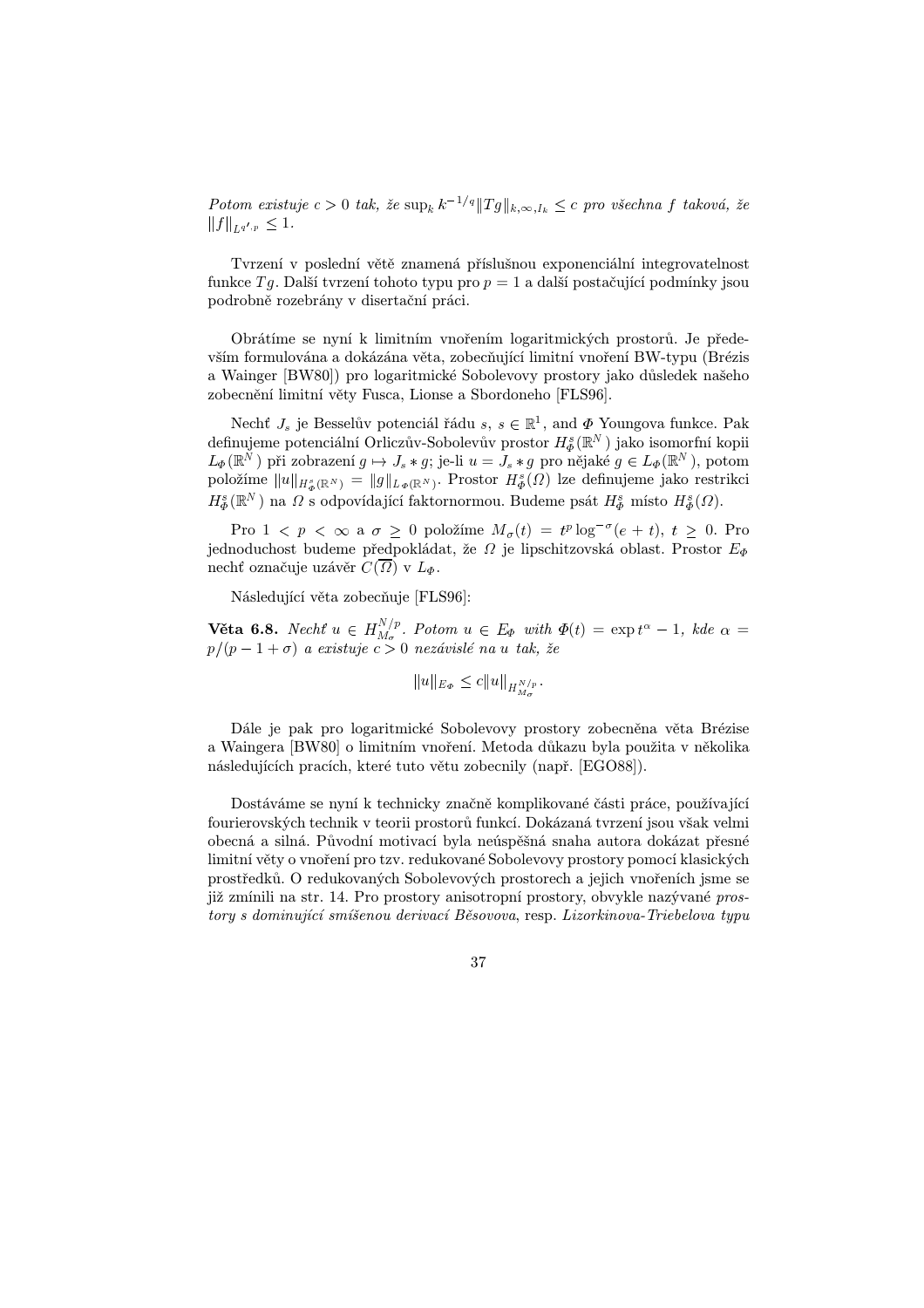*Potom existuje $c > 0$ tak, že $\sup_k k^{-1/q} \|Tg\|_{k,\infty,I_k} \leq c$ pro všechna $f$ taková, že $\|f\|_{L^{q',p}} \leq 1$.*

Tvrzení v poslední větě znamená příslušnou exponenciální integrovatelnost funkce $Tg$. Další tvrzení tohoto typu pro $p = 1$ a další postačující podmínky jsou podrobně rozebrány v disertační práci.

Obrátíme se nyní k limitním vnořením logaritmických prostorů. Je především formulována a dokázána věta, zobecňující limitní vnoření BW-typu (Brézis a Wainger [BW80]) pro logaritmické Sobolevovy prostory jako důsledek našeho zobecnění limitní věty Fusca, Lionse a Sbordoneho [FLS96].

Nechť $J_s$ je Besselův potenciál řádu $s$, $s \in \mathbb{R}^1$, and $\Phi$ Youngova funkce. Pak definujeme potenciální Orliczův-Sobolevův prostor $H^s_\Phi(\mathbb{R}^N)$ jako isomorfní kopii $L_\Phi(\mathbb{R}^N)$ při zobrazení $g \mapsto J_s * g$; je-li $u = J_s * g$ pro nějaké $g \in L_\Phi(\mathbb{R}^N)$, potom položíme $\|u\|_{H^s_\Phi(\mathbb{R}^N)} = \|g\|_{L_\Phi(\mathbb{R}^N)}$. Prostor $H^s_\Phi(\Omega)$ lze definujeme jako restrikci $H^s_\Phi(\mathbb{R}^N)$ na $\Omega$ s odpovídající faktornormou. Budeme psát $H^s_\Phi$ místo $H^s_\Phi(\Omega)$.

Pro $1 < p < \infty$ a $\sigma \geq 0$ položíme $M_\sigma(t) = t^p \log^{-\sigma}(e + t)$, $t \geq 0$. Pro jednoduchost budeme předpokládat, že $\Omega$ je lipschitzovská oblast. Prostor $E_\Phi$ nechť označuje uzávěr $C(\overline{\Omega})$ v $L_\Phi$.

Následující věta zobecňuje [FLS96]:

**Věta 6.8.** *Nechť $u \in H^{N/p}_{M_\sigma}$. Potom $u \in E_\Phi$ with $\Phi(t) = \exp t^\alpha - 1$, kde $\alpha = p/(p - 1 + \sigma)$ a existuje $c > 0$ nezávislé na $u$ tak, že*

$$\|u\|_{E_\Phi} \leq c \|u\|_{H^{N/p}_{M_\sigma}}.$$

Dále je pak pro logaritmické Sobolevovy prostory zobecněna věta Brézise a Waingera [BW80] o limitním vnoření. Metoda důkazu byla použita v několika následujících pracích, které tuto větu zobecnily (např. [EGO88]).

Dostáváme se nyní k technicky značně komplikované části práce, používající fourierovských technik v teorii prostorů funkcí. Dokázaná tvrzení jsou však velmi obecná a silná. Původní motivací byla neúspěšná snaha autora dokázat přesné limitní věty o vnoření pro tzv. redukované Sobolevovy prostory pomocí klasických prostředků. O redukovaných Sobolevových prostorech a jejich vnořeních jsme se již zmínili na str. 14. Pro prostory anisotropní prostory, obvykle nazývané *prostory s dominující smíšenou derivací Běsovova*, resp. *Lizorkinova-Triebelova typu*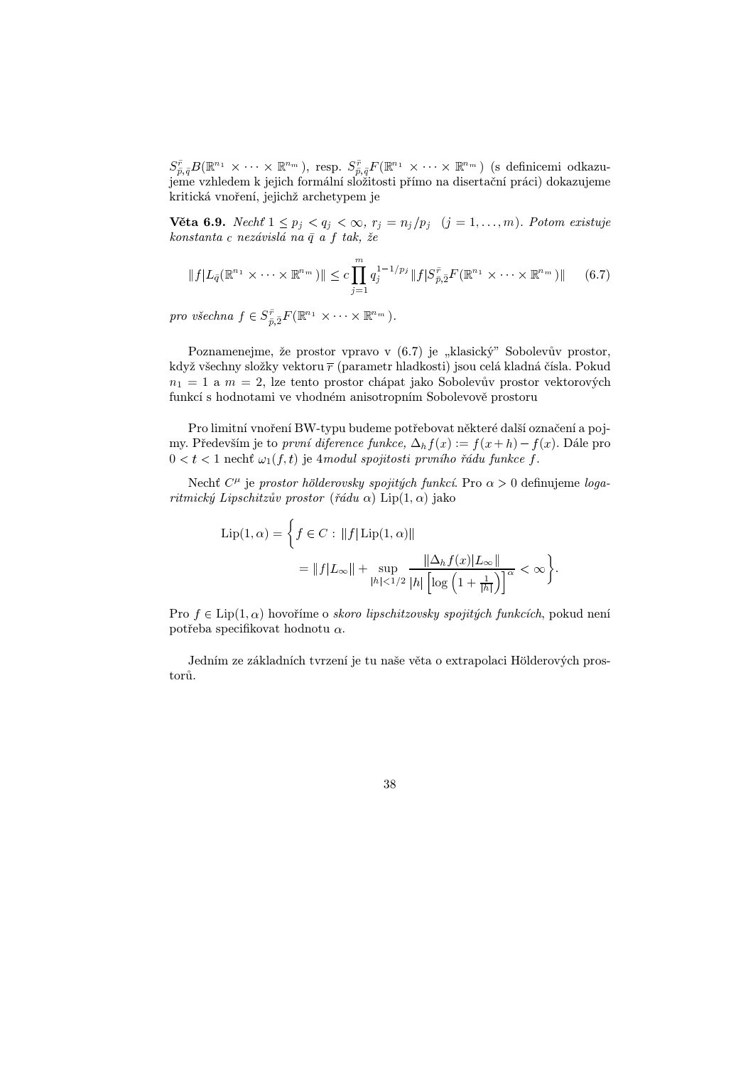$S^{\bar r}_{\bar p,\bar q}B(\mathbb{R}^{n_1}\times\cdots\times\mathbb{R}^{n_m})$, resp. $S^{\bar r}_{\bar p,\bar q}F(\mathbb{R}^{n_1}\times\cdots\times\mathbb{R}^{n_m})$ (s definicemi odkazujeme vzhledem k jejich formální složitosti přímo na disertační práci) dokazujeme kritická vnoření, jejichž archetypem je

**Věta 6.9.** *Nechť $1\le p_j<q_j<\infty$, $r_j=n_j/p_j$ $(j=1,\ldots,m)$. Potom existuje konstanta $c$ nezávislá na $\bar q$ a $f$ tak, že*

$$\|f|L_{\bar q}(\mathbb{R}^{n_1}\times\cdots\times\mathbb{R}^{n_m})\|\le c\prod_{j=1}^{m}q_j^{1-1/p_j}\|f|S^{\bar r}_{\bar p,2}F(\mathbb{R}^{n_1}\times\cdots\times\mathbb{R}^{n_m})\| \tag{6.7}$$

*pro všechna $f\in S^{\bar r}_{\bar p,2}F(\mathbb{R}^{n_1}\times\cdots\times\mathbb{R}^{n_m})$.*

Poznamenejme, že prostor vpravo v (6.7) je „klasický" Sobolevův prostor, když všechny složky vektoru $\overline{r}$ (parametr hladkosti) jsou celá kladná čísla. Pokud $n_1=1$ a $m=2$, lze tento prostor chápat jako Sobolevův prostor vektorových funkcí s hodnotami ve vhodném anisotropním Sobolevově prostoru

Pro limitní vnoření BW-typu budeme potřebovat některé další označení a pojmy. Především je to *první diference funkce*, $\Delta_h f(x):=f(x+h)-f(x)$. Dále pro $0<t<1$ nechť $\omega_1(f,t)$ je 4*modul spojitosti prvního řádu funkce $f$*.

Nechť $C^\mu$ je *prostor hölderovsky spojitých funkcí*. Pro $\alpha>0$ definujeme *logaritmický Lipschitzův prostor* (*řádu $\alpha$*) $\mathrm{Lip}(1,\alpha)$ jako

$$\mathrm{Lip}(1,\alpha)=\left\{f\in C:\ \|f|\,\mathrm{Lip}(1,\alpha)\| = \|f|L_\infty\|+\sup_{|h|<1/2}\frac{\|\Delta_h f(x)|L_\infty\|}{|h|\left[\log\left(1+\frac{1}{|h|}\right)\right]^\alpha}<\infty\right\}.$$

Pro $f\in\mathrm{Lip}(1,\alpha)$ hovoříme o *skoro lipschitzovsky spojitých funkcích*, pokud není potřeba specifikovat hodnotu $\alpha$.

Jedním ze základních tvrzení je tu naše věta o extrapolaci Hölderových prostorů.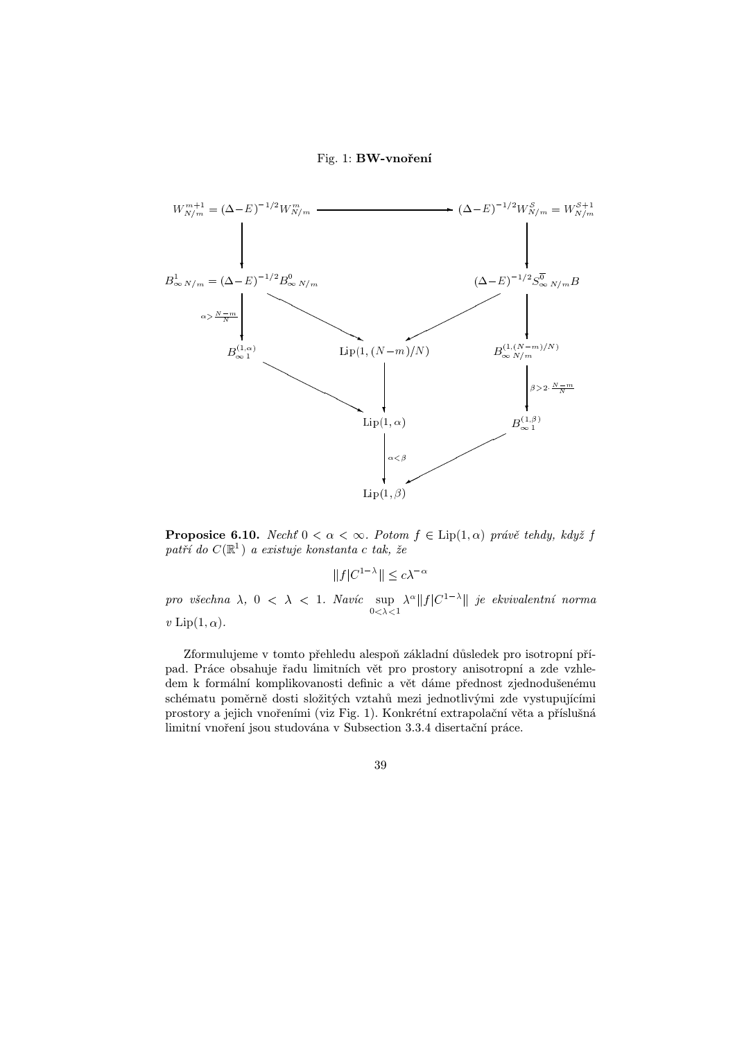Fig. 1: **BW-vnoření**

**Proposice 6.10.** *Nechť* $0 < \alpha < \infty$. *Potom* $f \in \mathrm{Lip}(1, \alpha)$ *právě tehdy, když* $f$ *patří do* $C(\mathbb{R}^1)$ *a existuje konstanta* $c$ *tak, že*

$$\|f|C^{1-\lambda}\| \leq c\lambda^{-\alpha}$$

*pro všechna* $\lambda$, $0 < \lambda < 1$. *Navíc* $\sup\limits_{0<\lambda<1} \lambda^{\alpha}\|f|C^{1-\lambda}\|$ *je ekvivalentní norma v* $\mathrm{Lip}(1, \alpha)$.

Zformulujeme v tomto přehledu alespoň základní důsledek pro isotropní případ. Práce obsahuje řadu limitních vět pro prostory anisotropní a zde vzhledem k formální komplikovanosti definic a vět dáme přednost zjednodušenému schématu poměrně dosti složitých vztahů mezi jednotlivými zde vystupujícími prostory a jejich vnořeními (viz Fig. 1). Konkrétní extrapolační věta a příslušná limitní vnoření jsou studována v Subsection 3.3.4 disertační práce.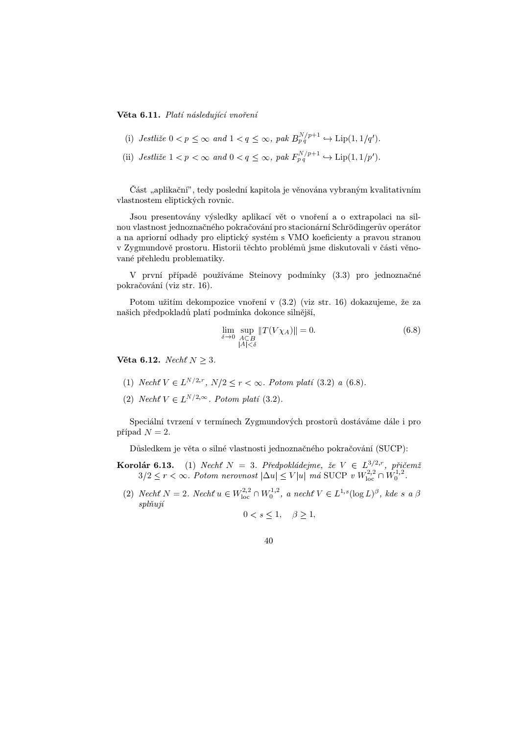**Věta 6.11.** *Platí následující vnoření*

(i) *Jestliže* $0 < p \leq \infty$ *and* $1 < q \leq \infty$, *pak* $B^{N/p+1}_{p\,q} \hookrightarrow \mathrm{Lip}(1, 1/q')$.

(ii) *Jestliže* $1 < p < \infty$ *and* $0 < q \leq \infty$, *pak* $F^{N/p+1}_{p\,q} \hookrightarrow \mathrm{Lip}(1, 1/p')$.

Část „aplikační", tedy poslední kapitola je věnována vybraným kvalitativním vlastnostem eliptických rovnic.

Jsou presentovány výsledky aplikací vět o vnoření a o extrapolaci na silnou vlastnost jednoznačného pokračování pro stacionární Schrödingerův operátor a na apriorní odhady pro eliptický systém s VMO koeficienty a pravou stranou v Zygmundově prostoru. Historii těchto problémů jsme diskutovali v části věnované přehledu problematiky.

V první případě používáme Steinovy podmínky (3.3) pro jednoznačné pokračování (viz str. 16).

Potom užitím dekompozice vnoření v (3.2) (viz str. 16) dokazujeme, že za našich předpokladů platí podmínka dokonce silnější,

$$\lim_{\delta \to 0} \sup_{\substack{A \subset B \\ |A| < \delta}} \|T(V\chi_A)\| = 0. \tag{6.8}$$

**Věta 6.12.** *Nechť* $N \geq 3$.

(1) *Nechť* $V \in L^{N/2,r}$, $N/2 \leq r < \infty$. *Potom platí* (3.2) *a* (6.8).

(2) *Nechť* $V \in L^{N/2,\infty}$. *Potom platí* (3.2).

Speciální tvrzení v termínech Zygmundových prostorů dostáváme dále i pro případ $N = 2$.

Důsledkem je věta o silné vlastnosti jednoznačného pokračování (SUCP):

**Korolár 6.13.** (1) *Nechť* $N = 3$. *Předpokládejme, že* $V \in L^{3/2,r}$, *přičemž* $3/2 \leq r < \infty$. *Potom nerovnost* $|\Delta u| \leq V|u|$ *má* SUCP *v* $W^{2,2}_{\mathrm{loc}} \cap W^{1,2}_0$.

(2) *Nechť* $N = 2$. *Nechť* $u \in W^{2,2}_{\mathrm{loc}} \cap W^{1,2}_0$, *a nechť* $V \in L^{1,s}(\log L)^{\beta}$, *kde* $s$ *a* $\beta$ *splňují*

$$0 < s \leq 1, \quad \beta \geq 1,$$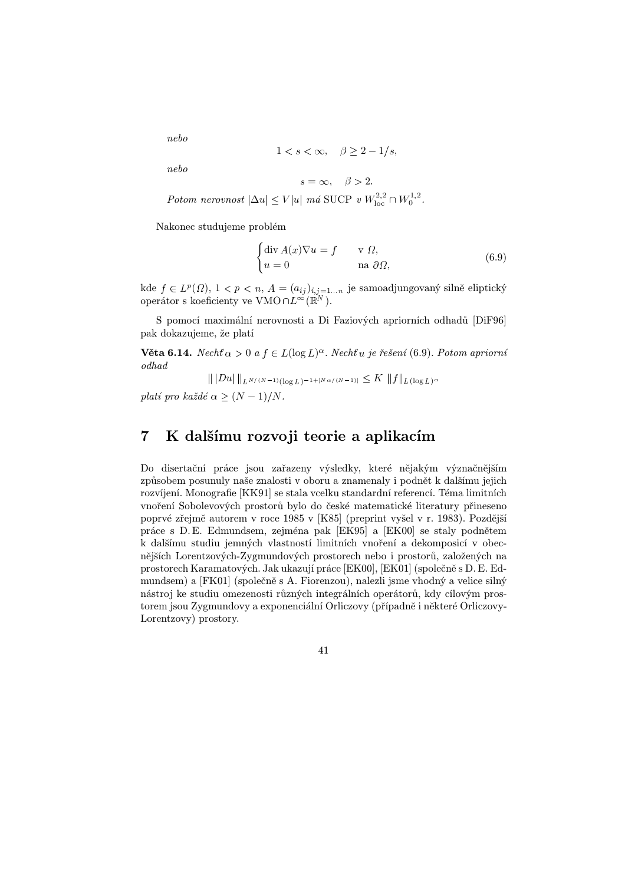*nebo*

$$1 < s < \infty, \quad \beta \geq 2 - 1/s,$$

*nebo*

$$s = \infty, \quad \beta > 2.$$

*Potom nerovnost* $|\Delta u| \leq V|u|$ *má* SUCP *v* $W^{2,2}_{\mathrm{loc}} \cap W^{1,2}_0$.

Nakonec studujeme problém

$$\begin{cases} \operatorname{div} A(x)\nabla u = f & \text{v } \Omega, \\ u = 0 & \text{na } \partial\Omega, \end{cases} \tag{6.9}$$

kde $f \in L^p(\Omega)$, $1 < p < n$, $A = (a_{ij})_{i,j=1\ldots n}$ je samoadjungovaný silně eliptický operátor s koeficienty ve $\mathrm{VMO} \cap L^\infty(\mathbb{R}^N)$.

S pomocí maximální nerovnosti a Di Faziových apriorních odhadů [DiF96] pak dokazujeme, že platí

**Věta 6.14.** *Nechť* $\alpha > 0$ *a* $f \in L(\log L)^\alpha$. *Nechť* $u$ *je řešení* (6.9). *Potom apriorní odhad*

$$\| \, |Du| \, \|_{L^{N/(N-1)}(\log L)^{-1+[N\alpha/(N-1)]}} \leq K \, \|f\|_{L(\log L)^\alpha}$$

*platí pro každé* $\alpha \geq (N-1)/N$.

## 7 K dalšímu rozvoji teorie a aplikacím

Do disertační práce jsou zařazeny výsledky, které nějakým význačnějším způsobem posunuly naše znalosti v oboru a znamenaly i podnět k dalšímu jejich rozvíjení. Monografie [KK91] se stala vcelku standardní referencí. Téma limitních vnoření Sobolevových prostorů bylo do české matematické literatury přineseno poprvé zřejmě autorem v roce 1985 v [K85] (preprint vyšel v r. 1983). Pozdější práce s D. E. Edmundsem, zejména pak [EK95] a [EK00] se staly podnětem k dalšímu studiu jemných vlastností limitních vnoření a dekompozicí v obecnějších Lorentzových-Zygmundových prostorech nebo i prostorů, založených na prostorech Karamatových. Jak ukazují práce [EK00], [EK01] (společně s D. E. Edmundsem) a [FK01] (společně s A. Fiorenzou), nalezli jsme vhodný a velice silný nástroj ke studiu omezenosti různých integrálních operátorů, kdy cílovým prostorem jsou Zygmundovy a exponenciální Orliczovy (případně i některé Orliczovy-Lorentzovy) prostory.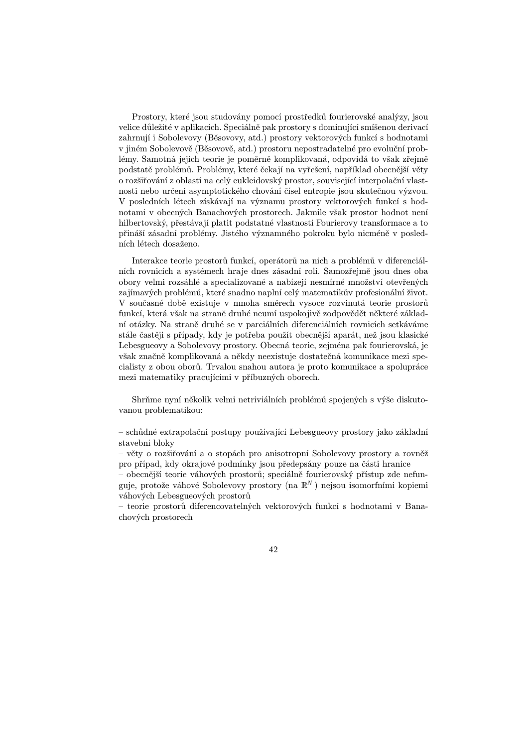Prostory, které jsou studovány pomocí prostředků fourierovské analýzy, jsou velice důležité v aplikacích. Speciálně pak prostory s dominující smíšenou derivací zahrnují i Sobolevovy (Běsovovy, atd.) prostory vektorových funkcí s hodnotami v jiném Sobolevově (Běsovově, atd.) prostoru nepostradatelné pro evoluční problémy. Samotná jejich teorie je poměrně komplikovaná, odpovídá to však zřejmě podstatě problémů. Problémy, které čekají na vyřešení, například obecnější věty o rozšiřování z oblastí na celý eukleidovský prostor, související interpolační vlastnosti nebo určení asymptotického chování čísel entropie jsou skutečnou výzvou. V posledních létech získávají na významu prostory vektorových funkcí s hodnotami v obecných Banachových prostorech. Jakmile však prostor hodnot není hilbertovský, přestávají platit podstatné vlastnosti Fourierovy transformace a to přináší zásadní problémy. Jistého významného pokroku bylo nicméně v posledních létech dosaženo.

Interakce teorie prostorů funkcí, operátorů na nich a problémů v diferenciálních rovnicích a systémech hraje dnes zásadní roli. Samozřejmě jsou dnes oba obory velmi rozsáhlé a specializované a nabízejí nesmírné množství otevřených zajímavých problémů, které snadno naplní celý matematikův profesionální život. V současné době existuje v mnoha směrech vysoce rozvinutá teorie prostorů funkcí, která však na straně druhé neumí uspokojivě zodpovědět některé základní otázky. Na straně druhé se v parciálních diferenciálních rovnicích setkáváme stále častěji s případy, kdy je potřeba použít obecnější aparát, než jsou klasické Lebesgueovy a Sobolevovy prostory. Obecná teorie, zejména pak fourierovská, je však značně komplikovaná a někdy neexistuje dostatečná komunikace mezi specialisty z obou oborů. Trvalou snahou autora je proto komunikace a spolupráce mezi matematiky pracujícími v příbuzných oborech.

Shrňme nyní několik velmi netriviálních problémů spojených s výše diskutovanou problematikou:

– schůdné extrapolační postupy používající Lebesgueovy prostory jako základní stavební bloky
– věty o rozšiřování a o stopách pro anisotropní Sobolevovy prostory a rovněž pro případ, kdy okrajové podmínky jsou předepsány pouze na části hranice
– obecnější teorie váhových prostorů; speciálně fourierovský přístup zde nefunguje, protože váhové Sobolevovy prostory (na $\mathbb{R}^N$) nejsou isomorfními kopiemi váhových Lebesgueových prostorů
– teorie prostorů diferencovatelných vektorových funkcí s hodnotami v Banachových prostorech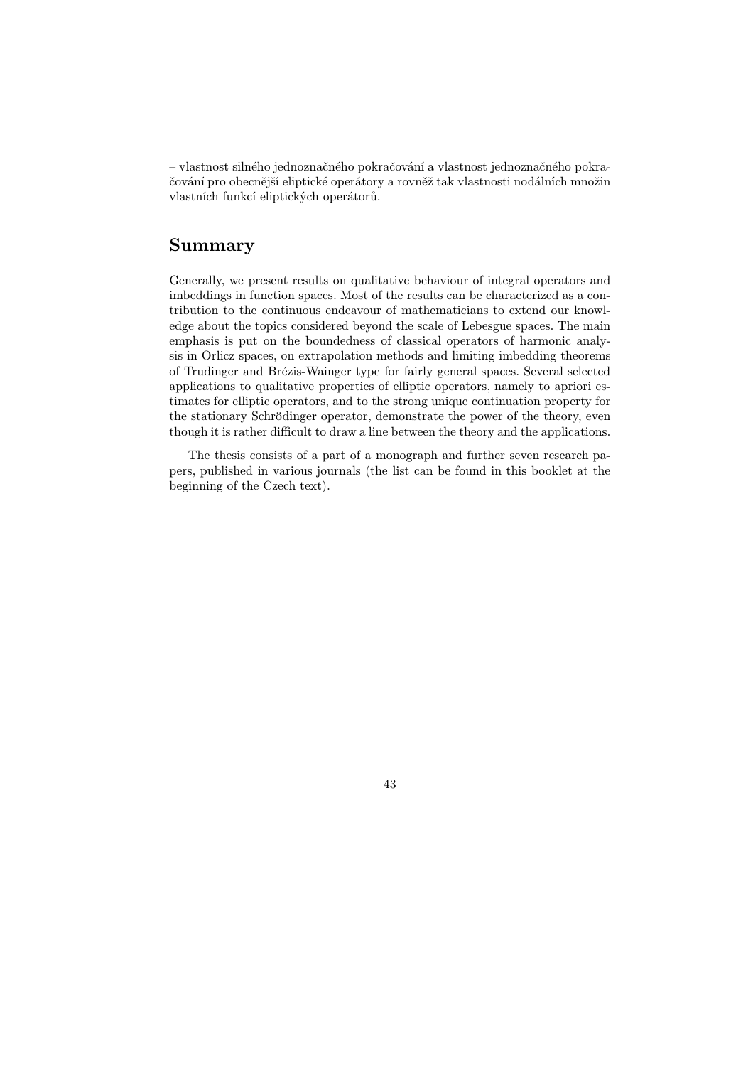– vlastnost silného jednoznačného pokračování a vlastnost jednoznačného pokračování pro obecnější eliptické operátory a rovněž tak vlastnosti nodálních množin vlastních funkcí eliptických operátorů.

## Summary

Generally, we present results on qualitative behaviour of integral operators and imbeddings in function spaces. Most of the results can be characterized as a contribution to the continuous endeavour of mathematicians to extend our knowledge about the topics considered beyond the scale of Lebesgue spaces. The main emphasis is put on the boundedness of classical operators of harmonic analysis in Orlicz spaces, on extrapolation methods and limiting imbedding theorems of Trudinger and Brézis-Wainger type for fairly general spaces. Several selected applications to qualitative properties of elliptic operators, namely to apriori estimates for elliptic operators, and to the strong unique continuation property for the stationary Schrödinger operator, demonstrate the power of the theory, even though it is rather difficult to draw a line between the theory and the applications.

The thesis consists of a part of a monograph and further seven research papers, published in various journals (the list can be found in this booklet at the beginning of the Czech text).